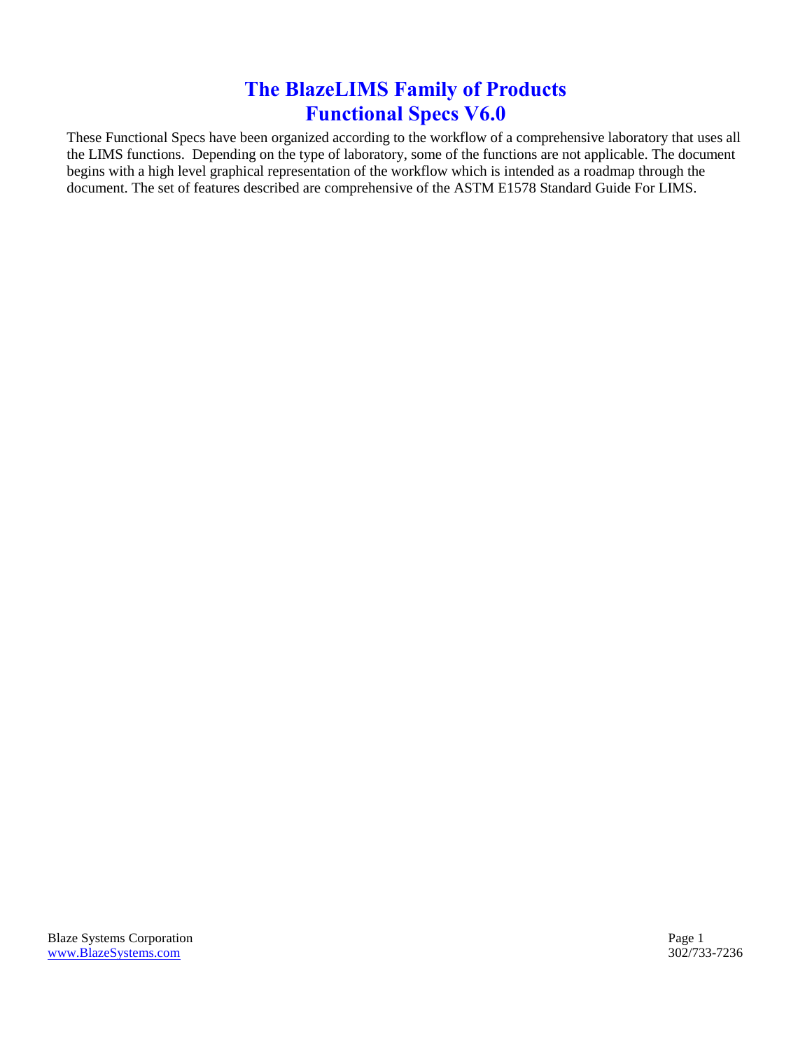# The BlazeLIMS Family of Products
# Functional Specs V6.0

These Functional Specs have been organized according to the workflow of a comprehensive laboratory that uses all the LIMS functions. Depending on the type of laboratory, some of the functions are not applicable. The document begins with a high level graphical representation of the workflow which is intended as a roadmap through the document. The set of features described are comprehensive of the ASTM E1578 Standard Guide For LIMS.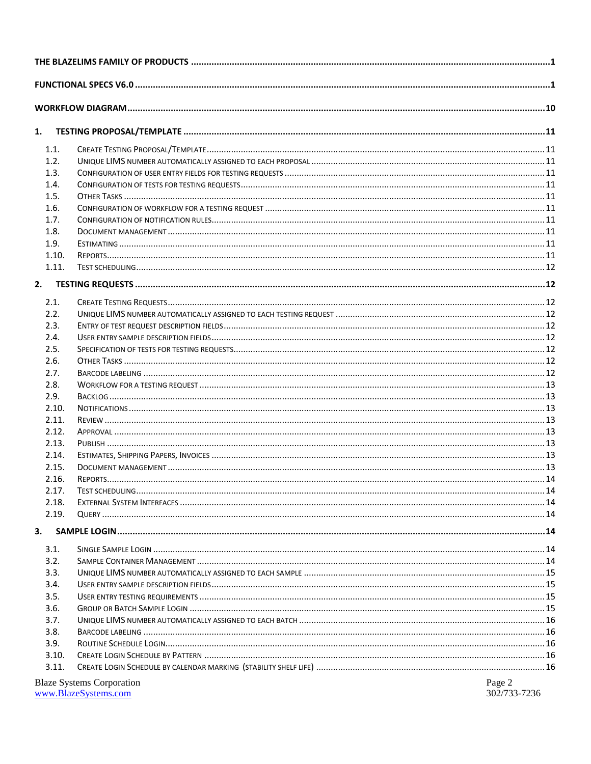THE BLAZELIMS FAMILY OF PRODUCTS ............................................................ 1

FUNCTIONAL SPECS V6.0 ............................................................ 1

WORKFLOW DIAGRAM ............................................................ 10

1. TESTING PROPOSAL/TEMPLATE ............................................................ 11

- 1.1. Create Testing Proposal/Template ............................................................ 11
- 1.2. Unique LIMS number automatically assigned to each proposal ............................................................ 11
- 1.3. Configuration of user entry fields for testing requests ............................................................ 11
- 1.4. Configuration of tests for testing requests ............................................................ 11
- 1.5. Other Tasks ............................................................ 11
- 1.6. Configuration of workflow for a testing request ............................................................ 11
- 1.7. Configuration of notification rules ............................................................ 11
- 1.8. Document management ............................................................ 11
- 1.9. Estimating ............................................................ 11
- 1.10. Reports ............................................................ 11
- 1.11. Test scheduling ............................................................ 12

2. TESTING REQUESTS ............................................................ 12

- 2.1. Create Testing Requests ............................................................ 12
- 2.2. Unique LIMS number automatically assigned to each testing request ............................................................ 12
- 2.3. Entry of test request description fields ............................................................ 12
- 2.4. User entry sample description fields ............................................................ 12
- 2.5. Specification of tests for testing requests ............................................................ 12
- 2.6. Other Tasks ............................................................ 12
- 2.7. Barcode labeling ............................................................ 12
- 2.8. Workflow for a testing request ............................................................ 13
- 2.9. Backlog ............................................................ 13
- 2.10. Notifications ............................................................ 13
- 2.11. Review ............................................................ 13
- 2.12. Approval ............................................................ 13
- 2.13. Publish ............................................................ 13
- 2.14. Estimates, Shipping Papers, Invoices ............................................................ 13
- 2.15. Document management ............................................................ 13
- 2.16. Reports ............................................................ 14
- 2.17. Test scheduling ............................................................ 14
- 2.18. External System Interfaces ............................................................ 14
- 2.19. Query ............................................................ 14

3. SAMPLE LOGIN ............................................................ 14

- 3.1. Single Sample Login ............................................................ 14
- 3.2. Sample Container Management ............................................................ 14
- 3.3. Unique LIMS number automatically assigned to each sample ............................................................ 15
- 3.4. User entry sample description fields ............................................................ 15
- 3.5. User entry testing requirements ............................................................ 15
- 3.6. Group or Batch Sample Login ............................................................ 15
- 3.7. Unique LIMS number automatically assigned to each batch ............................................................ 16
- 3.8. Barcode labeling ............................................................ 16
- 3.9. Routine Schedule Login ............................................................ 16
- 3.10. Create Login Schedule by Pattern ............................................................ 16
- 3.11. Create Login Schedule by calendar marking (stability shelf life) ............................................................ 16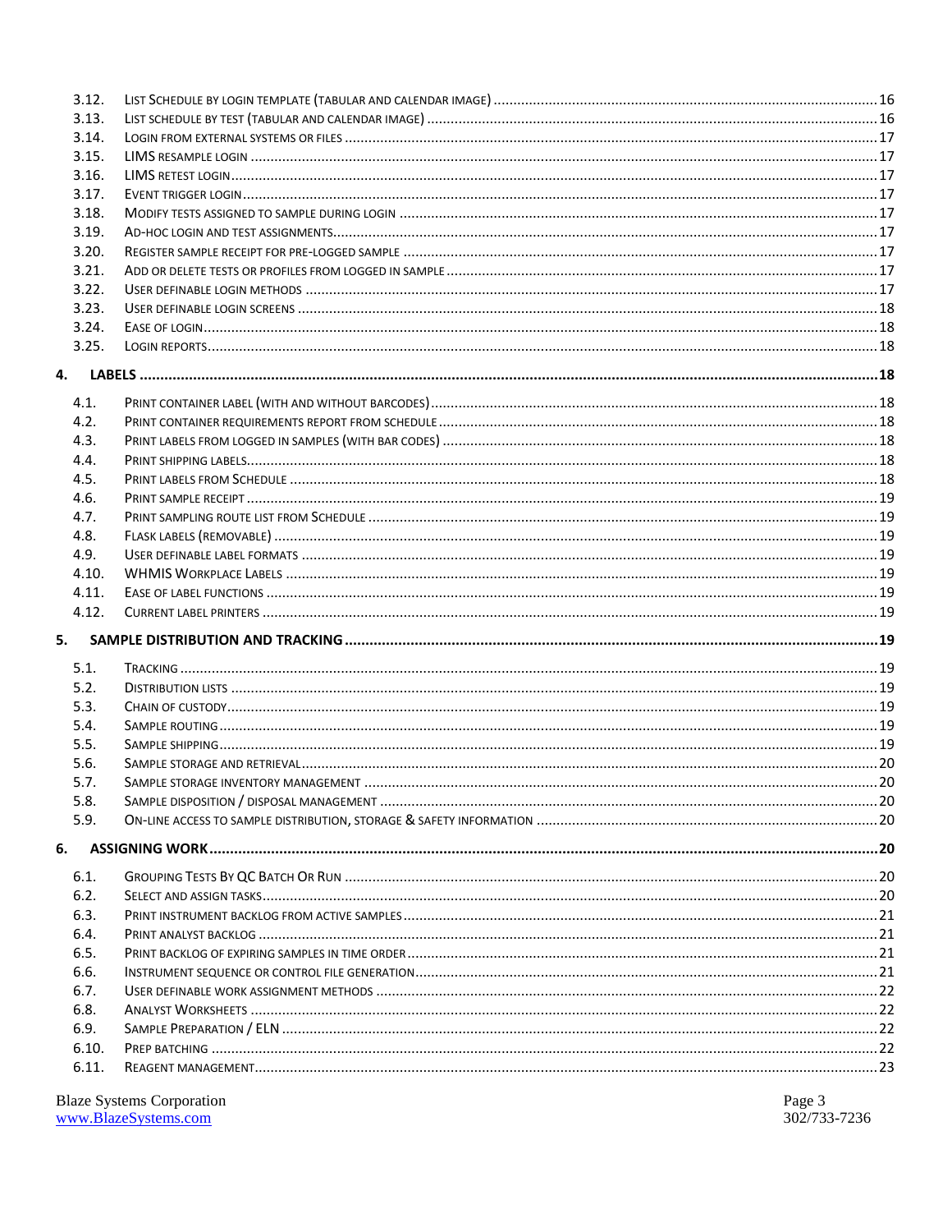3.12. List Schedule by login template (tabular and calendar image) ..... 16
3.13. List schedule by test (tabular and calendar image) ..... 16
3.14. Login from external systems or files ..... 17
3.15. LIMS resample login ..... 17
3.16. LIMS retest login ..... 17
3.17. Event trigger login ..... 17
3.18. Modify tests assigned to sample during login ..... 17
3.19. Ad-hoc login and test assignments ..... 17
3.20. Register sample receipt for pre-logged sample ..... 17
3.21. Add or delete tests or profiles from logged in sample ..... 17
3.22. User definable login methods ..... 17
3.23. User definable login screens ..... 18
3.24. Ease of login ..... 18
3.25. Login reports ..... 18

**4. LABELS ..... 18**

4.1. Print container label (with and without barcodes) ..... 18
4.2. Print container requirements report from schedule ..... 18
4.3. Print labels from logged in samples (with bar codes) ..... 18
4.4. Print shipping labels ..... 18
4.5. Print labels from Schedule ..... 18
4.6. Print sample receipt ..... 19
4.7. Print sampling route list from Schedule ..... 19
4.8. Flask labels (removable) ..... 19
4.9. User definable label formats ..... 19
4.10. WHMIS Workplace Labels ..... 19
4.11. Ease of label functions ..... 19
4.12. Current label printers ..... 19

**5. SAMPLE DISTRIBUTION AND TRACKING ..... 19**

5.1. Tracking ..... 19
5.2. Distribution lists ..... 19
5.3. Chain of custody ..... 19
5.4. Sample routing ..... 19
5.5. Sample shipping ..... 19
5.6. Sample storage and retrieval ..... 20
5.7. Sample storage inventory management ..... 20
5.8. Sample disposition / disposal management ..... 20
5.9. On-line access to sample distribution, storage & safety information ..... 20

**6. ASSIGNING WORK ..... 20**

6.1. Grouping Tests By QC Batch Or Run ..... 20
6.2. Select and assign tasks ..... 20
6.3. Print instrument backlog from active samples ..... 21
6.4. Print analyst backlog ..... 21
6.5. Print backlog of expiring samples in time order ..... 21
6.6. Instrument sequence or control file generation ..... 21
6.7. User definable work assignment methods ..... 22
6.8. Analyst Worksheets ..... 22
6.9. Sample Preparation / ELN ..... 22
6.10. Prep batching ..... 22
6.11. Reagent management ..... 23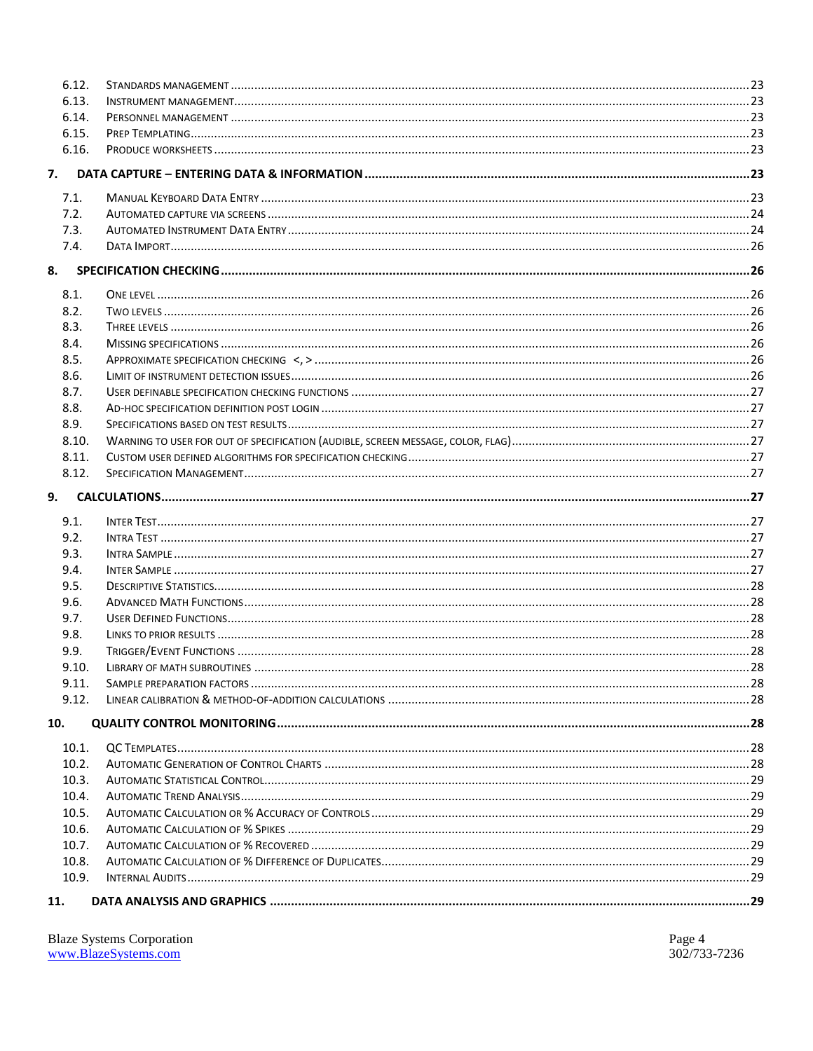6.12. Standards management ..... 23
6.13. Instrument management ..... 23
6.14. Personnel management ..... 23
6.15. Prep Templating ..... 23
6.16. Produce worksheets ..... 23

**7. DATA CAPTURE – ENTERING DATA & INFORMATION ..... 23**

7.1. Manual Keyboard Data Entry ..... 23
7.2. Automated capture via screens ..... 24
7.3. Automated Instrument Data Entry ..... 24
7.4. Data Import ..... 26

**8. SPECIFICATION CHECKING ..... 26**

8.1. One level ..... 26
8.2. Two levels ..... 26
8.3. Three levels ..... 26
8.4. Missing specifications ..... 26
8.5. Approximate specification checking <, > ..... 26
8.6. Limit of instrument detection issues ..... 26
8.7. User definable specification checking functions ..... 27
8.8. Ad-hoc specification definition post login ..... 27
8.9. Specifications based on test results ..... 27
8.10. Warning to user for out of specification (audible, screen message, color, flag) ..... 27
8.11. Custom user defined algorithms for specification checking ..... 27
8.12. Specification Management ..... 27

**9. CALCULATIONS ..... 27**

9.1. Inter Test ..... 27
9.2. Intra Test ..... 27
9.3. Intra Sample ..... 27
9.4. Inter Sample ..... 27
9.5. Descriptive Statistics ..... 28
9.6. Advanced Math Functions ..... 28
9.7. User Defined Functions ..... 28
9.8. Links to prior results ..... 28
9.9. Trigger/Event Functions ..... 28
9.10. Library of math subroutines ..... 28
9.11. Sample preparation factors ..... 28
9.12. Linear calibration & method-of-addition calculations ..... 28

**10. QUALITY CONTROL MONITORING ..... 28**

10.1. QC Templates ..... 28
10.2. Automatic Generation of Control Charts ..... 28
10.3. Automatic Statistical Control ..... 29
10.4. Automatic Trend Analysis ..... 29
10.5. Automatic Calculation or % Accuracy of Controls ..... 29
10.6. Automatic Calculation of % Spikes ..... 29
10.7. Automatic Calculation of % Recovered ..... 29
10.8. Automatic Calculation of % Difference of Duplicates ..... 29
10.9. Internal Audits ..... 29

**11. DATA ANALYSIS AND GRAPHICS ..... 29**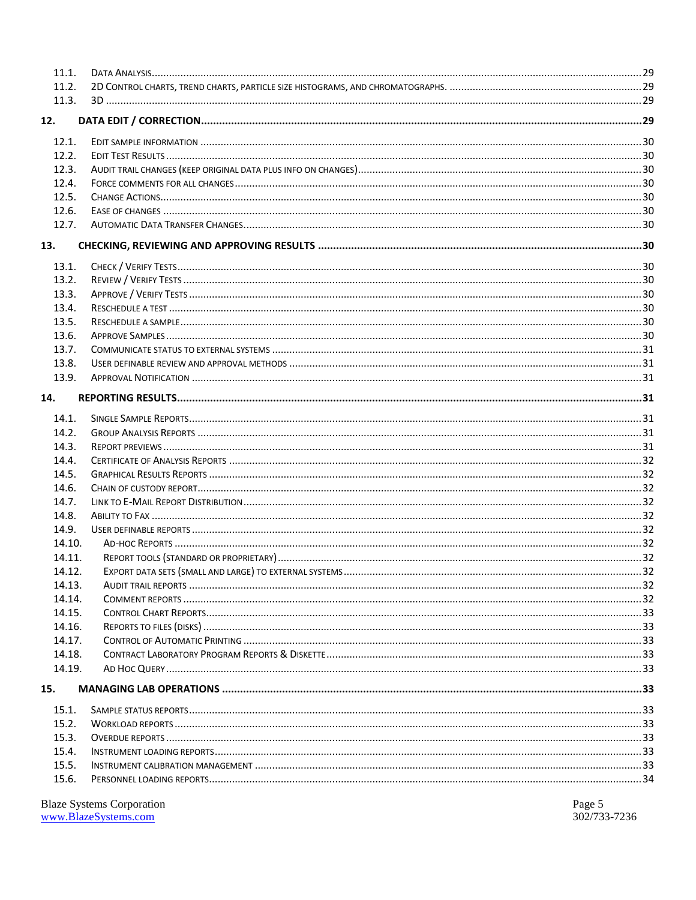11.1. Data Analysis ..... 29
11.2. 2D Control charts, trend charts, particle size histograms, and chromatographs. ..... 29
11.3. 3D ..... 29

**12. DATA EDIT / CORRECTION ..... 29**

12.1. Edit sample information ..... 30
12.2. Edit Test Results ..... 30
12.3. Audit trail changes (keep original data plus info on changes) ..... 30
12.4. Force comments for all changes ..... 30
12.5. Change Actions ..... 30
12.6. Ease of changes ..... 30
12.7. Automatic Data Transfer Changes ..... 30

**13. CHECKING, REVIEWING AND APPROVING RESULTS ..... 30**

13.1. Check / Verify Tests ..... 30
13.2. Review / Verify Tests ..... 30
13.3. Approve / Verify Tests ..... 30
13.4. Reschedule a test ..... 30
13.5. Reschedule a sample ..... 30
13.6. Approve Samples ..... 30
13.7. Communicate status to external systems ..... 31
13.8. User definable review and approval methods ..... 31
13.9. Approval Notification ..... 31

**14. REPORTING RESULTS ..... 31**

14.1. Single Sample Reports ..... 31
14.2. Group Analysis Reports ..... 31
14.3. Report previews ..... 31
14.4. Certificate of Analysis Reports ..... 32
14.5. Graphical Results Reports ..... 32
14.6. Chain of custody report ..... 32
14.7. Link to E-Mail Report Distribution ..... 32
14.8. Ability to Fax ..... 32
14.9. User definable reports ..... 32
14.10. Ad-hoc Reports ..... 32
14.11. Report tools (standard or proprietary) ..... 32
14.12. Export data sets (small and large) to external systems ..... 32
14.13. Audit trail reports ..... 32
14.14. Comment reports ..... 32
14.15. Control Chart Reports ..... 33
14.16. Reports to files (disks) ..... 33
14.17. Control of Automatic Printing ..... 33
14.18. Contract Laboratory Program Reports & Diskette ..... 33
14.19. Ad Hoc Query ..... 33

**15. MANAGING LAB OPERATIONS ..... 33**

15.1. Sample status reports ..... 33
15.2. Workload reports ..... 33
15.3. Overdue reports ..... 33
15.4. Instrument loading reports ..... 33
15.5. Instrument calibration management ..... 33
15.6. Personnel loading reports ..... 34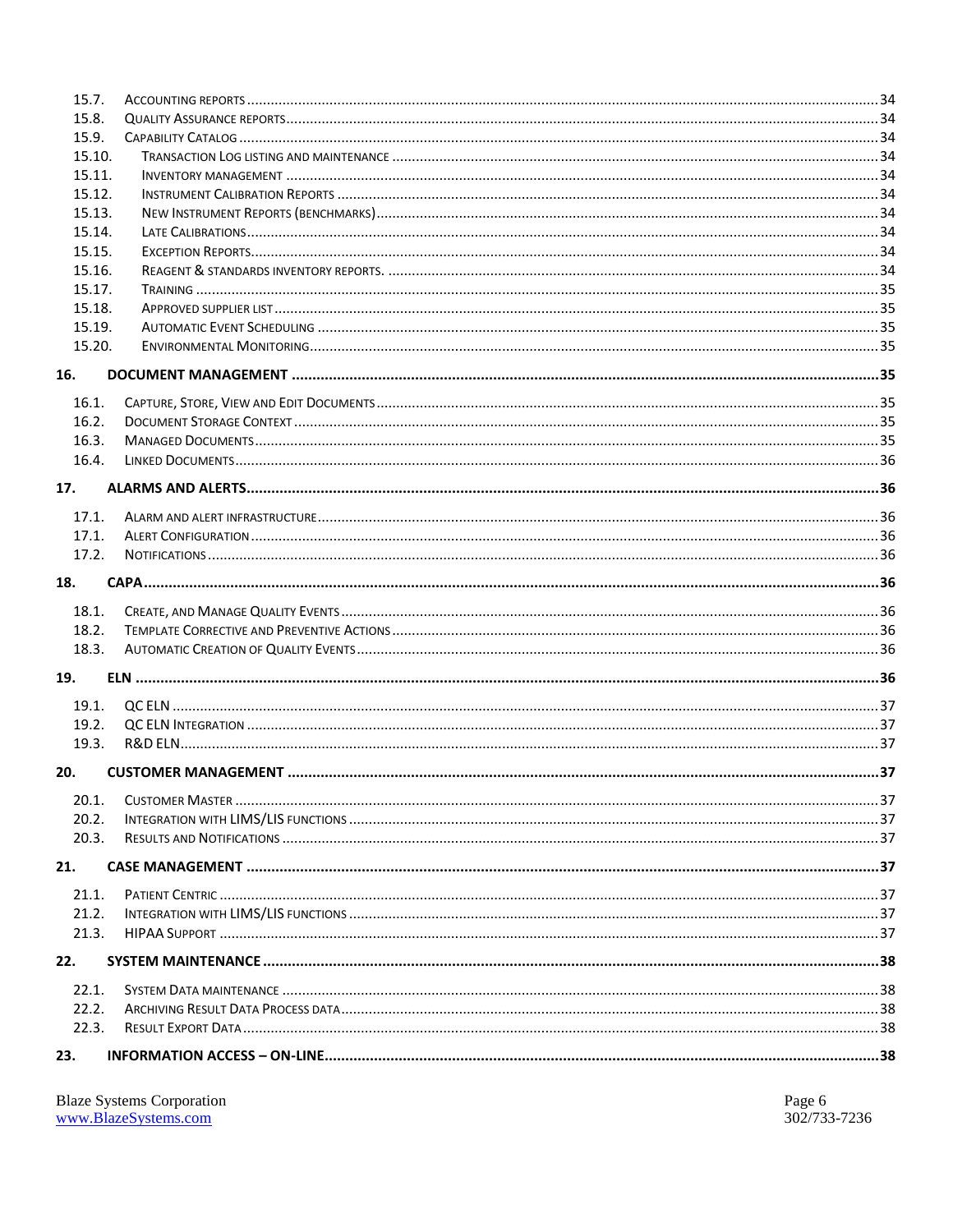15.7. ACCOUNTING REPORTS ....... 34
15.8. QUALITY ASSURANCE REPORTS ....... 34
15.9. CAPABILITY CATALOG ....... 34
15.10. TRANSACTION LOG LISTING AND MAINTENANCE ....... 34
15.11. INVENTORY MANAGEMENT ....... 34
15.12. INSTRUMENT CALIBRATION REPORTS ....... 34
15.13. NEW INSTRUMENT REPORTS (BENCHMARKS) ....... 34
15.14. LATE CALIBRATIONS ....... 34
15.15. EXCEPTION REPORTS ....... 34
15.16. REAGENT & STANDARDS INVENTORY REPORTS. ....... 34
15.17. TRAINING ....... 35
15.18. APPROVED SUPPLIER LIST ....... 35
15.19. AUTOMATIC EVENT SCHEDULING ....... 35
15.20. ENVIRONMENTAL MONITORING ....... 35

**16. DOCUMENT MANAGEMENT ....... 35**

16.1. CAPTURE, STORE, VIEW AND EDIT DOCUMENTS ....... 35
16.2. DOCUMENT STORAGE CONTEXT ....... 35
16.3. MANAGED DOCUMENTS ....... 35
16.4. LINKED DOCUMENTS ....... 36

**17. ALARMS AND ALERTS ....... 36**

17.1. ALARM AND ALERT INFRASTRUCTURE ....... 36
17.1. ALERT CONFIGURATION ....... 36
17.2. NOTIFICATIONS ....... 36

**18. CAPA ....... 36**

18.1. CREATE, AND MANAGE QUALITY EVENTS ....... 36
18.2. TEMPLATE CORRECTIVE AND PREVENTIVE ACTIONS ....... 36
18.3. AUTOMATIC CREATION OF QUALITY EVENTS ....... 36

**19. ELN ....... 36**

19.1. QC ELN ....... 37
19.2. QC ELN INTEGRATION ....... 37
19.3. R&D ELN ....... 37

**20. CUSTOMER MANAGEMENT ....... 37**

20.1. CUSTOMER MASTER ....... 37
20.2. INTEGRATION WITH LIMS/LIS FUNCTIONS ....... 37
20.3. RESULTS AND NOTIFICATIONS ....... 37

**21. CASE MANAGEMENT ....... 37**

21.1. PATIENT CENTRIC ....... 37
21.2. INTEGRATION WITH LIMS/LIS FUNCTIONS ....... 37
21.3. HIPAA SUPPORT ....... 37

**22. SYSTEM MAINTENANCE ....... 38**

22.1. SYSTEM DATA MAINTENANCE ....... 38
22.2. ARCHIVING RESULT DATA PROCESS DATA ....... 38
22.3. RESULT EXPORT DATA ....... 38

**23. INFORMATION ACCESS – ON-LINE ....... 38**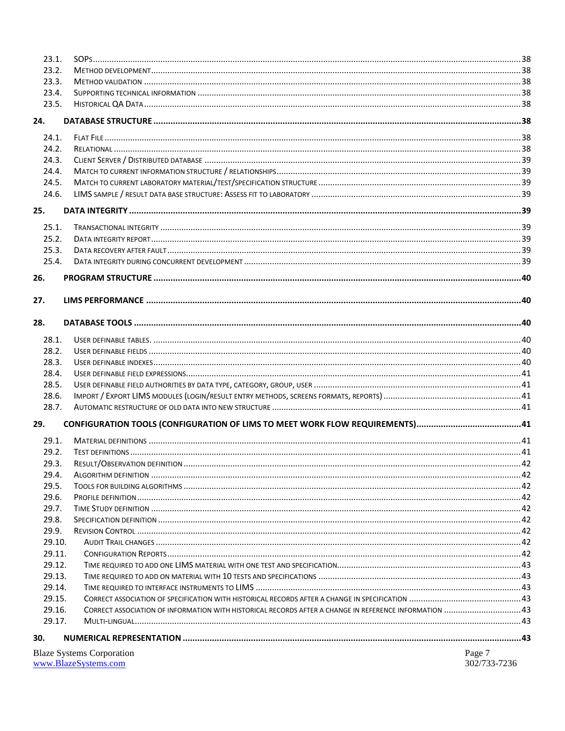- 23.1. SOPs ..... 38
- 23.2. Method development ..... 38
- 23.3. Method validation ..... 38
- 23.4. Supporting technical information ..... 38
- 23.5. Historical QA Data ..... 38

**24. DATABASE STRUCTURE ..... 38**

- 24.1. Flat File ..... 38
- 24.2. Relational ..... 38
- 24.3. Client Server / Distributed database ..... 39
- 24.4. Match to current information structure / relationships ..... 39
- 24.5. Match to current laboratory material/test/specification structure ..... 39
- 24.6. LIMS sample / result data base structure: Assess fit to laboratory ..... 39

**25. DATA INTEGRITY ..... 39**

- 25.1. Transactional integrity ..... 39
- 25.2. Data integrity report ..... 39
- 25.3. Data recovery after fault ..... 39
- 25.4. Data integrity during concurrent development ..... 39

**26. PROGRAM STRUCTURE ..... 40**

**27. LIMS PERFORMANCE ..... 40**

**28. DATABASE TOOLS ..... 40**

- 28.1. User definable tables. ..... 40
- 28.2. User definable fields ..... 40
- 28.3. User definable indexes ..... 40
- 28.4. User definable field expressions ..... 41
- 28.5. User definable field authorities by data type, category, group, user ..... 41
- 28.6. Import / Export LIMS modules (login/result entry methods, screens formats, reports) ..... 41
- 28.7. Automatic restructure of old data into new structure ..... 41

**29. CONFIGURATION TOOLS (CONFIGURATION OF LIMS TO MEET WORK FLOW REQUIREMENTS) ..... 41**

- 29.1. Material definitions ..... 41
- 29.2. Test definitions ..... 41
- 29.3. Result/Observation definition ..... 42
- 29.4. Algorithm definition ..... 42
- 29.5. Tools for building algorithms ..... 42
- 29.6. Profile definition ..... 42
- 29.7. Time Study definition ..... 42
- 29.8. Specification definition ..... 42
- 29.9. Revision Control ..... 42
- 29.10. Audit Trail changes ..... 42
- 29.11. Configuration Reports ..... 42
- 29.12. Time required to add one LIMS material with one test and specification. ..... 43
- 29.13. Time required to add on material with 10 tests and specifications ..... 43
- 29.14. Time required to interface instruments to LIMS ..... 43
- 29.15. Correct association of specification with historical records after a change in specification ..... 43
- 29.16. Correct association of information with historical records after a change in reference information ..... 43
- 29.17. Multi-lingual ..... 43

**30. NUMERICAL REPRESENTATION ..... 43**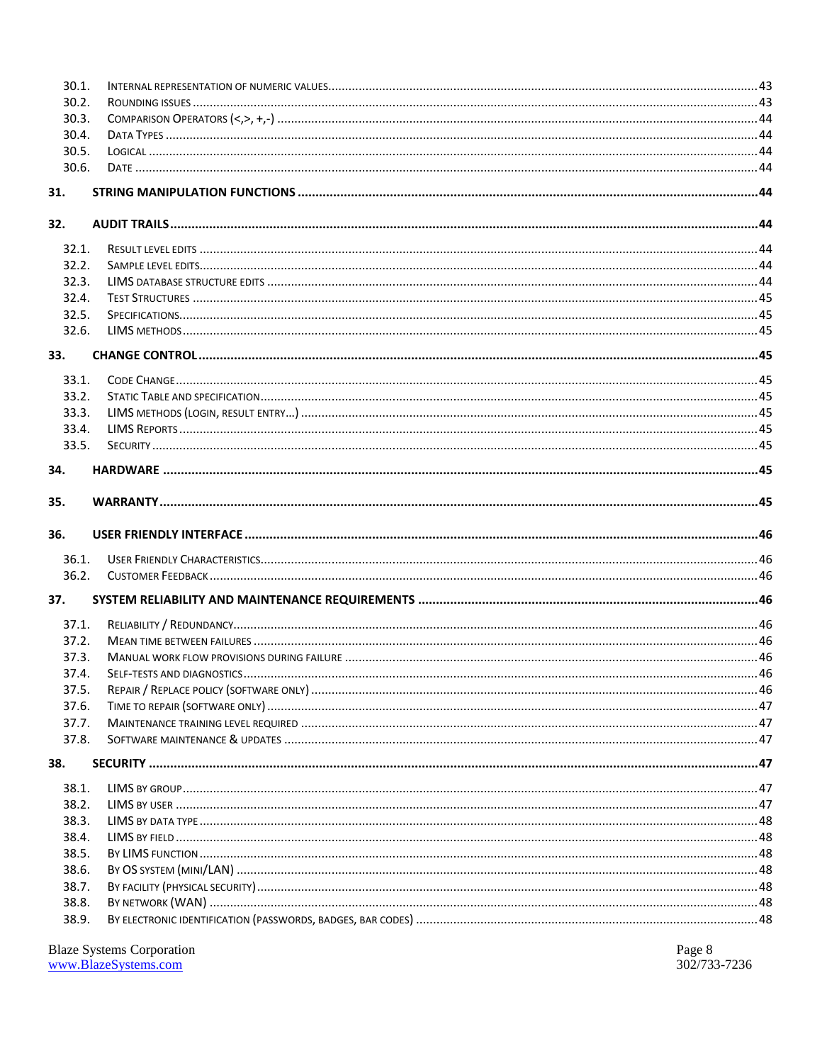30.1. Internal representation of numeric values .......... 43
30.2. Rounding issues .......... 43
30.3. Comparison Operators (<,>, +,-) .......... 44
30.4. Data Types .......... 44
30.5. Logical .......... 44
30.6. Date .......... 44

**31. STRING MANIPULATION FUNCTIONS .......... 44**

**32. AUDIT TRAILS .......... 44**

32.1. Result level edits .......... 44
32.2. Sample level edits .......... 44
32.3. LIMS database structure edits .......... 44
32.4. Test Structures .......... 45
32.5. Specifications .......... 45
32.6. LIMS methods .......... 45

**33. CHANGE CONTROL .......... 45**

33.1. Code Change .......... 45
33.2. Static Table and specification .......... 45
33.3. LIMS methods (login, result entry…) .......... 45
33.4. LIMS Reports .......... 45
33.5. Security .......... 45

**34. HARDWARE .......... 45**

**35. WARRANTY .......... 45**

**36. USER FRIENDLY INTERFACE .......... 46**

36.1. User Friendly Characteristics .......... 46
36.2. Customer Feedback .......... 46

**37. SYSTEM RELIABILITY AND MAINTENANCE REQUIREMENTS .......... 46**

37.1. Reliability / Redundancy .......... 46
37.2. Mean time between failures .......... 46
37.3. Manual work flow provisions during failure .......... 46
37.4. Self-tests and diagnostics .......... 46
37.5. Repair / Replace policy (software only) .......... 46
37.6. Time to repair (software only) .......... 47
37.7. Maintenance training level required .......... 47
37.8. Software maintenance & updates .......... 47

**38. SECURITY .......... 47**

38.1. LIMS by group .......... 47
38.2. LIMS by user .......... 47
38.3. LIMS by data type .......... 48
38.4. LIMS by field .......... 48
38.5. By LIMS function .......... 48
38.6. By OS system (mini/LAN) .......... 48
38.7. By facility (physical security) .......... 48
38.8. By network (WAN) .......... 48
38.9. By electronic identification (passwords, badges, bar codes) .......... 48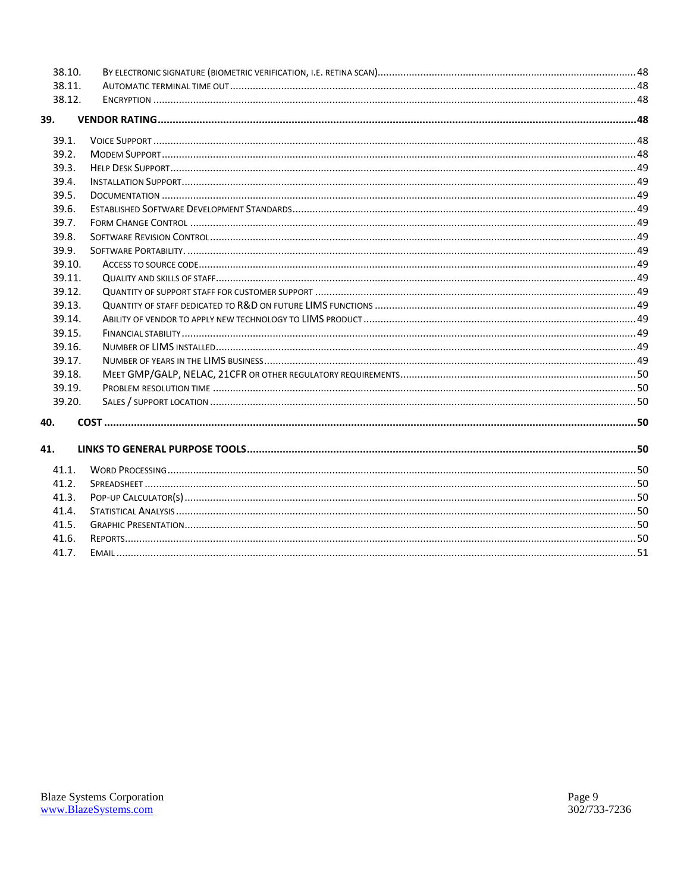- 38.10. By electronic signature (biometric verification, i.e. retina scan) ..... 48
- 38.11. Automatic terminal time out ..... 48
- 38.12. Encryption ..... 48

**39. VENDOR RATING ..... 48**

- 39.1. Voice Support ..... 48
- 39.2. Modem Support ..... 48
- 39.3. Help Desk Support ..... 49
- 39.4. Installation Support ..... 49
- 39.5. Documentation ..... 49
- 39.6. Established Software Development Standards ..... 49
- 39.7. Form Change Control ..... 49
- 39.8. Software Revision Control ..... 49
- 39.9. Software Portability. ..... 49
- 39.10. Access to source code ..... 49
- 39.11. Quality and skills of staff ..... 49
- 39.12. Quantity of support staff for customer support ..... 49
- 39.13. Quantity of staff dedicated to R&D on future LIMS functions ..... 49
- 39.14. Ability of vendor to apply new technology to LIMS product ..... 49
- 39.15. Financial stability ..... 49
- 39.16. Number of LIMS installed ..... 49
- 39.17. Number of years in the LIMS business ..... 49
- 39.18. Meet GMP/GALP, NELAC, 21CFR or other regulatory requirements ..... 50
- 39.19. Problem resolution time ..... 50
- 39.20. Sales / support location ..... 50

**40. COST ..... 50**

**41. LINKS TO GENERAL PURPOSE TOOLS ..... 50**

- 41.1. Word Processing ..... 50
- 41.2. Spreadsheet ..... 50
- 41.3. Pop-up Calculator(s) ..... 50
- 41.4. Statistical Analysis ..... 50
- 41.5. Graphic Presentation ..... 50
- 41.6. Reports ..... 50
- 41.7. Email ..... 51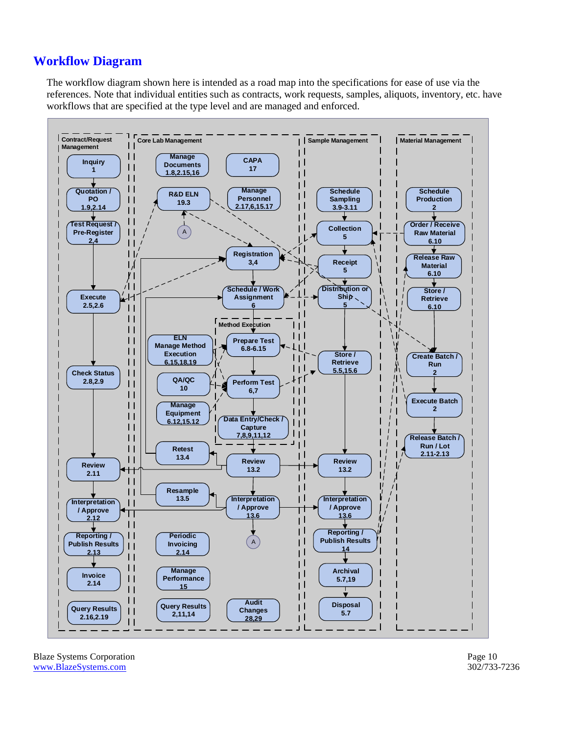# Workflow Diagram

The workflow diagram shown here is intended as a road map into the specifications for ease of use via the references. Note that individual entities such as contracts, work requests, samples, aliquots, inventory, etc. have workflows that are specified at the type level and are managed and enforced.

**Contract/Request Management**

- Inquiry 1
- Quotation / PO 1.9,2.14
- Test Request / Pre-Register 2,4
- Execute 2.5,2.6
- Check Status 2.8,2.9
- Review 2.11
- Interpretation / Approve 2.12
- Reporting / Publish Results 2.13
- Invoice 2.14
- Query Results 2.16,2.19

**Core Lab Management**

- Manage Documents 1.8,2.15,16
- CAPA 17
- R&D ELN 19.3
- Manage Personnel 2.17,6,15.17
- A
- Registration 3,4
- Schedule / Work Assignment 6
- Method Execution
  - Prepare Test 6.8-6.15
  - Perform Test 6,7
  - Data Entry/Check / Capture 7,8,9,11,12
- ELN Manage Method Execution 6,15,18,19
- QA/QC 10
- Manage Equipment 6.12,15.12
- Retest 13.4
- Review 13.2
- Resample 13.5
- Interpretation / Approve 13.6
- A
- Periodic Invoicing 2.14
- Manage Performance 15
- Query Results 2,11,14
- Audit Changes 28,29

**Sample Management**

- Schedule Sampling 3.9-3.11
- Collection 5
- Receipt 5
- Distribution or Ship 5
- Store / Retrieve 5.5,15.6
- Review 13.2
- Interpretation / Approve 13.6
- Reporting / Publish Results 14
- Archival 5.7,19
- Disposal 5.7

**Material Management**

- Schedule Production 2
- Order / Receive Raw Material 6.10
- Release Raw Material 6.10
- Store / Retrieve 6.10
- Create Batch / Run 2
- Execute Batch 2
- Release Batch / Run / Lot 2.11-2.13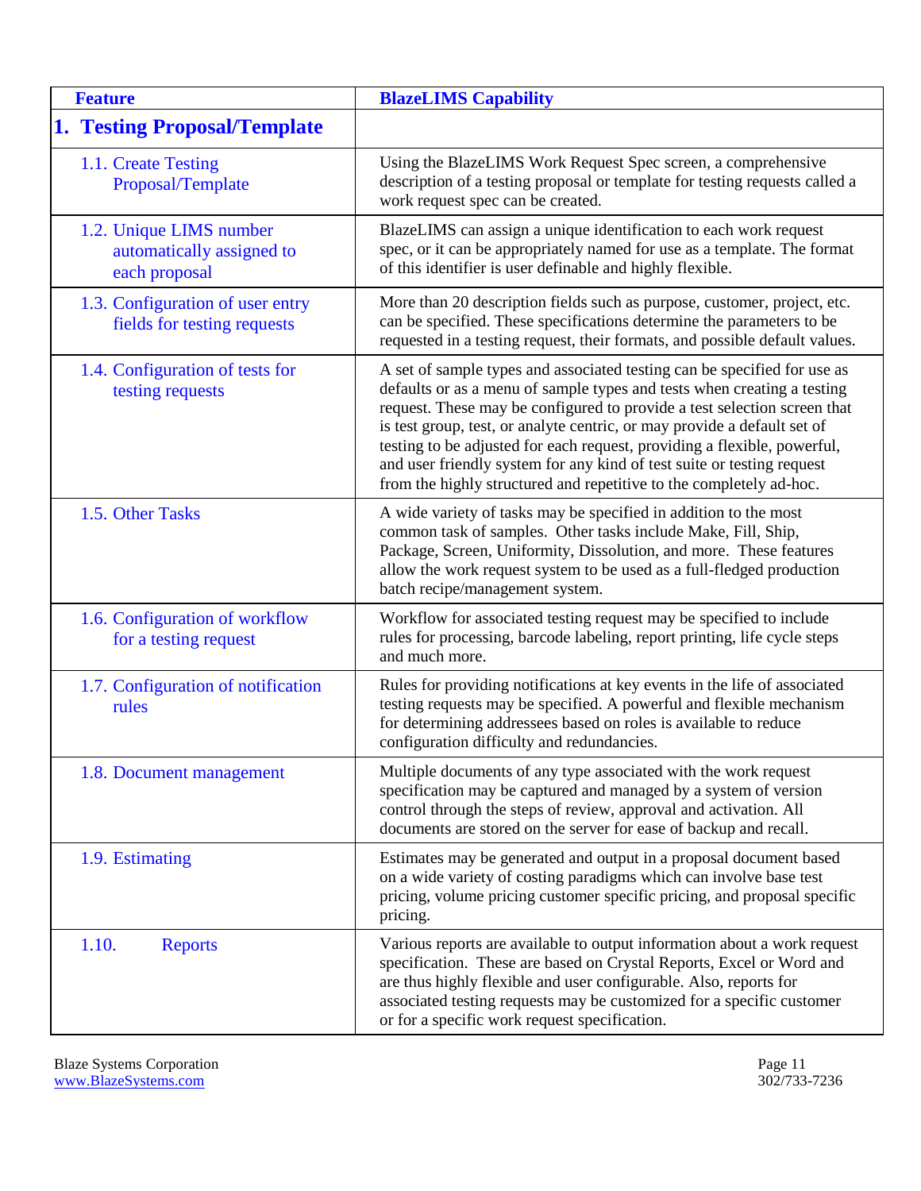| Feature | BlazeLIMS Capability |
|---|---|
| **1. Testing Proposal/Template** | |
| 1.1. Create Testing Proposal/Template | Using the BlazeLIMS Work Request Spec screen, a comprehensive description of a testing proposal or template for testing requests called a work request spec can be created. |
| 1.2. Unique LIMS number automatically assigned to each proposal | BlazeLIMS can assign a unique identification to each work request spec, or it can be appropriately named for use as a template. The format of this identifier is user definable and highly flexible. |
| 1.3. Configuration of user entry fields for testing requests | More than 20 description fields such as purpose, customer, project, etc. can be specified. These specifications determine the parameters to be requested in a testing request, their formats, and possible default values. |
| 1.4. Configuration of tests for testing requests | A set of sample types and associated testing can be specified for use as defaults or as a menu of sample types and tests when creating a testing request. These may be configured to provide a test selection screen that is test group, test, or analyte centric, or may provide a default set of testing to be adjusted for each request, providing a flexible, powerful, and user friendly system for any kind of test suite or testing request from the highly structured and repetitive to the completely ad-hoc. |
| 1.5. Other Tasks | A wide variety of tasks may be specified in addition to the most common task of samples. Other tasks include Make, Fill, Ship, Package, Screen, Uniformity, Dissolution, and more. These features allow the work request system to be used as a full-fledged production batch recipe/management system. |
| 1.6. Configuration of workflow for a testing request | Workflow for associated testing request may be specified to include rules for processing, barcode labeling, report printing, life cycle steps and much more. |
| 1.7. Configuration of notification rules | Rules for providing notifications at key events in the life of associated testing requests may be specified. A powerful and flexible mechanism for determining addressees based on roles is available to reduce configuration difficulty and redundancies. |
| 1.8. Document management | Multiple documents of any type associated with the work request specification may be captured and managed by a system of version control through the steps of review, approval and activation. All documents are stored on the server for ease of backup and recall. |
| 1.9. Estimating | Estimates may be generated and output in a proposal document based on a wide variety of costing paradigms which can involve base test pricing, volume pricing customer specific pricing, and proposal specific pricing. |
| 1.10. Reports | Various reports are available to output information about a work request specification. These are based on Crystal Reports, Excel or Word and are thus highly flexible and user configurable. Also, reports for associated testing requests may be customized for a specific customer or for a specific work request specification. |

Blaze Systems Corporation
www.BlazeSystems.com

302/733-7236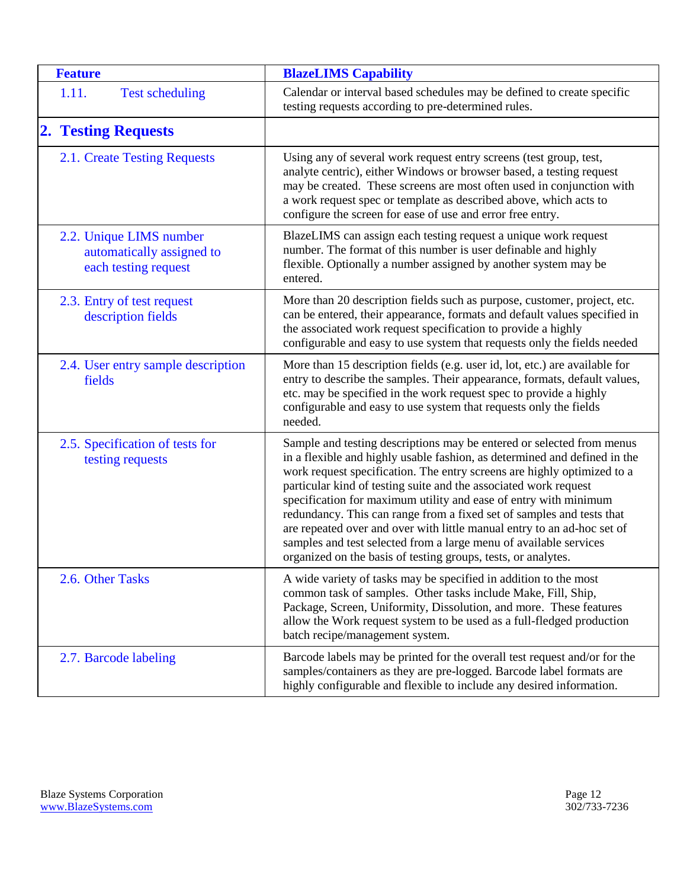| Feature | BlazeLIMS Capability |
|---|---|
| 1.11. Test scheduling | Calendar or interval based schedules may be defined to create specific testing requests according to pre-determined rules. |
| **2. Testing Requests** | |
| 2.1. Create Testing Requests | Using any of several work request entry screens (test group, test, analyte centric), either Windows or browser based, a testing request may be created. These screens are most often used in conjunction with a work request spec or template as described above, which acts to configure the screen for ease of use and error free entry. |
| 2.2. Unique LIMS number automatically assigned to each testing request | BlazeLIMS can assign each testing request a unique work request number. The format of this number is user definable and highly flexible. Optionally a number assigned by another system may be entered. |
| 2.3. Entry of test request description fields | More than 20 description fields such as purpose, customer, project, etc. can be entered, their appearance, formats and default values specified in the associated work request specification to provide a highly configurable and easy to use system that requests only the fields needed |
| 2.4. User entry sample description fields | More than 15 description fields (e.g. user id, lot, etc.) are available for entry to describe the samples. Their appearance, formats, default values, etc. may be specified in the work request spec to provide a highly configurable and easy to use system that requests only the fields needed. |
| 2.5. Specification of tests for testing requests | Sample and testing descriptions may be entered or selected from menus in a flexible and highly usable fashion, as determined and defined in the work request specification. The entry screens are highly optimized to a particular kind of testing suite and the associated work request specification for maximum utility and ease of entry with minimum redundancy. This can range from a fixed set of samples and tests that are repeated over and over with little manual entry to an ad-hoc set of samples and test selected from a large menu of available services organized on the basis of testing groups, tests, or analytes. |
| 2.6. Other Tasks | A wide variety of tasks may be specified in addition to the most common task of samples. Other tasks include Make, Fill, Ship, Package, Screen, Uniformity, Dissolution, and more. These features allow the Work request system to be used as a full-fledged production batch recipe/management system. |
| 2.7. Barcode labeling | Barcode labels may be printed for the overall test request and/or for the samples/containers as they are pre-logged. Barcode label formats are highly configurable and flexible to include any desired information. |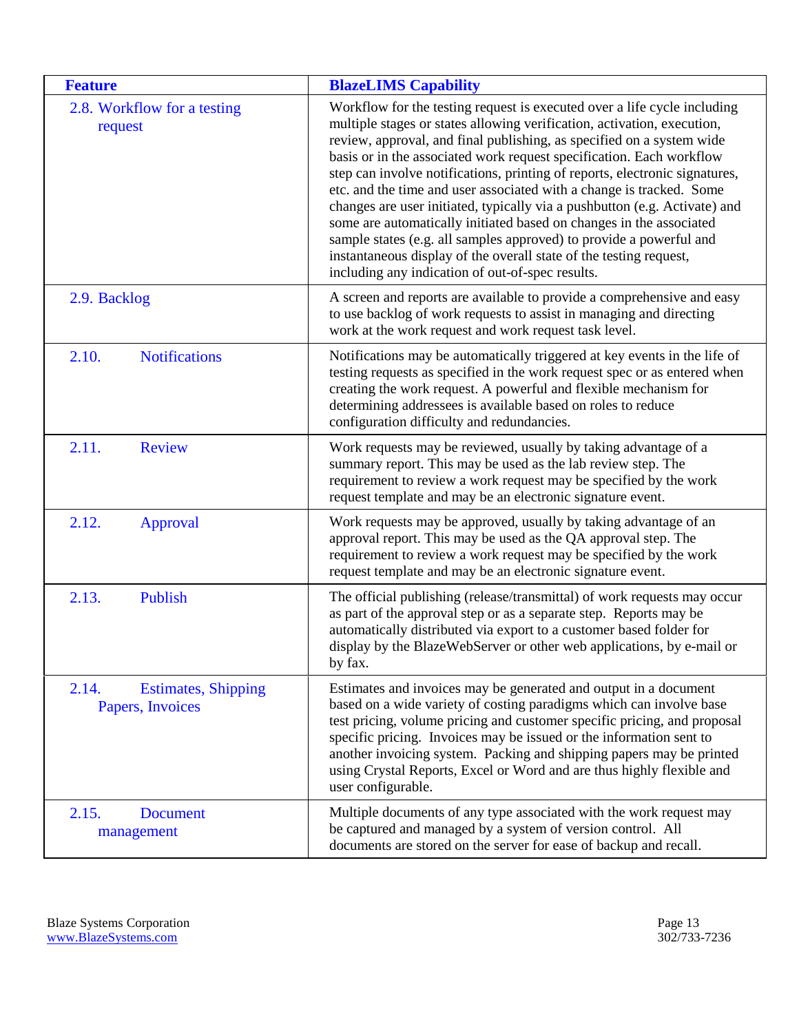| Feature | BlazeLIMS Capability |
|---|---|
| 2.8. Workflow for a testing request | Workflow for the testing request is executed over a life cycle including multiple stages or states allowing verification, activation, execution, review, approval, and final publishing, as specified on a system wide basis or in the associated work request specification. Each workflow step can involve notifications, printing of reports, electronic signatures, etc. and the time and user associated with a change is tracked. Some changes are user initiated, typically via a pushbutton (e.g. Activate) and some are automatically initiated based on changes in the associated sample states (e.g. all samples approved) to provide a powerful and instantaneous display of the overall state of the testing request, including any indication of out-of-spec results. |
| 2.9. Backlog | A screen and reports are available to provide a comprehensive and easy to use backlog of work requests to assist in managing and directing work at the work request and work request task level. |
| 2.10. Notifications | Notifications may be automatically triggered at key events in the life of testing requests as specified in the work request spec or as entered when creating the work request. A powerful and flexible mechanism for determining addressees is available based on roles to reduce configuration difficulty and redundancies. |
| 2.11. Review | Work requests may be reviewed, usually by taking advantage of a summary report. This may be used as the lab review step. The requirement to review a work request may be specified by the work request template and may be an electronic signature event. |
| 2.12. Approval | Work requests may be approved, usually by taking advantage of an approval report. This may be used as the QA approval step. The requirement to review a work request may be specified by the work request template and may be an electronic signature event. |
| 2.13. Publish | The official publishing (release/transmittal) of work requests may occur as part of the approval step or as a separate step. Reports may be automatically distributed via export to a customer based folder for display by the BlazeWebServer or other web applications, by e-mail or by fax. |
| 2.14. Estimates, Shipping Papers, Invoices | Estimates and invoices may be generated and output in a document based on a wide variety of costing paradigms which can involve base test pricing, volume pricing and customer specific pricing, and proposal specific pricing. Invoices may be issued or the information sent to another invoicing system. Packing and shipping papers may be printed using Crystal Reports, Excel or Word and are thus highly flexible and user configurable. |
| 2.15. Document management | Multiple documents of any type associated with the work request may be captured and managed by a system of version control. All documents are stored on the server for ease of backup and recall. |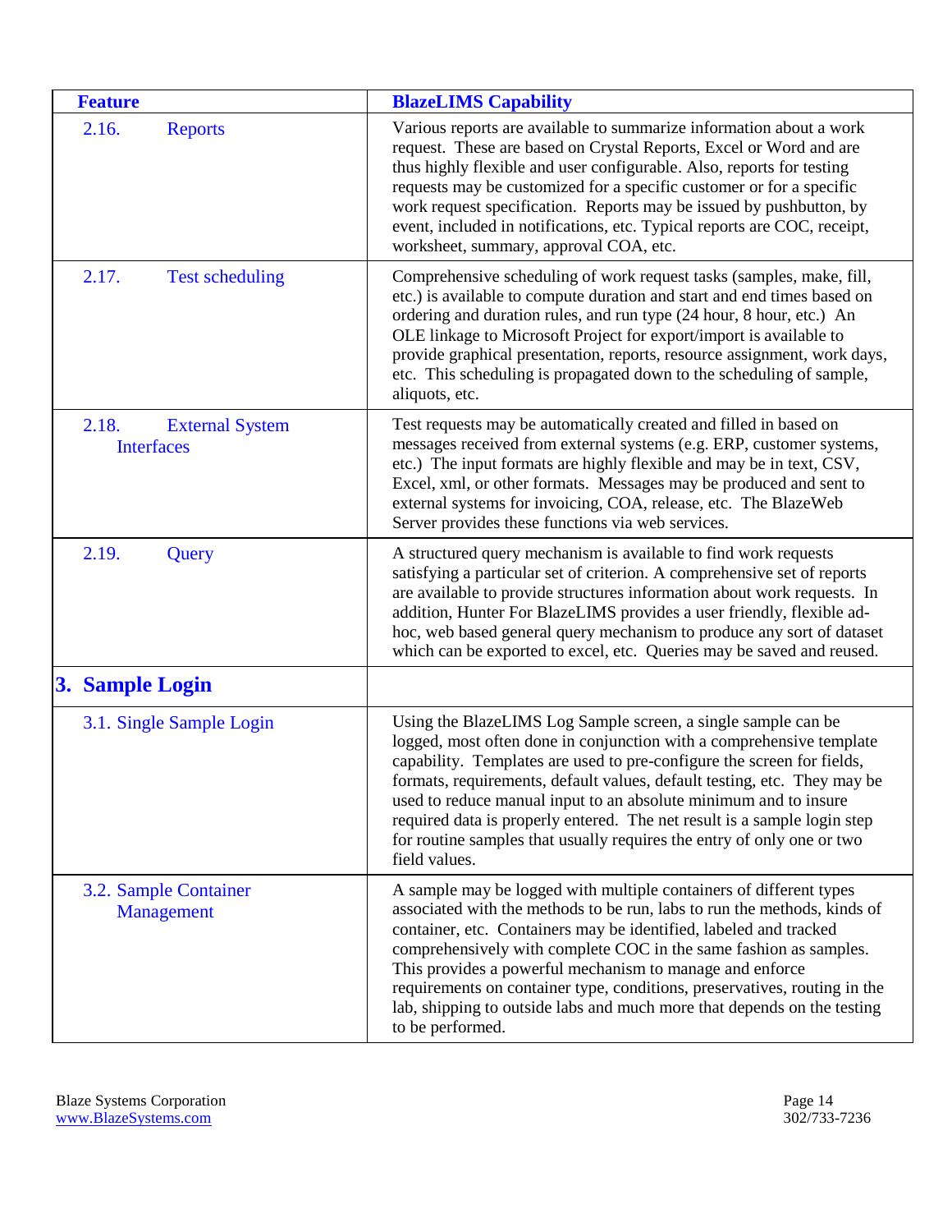| Feature | BlazeLIMS Capability |
|---|---|
| 2.16. Reports | Various reports are available to summarize information about a work request. These are based on Crystal Reports, Excel or Word and are thus highly flexible and user configurable. Also, reports for testing requests may be customized for a specific customer or for a specific work request specification. Reports may be issued by pushbutton, by event, included in notifications, etc. Typical reports are COC, receipt, worksheet, summary, approval COA, etc. |
| 2.17. Test scheduling | Comprehensive scheduling of work request tasks (samples, make, fill, etc.) is available to compute duration and start and end times based on ordering and duration rules, and run type (24 hour, 8 hour, etc.) An OLE linkage to Microsoft Project for export/import is available to provide graphical presentation, reports, resource assignment, work days, etc. This scheduling is propagated down to the scheduling of sample, aliquots, etc. |
| 2.18. External System Interfaces | Test requests may be automatically created and filled in based on messages received from external systems (e.g. ERP, customer systems, etc.) The input formats are highly flexible and may be in text, CSV, Excel, xml, or other formats. Messages may be produced and sent to external systems for invoicing, COA, release, etc. The BlazeWeb Server provides these functions via web services. |
| 2.19. Query | A structured query mechanism is available to find work requests satisfying a particular set of criterion. A comprehensive set of reports are available to provide structures information about work requests. In addition, Hunter For BlazeLIMS provides a user friendly, flexible ad-hoc, web based general query mechanism to produce any sort of dataset which can be exported to excel, etc. Queries may be saved and reused. |
| **3. Sample Login** | |
| 3.1. Single Sample Login | Using the BlazeLIMS Log Sample screen, a single sample can be logged, most often done in conjunction with a comprehensive template capability. Templates are used to pre-configure the screen for fields, formats, requirements, default values, default testing, etc. They may be used to reduce manual input to an absolute minimum and to insure required data is properly entered. The net result is a sample login step for routine samples that usually requires the entry of only one or two field values. |
| 3.2. Sample Container Management | A sample may be logged with multiple containers of different types associated with the methods to be run, labs to run the methods, kinds of container, etc. Containers may be identified, labeled and tracked comprehensively with complete COC in the same fashion as samples. This provides a powerful mechanism to manage and enforce requirements on container type, conditions, preservatives, routing in the lab, shipping to outside labs and much more that depends on the testing to be performed. |

Blaze Systems Corporation
www.BlazeSystems.com

302/733-7236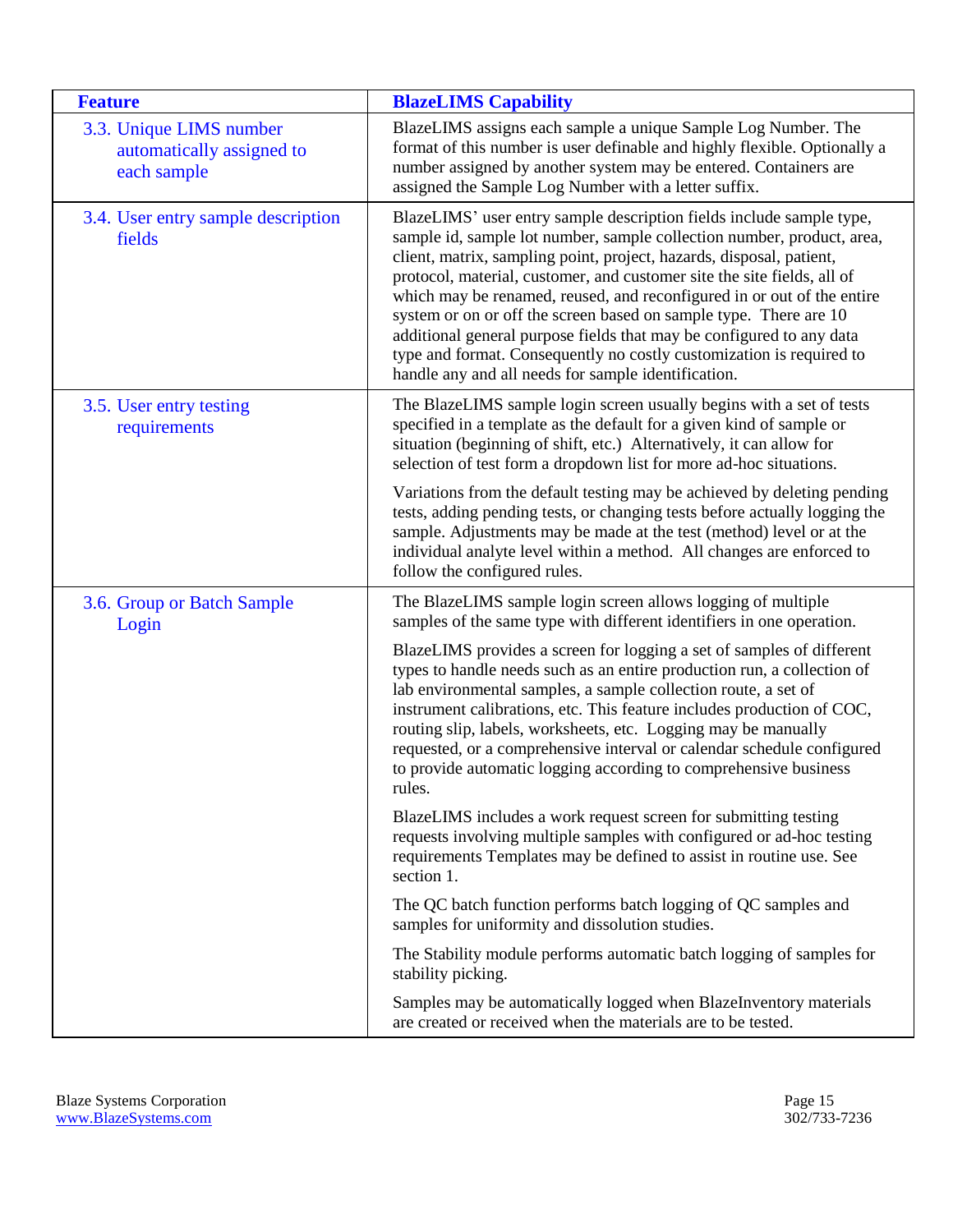| Feature | BlazeLIMS Capability |
|---|---|
| 3.3. Unique LIMS number automatically assigned to each sample | BlazeLIMS assigns each sample a unique Sample Log Number. The format of this number is user definable and highly flexible. Optionally a number assigned by another system may be entered. Containers are assigned the Sample Log Number with a letter suffix. |
| 3.4. User entry sample description fields | BlazeLIMS' user entry sample description fields include sample type, sample id, sample lot number, sample collection number, product, area, client, matrix, sampling point, project, hazards, disposal, patient, protocol, material, customer, and customer site the site fields, all of which may be renamed, reused, and reconfigured in or out of the entire system or on or off the screen based on sample type. There are 10 additional general purpose fields that may be configured to any data type and format. Consequently no costly customization is required to handle any and all needs for sample identification. |
| 3.5. User entry testing requirements | The BlazeLIMS sample login screen usually begins with a set of tests specified in a template as the default for a given kind of sample or situation (beginning of shift, etc.) Alternatively, it can allow for selection of test form a dropdown list for more ad-hoc situations.<br><br>Variations from the default testing may be achieved by deleting pending tests, adding pending tests, or changing tests before actually logging the sample. Adjustments may be made at the test (method) level or at the individual analyte level within a method. All changes are enforced to follow the configured rules. |
| 3.6. Group or Batch Sample Login | The BlazeLIMS sample login screen allows logging of multiple samples of the same type with different identifiers in one operation.<br><br>BlazeLIMS provides a screen for logging a set of samples of different types to handle needs such as an entire production run, a collection of lab environmental samples, a sample collection route, a set of instrument calibrations, etc. This feature includes production of COC, routing slip, labels, worksheets, etc. Logging may be manually requested, or a comprehensive interval or calendar schedule configured to provide automatic logging according to comprehensive business rules.<br><br>BlazeLIMS includes a work request screen for submitting testing requests involving multiple samples with configured or ad-hoc testing requirements Templates may be defined to assist in routine use. See section 1.<br><br>The QC batch function performs batch logging of QC samples and samples for uniformity and dissolution studies.<br><br>The Stability module performs automatic batch logging of samples for stability picking.<br><br>Samples may be automatically logged when BlazeInventory materials are created or received when the materials are to be tested. |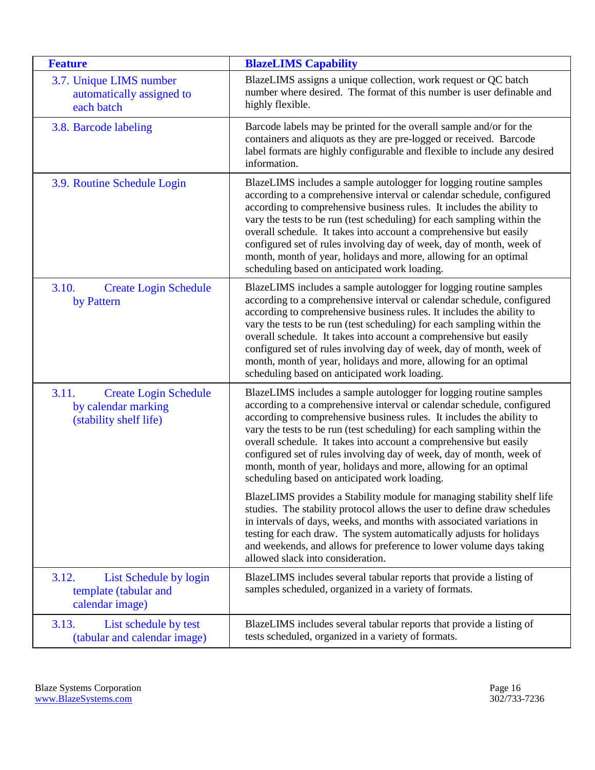| Feature | BlazeLIMS Capability |
|---|---|
| 3.7. Unique LIMS number automatically assigned to each batch | BlazeLIMS assigns a unique collection, work request or QC batch number where desired. The format of this number is user definable and highly flexible. |
| 3.8. Barcode labeling | Barcode labels may be printed for the overall sample and/or for the containers and aliquots as they are pre-logged or received. Barcode label formats are highly configurable and flexible to include any desired information. |
| 3.9. Routine Schedule Login | BlazeLIMS includes a sample autologger for logging routine samples according to a comprehensive interval or calendar schedule, configured according to comprehensive business rules. It includes the ability to vary the tests to be run (test scheduling) for each sampling within the overall schedule. It takes into account a comprehensive but easily configured set of rules involving day of week, day of month, week of month, month of year, holidays and more, allowing for an optimal scheduling based on anticipated work loading. |
| 3.10. Create Login Schedule by Pattern | BlazeLIMS includes a sample autologger for logging routine samples according to a comprehensive interval or calendar schedule, configured according to comprehensive business rules. It includes the ability to vary the tests to be run (test scheduling) for each sampling within the overall schedule. It takes into account a comprehensive but easily configured set of rules involving day of week, day of month, week of month, month of year, holidays and more, allowing for an optimal scheduling based on anticipated work loading. |
| 3.11. Create Login Schedule by calendar marking (stability shelf life) | BlazeLIMS includes a sample autologger for logging routine samples according to a comprehensive interval or calendar schedule, configured according to comprehensive business rules. It includes the ability to vary the tests to be run (test scheduling) for each sampling within the overall schedule. It takes into account a comprehensive but easily configured set of rules involving day of week, day of month, week of month, month of year, holidays and more, allowing for an optimal scheduling based on anticipated work loading.<br><br>BlazeLIMS provides a Stability module for managing stability shelf life studies. The stability protocol allows the user to define draw schedules in intervals of days, weeks, and months with associated variations in testing for each draw. The system automatically adjusts for holidays and weekends, and allows for preference to lower volume days taking allowed slack into consideration. |
| 3.12. List Schedule by login template (tabular and calendar image) | BlazeLIMS includes several tabular reports that provide a listing of samples scheduled, organized in a variety of formats. |
| 3.13. List schedule by test (tabular and calendar image) | BlazeLIMS includes several tabular reports that provide a listing of tests scheduled, organized in a variety of formats. |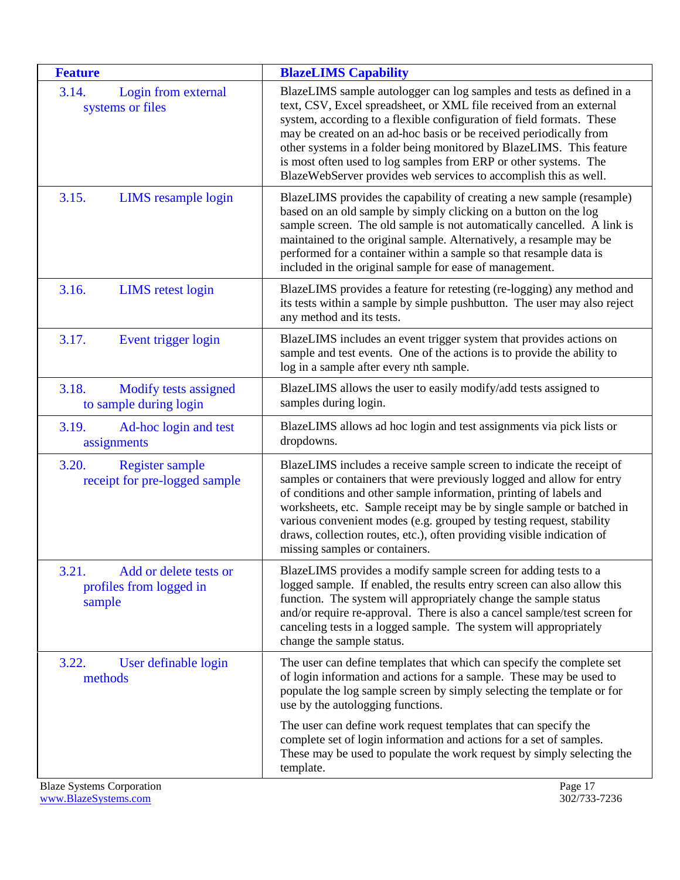| Feature | BlazeLIMS Capability |
|---|---|
| 3.14. Login from external systems or files | BlazeLIMS sample autologger can log samples and tests as defined in a text, CSV, Excel spreadsheet, or XML file received from an external system, according to a flexible configuration of field formats. These may be created on an ad-hoc basis or be received periodically from other systems in a folder being monitored by BlazeLIMS. This feature is most often used to log samples from ERP or other systems. The BlazeWebServer provides web services to accomplish this as well. |
| 3.15. LIMS resample login | BlazeLIMS provides the capability of creating a new sample (resample) based on an old sample by simply clicking on a button on the log sample screen. The old sample is not automatically cancelled. A link is maintained to the original sample. Alternatively, a resample may be performed for a container within a sample so that resample data is included in the original sample for ease of management. |
| 3.16. LIMS retest login | BlazeLIMS provides a feature for retesting (re-logging) any method and its tests within a sample by simple pushbutton. The user may also reject any method and its tests. |
| 3.17. Event trigger login | BlazeLIMS includes an event trigger system that provides actions on sample and test events. One of the actions is to provide the ability to log in a sample after every nth sample. |
| 3.18. Modify tests assigned to sample during login | BlazeLIMS allows the user to easily modify/add tests assigned to samples during login. |
| 3.19. Ad-hoc login and test assignments | BlazeLIMS allows ad hoc login and test assignments via pick lists or dropdowns. |
| 3.20. Register sample receipt for pre-logged sample | BlazeLIMS includes a receive sample screen to indicate the receipt of samples or containers that were previously logged and allow for entry of conditions and other sample information, printing of labels and worksheets, etc. Sample receipt may be by single sample or batched in various convenient modes (e.g. grouped by testing request, stability draws, collection routes, etc.), often providing visible indication of missing samples or containers. |
| 3.21. Add or delete tests or profiles from logged in sample | BlazeLIMS provides a modify sample screen for adding tests to a logged sample. If enabled, the results entry screen can also allow this function. The system will appropriately change the sample status and/or require re-approval. There is also a cancel sample/test screen for canceling tests in a logged sample. The system will appropriately change the sample status. |
| 3.22. User definable login methods | The user can define templates that which can specify the complete set of login information and actions for a sample. These may be used to populate the log sample screen by simply selecting the template or for use by the autologging functions.<br><br>The user can define work request templates that can specify the complete set of login information and actions for a set of samples. These may be used to populate the work request by simply selecting the template. |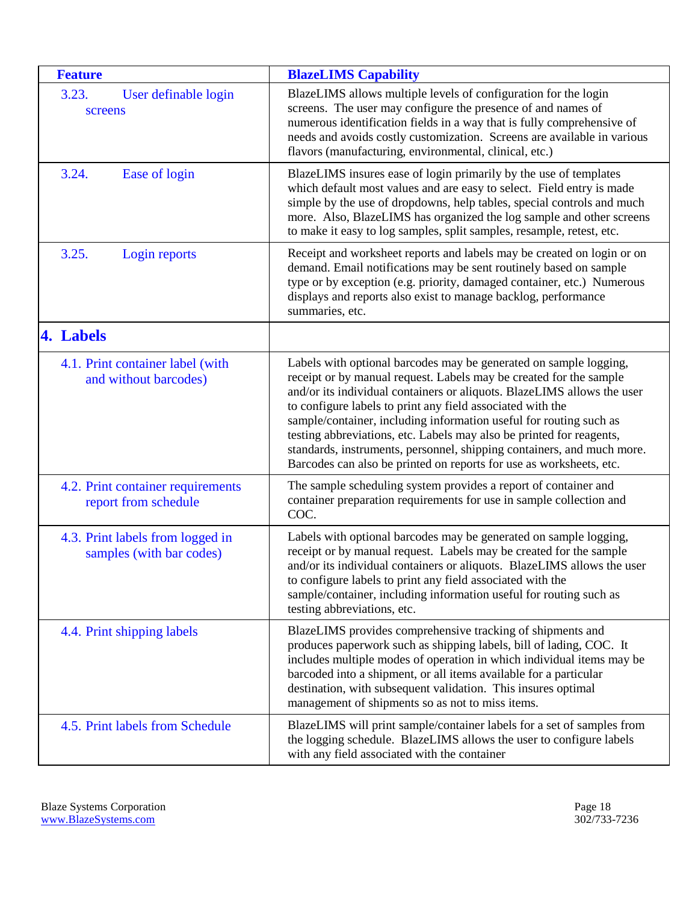| Feature | BlazeLIMS Capability |
|---|---|
| 3.23. User definable login screens | BlazeLIMS allows multiple levels of configuration for the login screens. The user may configure the presence of and names of numerous identification fields in a way that is fully comprehensive of needs and avoids costly customization. Screens are available in various flavors (manufacturing, environmental, clinical, etc.) |
| 3.24. Ease of login | BlazeLIMS insures ease of login primarily by the use of templates which default most values and are easy to select. Field entry is made simple by the use of dropdowns, help tables, special controls and much more. Also, BlazeLIMS has organized the log sample and other screens to make it easy to log samples, split samples, resample, retest, etc. |
| 3.25. Login reports | Receipt and worksheet reports and labels may be created on login or on demand. Email notifications may be sent routinely based on sample type or by exception (e.g. priority, damaged container, etc.) Numerous displays and reports also exist to manage backlog, performance summaries, etc. |
| **4. Labels** | |
| 4.1. Print container label (with and without barcodes) | Labels with optional barcodes may be generated on sample logging, receipt or by manual request. Labels may be created for the sample and/or its individual containers or aliquots. BlazeLIMS allows the user to configure labels to print any field associated with the sample/container, including information useful for routing such as testing abbreviations, etc. Labels may also be printed for reagents, standards, instruments, personnel, shipping containers, and much more. Barcodes can also be printed on reports for use as worksheets, etc. |
| 4.2. Print container requirements report from schedule | The sample scheduling system provides a report of container and container preparation requirements for use in sample collection and COC. |
| 4.3. Print labels from logged in samples (with bar codes) | Labels with optional barcodes may be generated on sample logging, receipt or by manual request. Labels may be created for the sample and/or its individual containers or aliquots. BlazeLIMS allows the user to configure labels to print any field associated with the sample/container, including information useful for routing such as testing abbreviations, etc. |
| 4.4. Print shipping labels | BlazeLIMS provides comprehensive tracking of shipments and produces paperwork such as shipping labels, bill of lading, COC. It includes multiple modes of operation in which individual items may be barcoded into a shipment, or all items available for a particular destination, with subsequent validation. This insures optimal management of shipments so as not to miss items. |
| 4.5. Print labels from Schedule | BlazeLIMS will print sample/container labels for a set of samples from the logging schedule. BlazeLIMS allows the user to configure labels with any field associated with the container |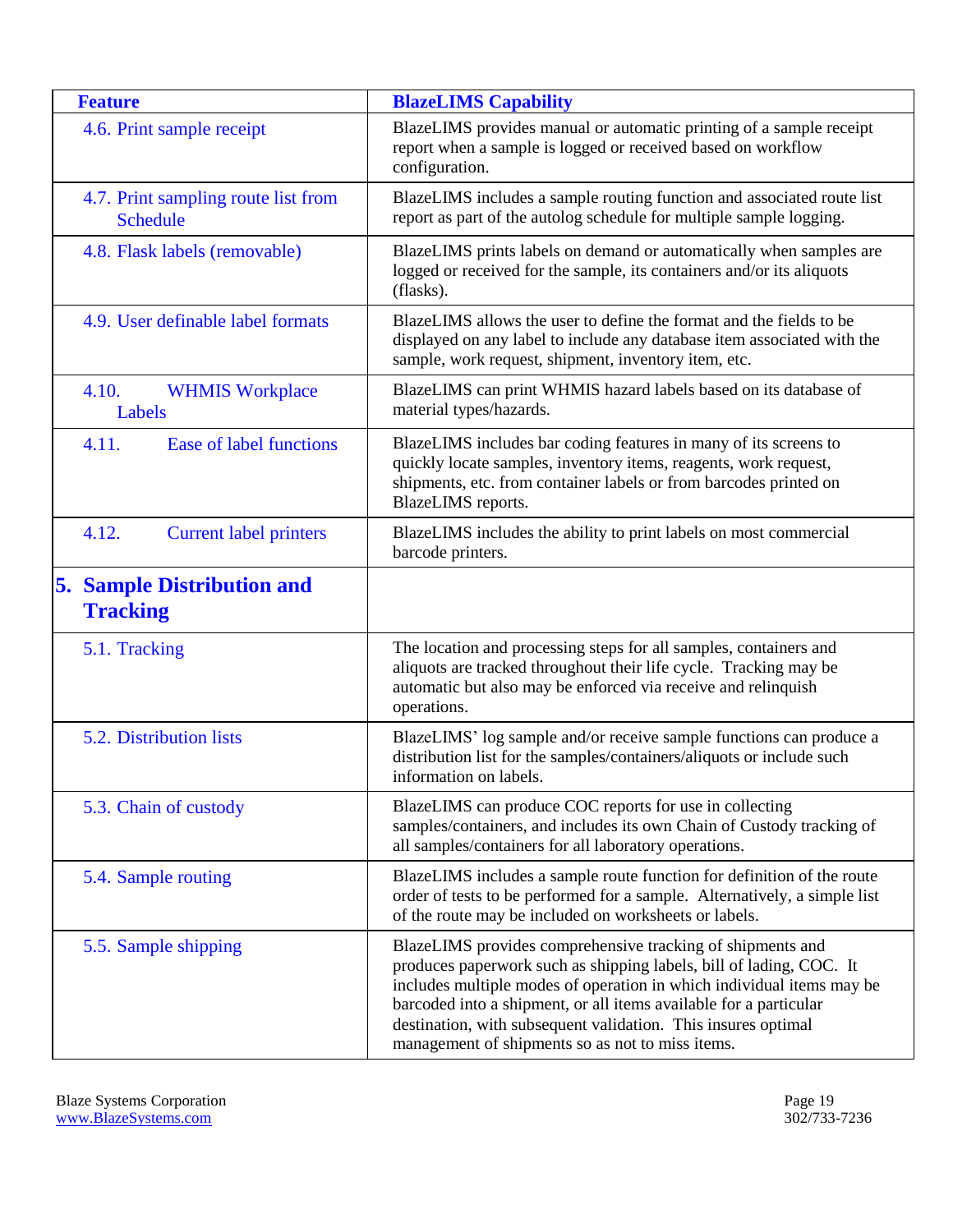| Feature | BlazeLIMS Capability |
|---|---|
| 4.6. Print sample receipt | BlazeLIMS provides manual or automatic printing of a sample receipt report when a sample is logged or received based on workflow configuration. |
| 4.7. Print sampling route list from Schedule | BlazeLIMS includes a sample routing function and associated route list report as part of the autolog schedule for multiple sample logging. |
| 4.8. Flask labels (removable) | BlazeLIMS prints labels on demand or automatically when samples are logged or received for the sample, its containers and/or its aliquots (flasks). |
| 4.9. User definable label formats | BlazeLIMS allows the user to define the format and the fields to be displayed on any label to include any database item associated with the sample, work request, shipment, inventory item, etc. |
| 4.10. WHMIS Workplace Labels | BlazeLIMS can print WHMIS hazard labels based on its database of material types/hazards. |
| 4.11. Ease of label functions | BlazeLIMS includes bar coding features in many of its screens to quickly locate samples, inventory items, reagents, work request, shipments, etc. from container labels or from barcodes printed on BlazeLIMS reports. |
| 4.12. Current label printers | BlazeLIMS includes the ability to print labels on most commercial barcode printers. |
| **5. Sample Distribution and Tracking** | |
| 5.1. Tracking | The location and processing steps for all samples, containers and aliquots are tracked throughout their life cycle. Tracking may be automatic but also may be enforced via receive and relinquish operations. |
| 5.2. Distribution lists | BlazeLIMS' log sample and/or receive sample functions can produce a distribution list for the samples/containers/aliquots or include such information on labels. |
| 5.3. Chain of custody | BlazeLIMS can produce COC reports for use in collecting samples/containers, and includes its own Chain of Custody tracking of all samples/containers for all laboratory operations. |
| 5.4. Sample routing | BlazeLIMS includes a sample route function for definition of the route order of tests to be performed for a sample. Alternatively, a simple list of the route may be included on worksheets or labels. |
| 5.5. Sample shipping | BlazeLIMS provides comprehensive tracking of shipments and produces paperwork such as shipping labels, bill of lading, COC. It includes multiple modes of operation in which individual items may be barcoded into a shipment, or all items available for a particular destination, with subsequent validation. This insures optimal management of shipments so as not to miss items. |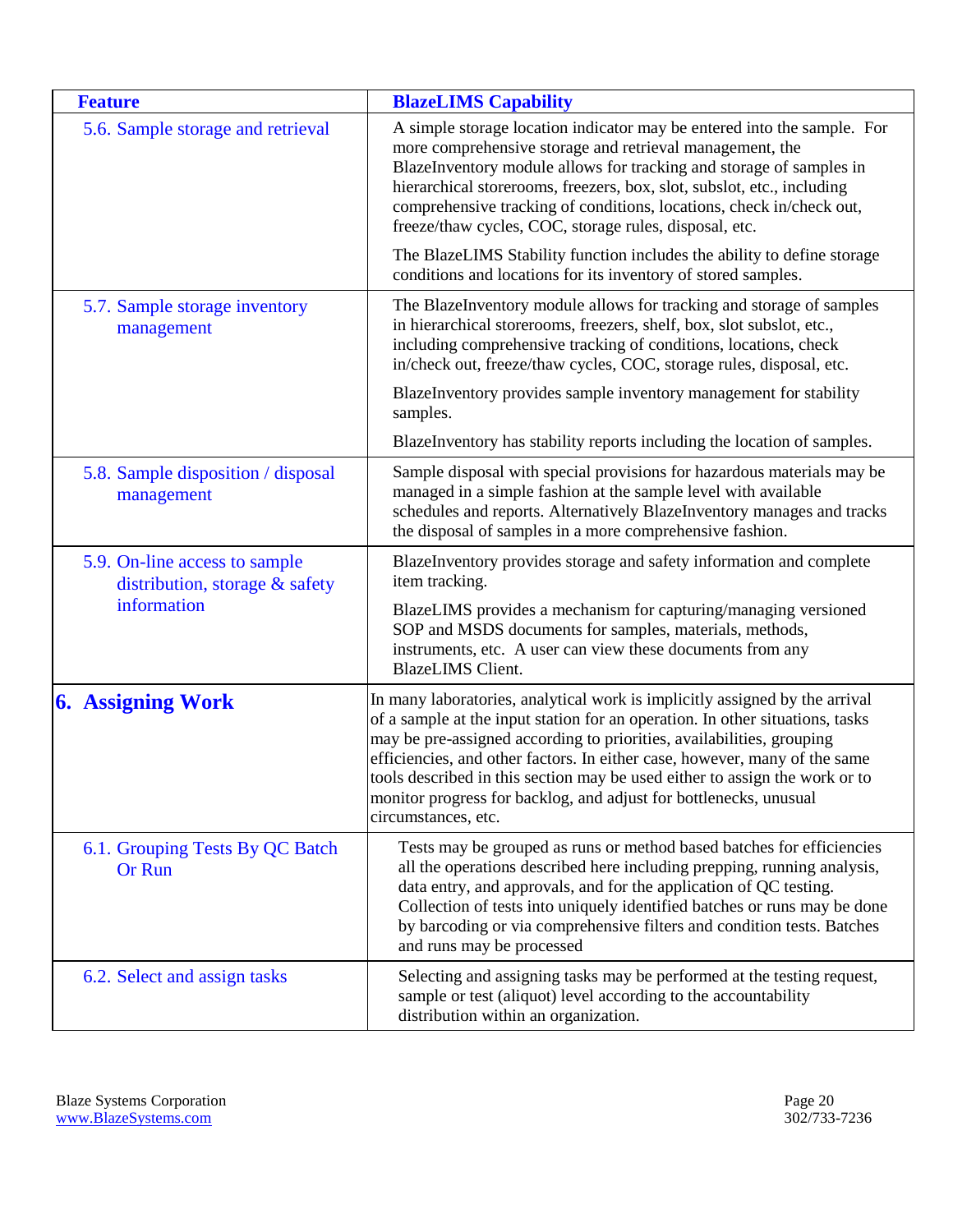| Feature | BlazeLIMS Capability |
|---|---|
| 5.6. Sample storage and retrieval | A simple storage location indicator may be entered into the sample. For more comprehensive storage and retrieval management, the BlazeInventory module allows for tracking and storage of samples in hierarchical storerooms, freezers, box, slot, subslot, etc., including comprehensive tracking of conditions, locations, check in/check out, freeze/thaw cycles, COC, storage rules, disposal, etc.<br><br>The BlazeLIMS Stability function includes the ability to define storage conditions and locations for its inventory of stored samples. |
| 5.7. Sample storage inventory management | The BlazeInventory module allows for tracking and storage of samples in hierarchical storerooms, freezers, shelf, box, slot subslot, etc., including comprehensive tracking of conditions, locations, check in/check out, freeze/thaw cycles, COC, storage rules, disposal, etc.<br><br>BlazeInventory provides sample inventory management for stability samples.<br><br>BlazeInventory has stability reports including the location of samples. |
| 5.8. Sample disposition / disposal management | Sample disposal with special provisions for hazardous materials may be managed in a simple fashion at the sample level with available schedules and reports. Alternatively BlazeInventory manages and tracks the disposal of samples in a more comprehensive fashion. |
| 5.9. On-line access to sample distribution, storage & safety information | BlazeInventory provides storage and safety information and complete item tracking.<br><br>BlazeLIMS provides a mechanism for capturing/managing versioned SOP and MSDS documents for samples, materials, methods, instruments, etc. A user can view these documents from any BlazeLIMS Client. |
| **6. Assigning Work** | In many laboratories, analytical work is implicitly assigned by the arrival of a sample at the input station for an operation. In other situations, tasks may be pre-assigned according to priorities, availabilities, grouping efficiencies, and other factors. In either case, however, many of the same tools described in this section may be used either to assign the work or to monitor progress for backlog, and adjust for bottlenecks, unusual circumstances, etc. |
| 6.1. Grouping Tests By QC Batch Or Run | Tests may be grouped as runs or method based batches for efficiencies all the operations described here including prepping, running analysis, data entry, and approvals, and for the application of QC testing. Collection of tests into uniquely identified batches or runs may be done by barcoding or via comprehensive filters and condition tests. Batches and runs may be processed |
| 6.2. Select and assign tasks | Selecting and assigning tasks may be performed at the testing request, sample or test (aliquot) level according to the accountability distribution within an organization. |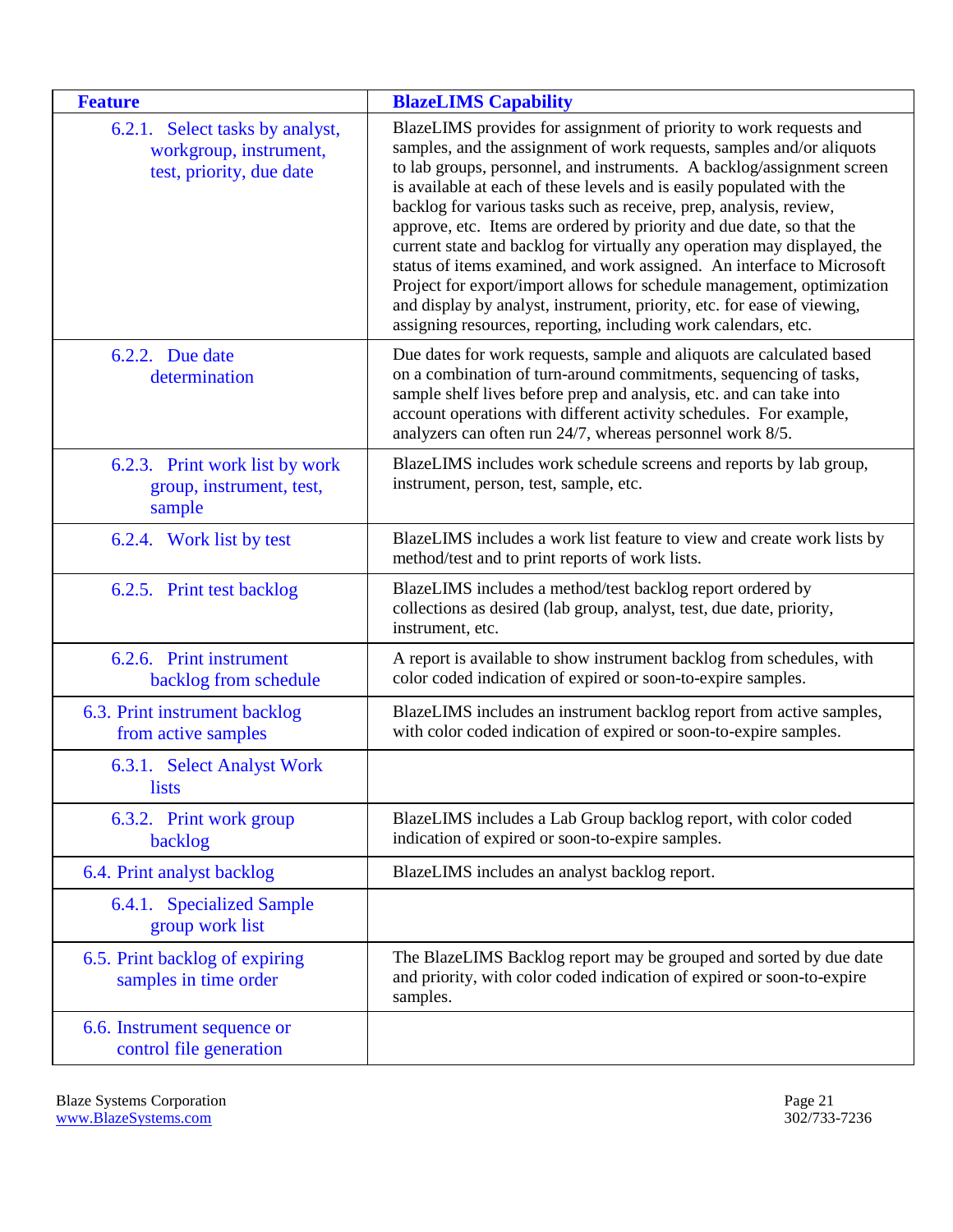| Feature | BlazeLIMS Capability |
|---|---|
| 6.2.1. Select tasks by analyst, workgroup, instrument, test, priority, due date | BlazeLIMS provides for assignment of priority to work requests and samples, and the assignment of work requests, samples and/or aliquots to lab groups, personnel, and instruments. A backlog/assignment screen is available at each of these levels and is easily populated with the backlog for various tasks such as receive, prep, analysis, review, approve, etc. Items are ordered by priority and due date, so that the current state and backlog for virtually any operation may displayed, the status of items examined, and work assigned. An interface to Microsoft Project for export/import allows for schedule management, optimization and display by analyst, instrument, priority, etc. for ease of viewing, assigning resources, reporting, including work calendars, etc. |
| 6.2.2. Due date determination | Due dates for work requests, sample and aliquots are calculated based on a combination of turn-around commitments, sequencing of tasks, sample shelf lives before prep and analysis, etc. and can take into account operations with different activity schedules. For example, analyzers can often run 24/7, whereas personnel work 8/5. |
| 6.2.3. Print work list by work group, instrument, test, sample | BlazeLIMS includes work schedule screens and reports by lab group, instrument, person, test, sample, etc. |
| 6.2.4. Work list by test | BlazeLIMS includes a work list feature to view and create work lists by method/test and to print reports of work lists. |
| 6.2.5. Print test backlog | BlazeLIMS includes a method/test backlog report ordered by collections as desired (lab group, analyst, test, due date, priority, instrument, etc. |
| 6.2.6. Print instrument backlog from schedule | A report is available to show instrument backlog from schedules, with color coded indication of expired or soon-to-expire samples. |
| 6.3. Print instrument backlog from active samples | BlazeLIMS includes an instrument backlog report from active samples, with color coded indication of expired or soon-to-expire samples. |
| 6.3.1. Select Analyst Work lists | |
| 6.3.2. Print work group backlog | BlazeLIMS includes a Lab Group backlog report, with color coded indication of expired or soon-to-expire samples. |
| 6.4. Print analyst backlog | BlazeLIMS includes an analyst backlog report. |
| 6.4.1. Specialized Sample group work list | |
| 6.5. Print backlog of expiring samples in time order | The BlazeLIMS Backlog report may be grouped and sorted by due date and priority, with color coded indication of expired or soon-to-expire samples. |
| 6.6. Instrument sequence or control file generation | |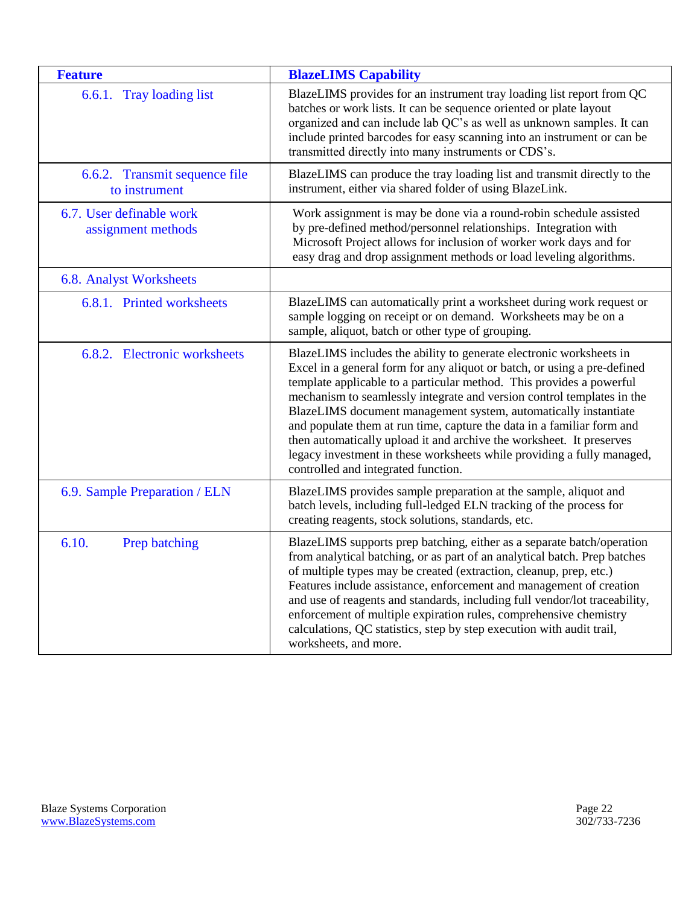| Feature | BlazeLIMS Capability |
| --- | --- |
| 6.6.1. Tray loading list | BlazeLIMS provides for an instrument tray loading list report from QC batches or work lists. It can be sequence oriented or plate layout organized and can include lab QC's as well as unknown samples. It can include printed barcodes for easy scanning into an instrument or can be transmitted directly into many instruments or CDS's. |
| 6.6.2. Transmit sequence file to instrument | BlazeLIMS can produce the tray loading list and transmit directly to the instrument, either via shared folder of using BlazeLink. |
| 6.7. User definable work assignment methods | Work assignment is may be done via a round-robin schedule assisted by pre-defined method/personnel relationships. Integration with Microsoft Project allows for inclusion of worker work days and for easy drag and drop assignment methods or load leveling algorithms. |
| 6.8. Analyst Worksheets | |
| 6.8.1. Printed worksheets | BlazeLIMS can automatically print a worksheet during work request or sample logging on receipt or on demand. Worksheets may be on a sample, aliquot, batch or other type of grouping. |
| 6.8.2. Electronic worksheets | BlazeLIMS includes the ability to generate electronic worksheets in Excel in a general form for any aliquot or batch, or using a pre-defined template applicable to a particular method. This provides a powerful mechanism to seamlessly integrate and version control templates in the BlazeLIMS document management system, automatically instantiate and populate them at run time, capture the data in a familiar form and then automatically upload it and archive the worksheet. It preserves legacy investment in these worksheets while providing a fully managed, controlled and integrated function. |
| 6.9. Sample Preparation / ELN | BlazeLIMS provides sample preparation at the sample, aliquot and batch levels, including full-ledged ELN tracking of the process for creating reagents, stock solutions, standards, etc. |
| 6.10. Prep batching | BlazeLIMS supports prep batching, either as a separate batch/operation from analytical batching, or as part of an analytical batch. Prep batches of multiple types may be created (extraction, cleanup, prep, etc.) Features include assistance, enforcement and management of creation and use of reagents and standards, including full vendor/lot traceability, enforcement of multiple expiration rules, comprehensive chemistry calculations, QC statistics, step by step execution with audit trail, worksheets, and more. |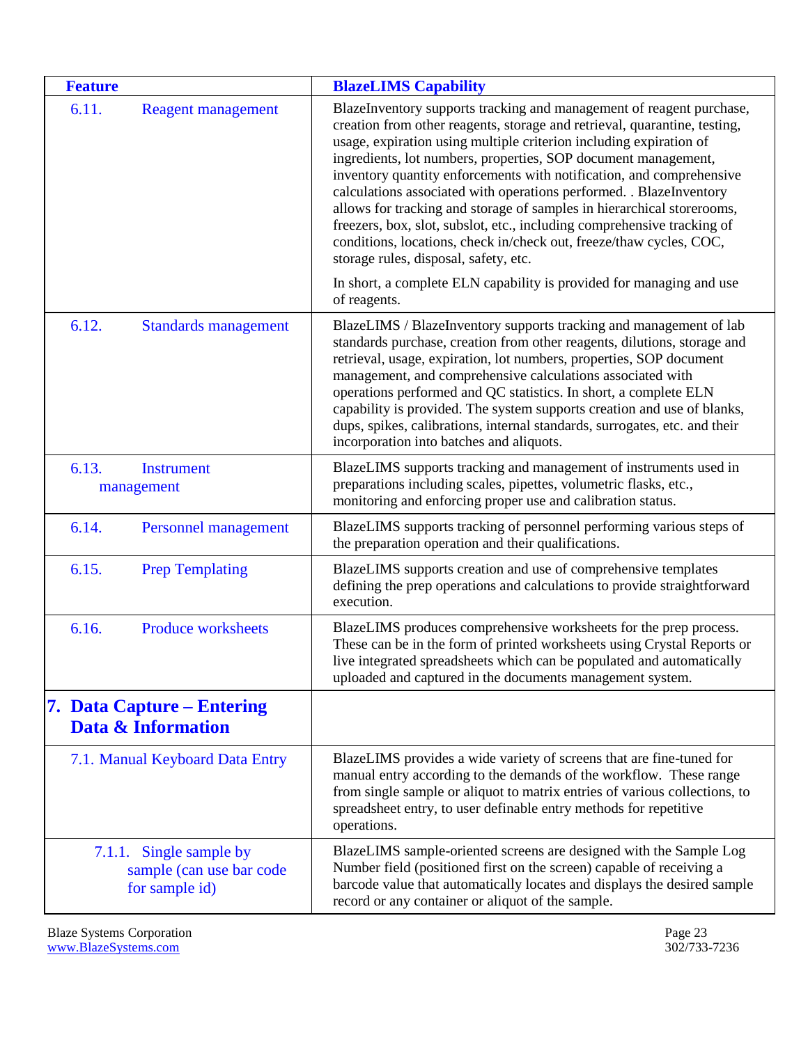| Feature | BlazeLIMS Capability |
| --- | --- |
| 6.11. Reagent management | BlazeInventory supports tracking and management of reagent purchase, creation from other reagents, storage and retrieval, quarantine, testing, usage, expiration using multiple criterion including expiration of ingredients, lot numbers, properties, SOP document management, inventory quantity enforcements with notification, and comprehensive calculations associated with operations performed. . BlazeInventory allows for tracking and storage of samples in hierarchical storerooms, freezers, box, slot, subslot, etc., including comprehensive tracking of conditions, locations, check in/check out, freeze/thaw cycles, COC, storage rules, disposal, safety, etc.<br><br>In short, a complete ELN capability is provided for managing and use of reagents. |
| 6.12. Standards management | BlazeLIMS / BlazeInventory supports tracking and management of lab standards purchase, creation from other reagents, dilutions, storage and retrieval, usage, expiration, lot numbers, properties, SOP document management, and comprehensive calculations associated with operations performed and QC statistics. In short, a complete ELN capability is provided. The system supports creation and use of blanks, dups, spikes, calibrations, internal standards, surrogates, etc. and their incorporation into batches and aliquots. |
| 6.13. Instrument management | BlazeLIMS supports tracking and management of instruments used in preparations including scales, pipettes, volumetric flasks, etc., monitoring and enforcing proper use and calibration status. |
| 6.14. Personnel management | BlazeLIMS supports tracking of personnel performing various steps of the preparation operation and their qualifications. |
| 6.15. Prep Templating | BlazeLIMS supports creation and use of comprehensive templates defining the prep operations and calculations to provide straightforward execution. |
| 6.16. Produce worksheets | BlazeLIMS produces comprehensive worksheets for the prep process. These can be in the form of printed worksheets using Crystal Reports or live integrated spreadsheets which can be populated and automatically uploaded and captured in the documents management system. |
| **7. Data Capture – Entering Data & Information** | |
| 7.1. Manual Keyboard Data Entry | BlazeLIMS provides a wide variety of screens that are fine-tuned for manual entry according to the demands of the workflow. These range from single sample or aliquot to matrix entries of various collections, to spreadsheet entry, to user definable entry methods for repetitive operations. |
| 7.1.1. Single sample by sample (can use bar code for sample id) | BlazeLIMS sample-oriented screens are designed with the Sample Log Number field (positioned first on the screen) capable of receiving a barcode value that automatically locates and displays the desired sample record or any container or aliquot of the sample. |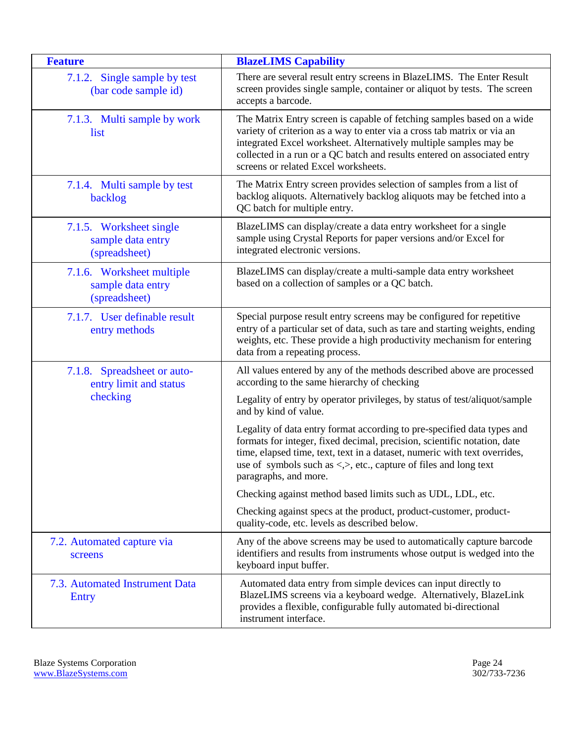| Feature | BlazeLIMS Capability |
|---|---|
| 7.1.2. Single sample by test (bar code sample id) | There are several result entry screens in BlazeLIMS. The Enter Result screen provides single sample, container or aliquot by tests. The screen accepts a barcode. |
| 7.1.3. Multi sample by work list | The Matrix Entry screen is capable of fetching samples based on a wide variety of criterion as a way to enter via a cross tab matrix or via an integrated Excel worksheet. Alternatively multiple samples may be collected in a run or a QC batch and results entered on associated entry screens or related Excel worksheets. |
| 7.1.4. Multi sample by test backlog | The Matrix Entry screen provides selection of samples from a list of backlog aliquots. Alternatively backlog aliquots may be fetched into a QC batch for multiple entry. |
| 7.1.5. Worksheet single sample data entry (spreadsheet) | BlazeLIMS can display/create a data entry worksheet for a single sample using Crystal Reports for paper versions and/or Excel for integrated electronic versions. |
| 7.1.6. Worksheet multiple sample data entry (spreadsheet) | BlazeLIMS can display/create a multi-sample data entry worksheet based on a collection of samples or a QC batch. |
| 7.1.7. User definable result entry methods | Special purpose result entry screens may be configured for repetitive entry of a particular set of data, such as tare and starting weights, ending weights, etc. These provide a high productivity mechanism for entering data from a repeating process. |
| 7.1.8. Spreadsheet or auto-entry limit and status checking | All values entered by any of the methods described above are processed according to the same hierarchy of checking<br><br>Legality of entry by operator privileges, by status of test/aliquot/sample and by kind of value.<br><br>Legality of data entry format according to pre-specified data types and formats for integer, fixed decimal, precision, scientific notation, date time, elapsed time, text, text in a dataset, numeric with text overrides, use of symbols such as <,>, etc., capture of files and long text paragraphs, and more.<br><br>Checking against method based limits such as UDL, LDL, etc.<br><br>Checking against specs at the product, product-customer, product-quality-code, etc. levels as described below. |
| 7.2. Automated capture via screens | Any of the above screens may be used to automatically capture barcode identifiers and results from instruments whose output is wedged into the keyboard input buffer. |
| 7.3. Automated Instrument Data Entry | Automated data entry from simple devices can input directly to BlazeLIMS screens via a keyboard wedge. Alternatively, BlazeLink provides a flexible, configurable fully automated bi-directional instrument interface. |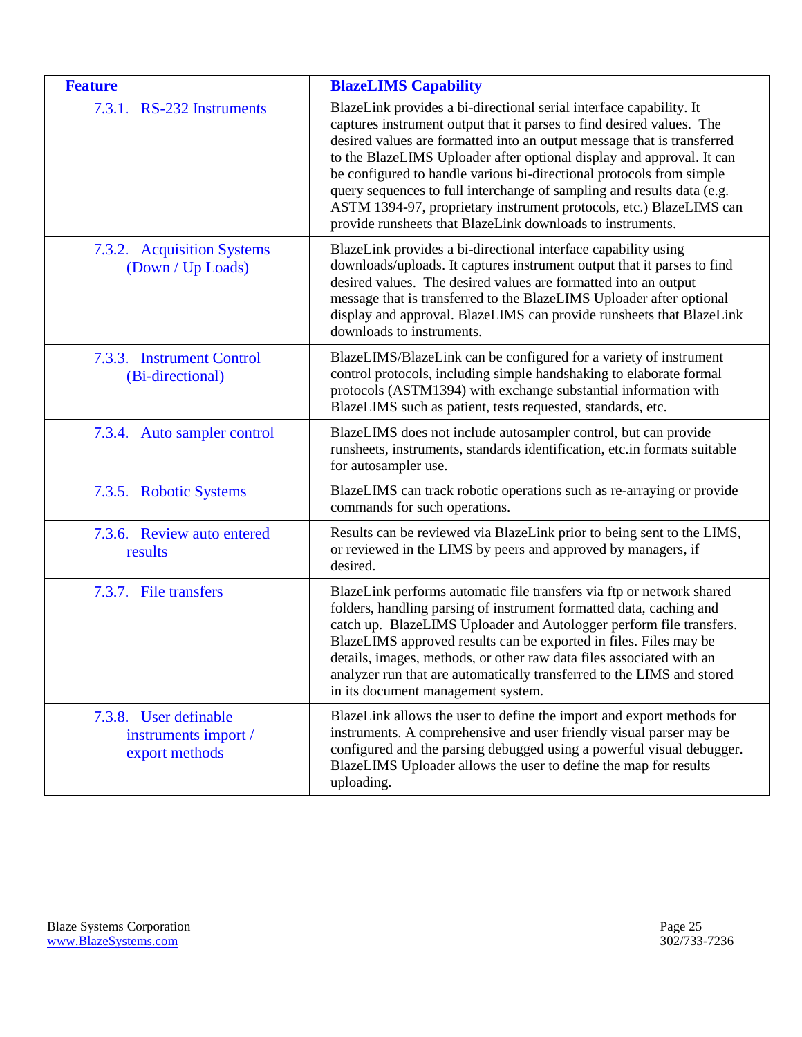| Feature | BlazeLIMS Capability |
|---|---|
| 7.3.1. RS-232 Instruments | BlazeLink provides a bi-directional serial interface capability. It captures instrument output that it parses to find desired values. The desired values are formatted into an output message that is transferred to the BlazeLIMS Uploader after optional display and approval. It can be configured to handle various bi-directional protocols from simple query sequences to full interchange of sampling and results data (e.g. ASTM 1394-97, proprietary instrument protocols, etc.) BlazeLIMS can provide runsheets that BlazeLink downloads to instruments. |
| 7.3.2. Acquisition Systems (Down / Up Loads) | BlazeLink provides a bi-directional interface capability using downloads/uploads. It captures instrument output that it parses to find desired values. The desired values are formatted into an output message that is transferred to the BlazeLIMS Uploader after optional display and approval. BlazeLIMS can provide runsheets that BlazeLink downloads to instruments. |
| 7.3.3. Instrument Control (Bi-directional) | BlazeLIMS/BlazeLink can be configured for a variety of instrument control protocols, including simple handshaking to elaborate formal protocols (ASTM1394) with exchange substantial information with BlazeLIMS such as patient, tests requested, standards, etc. |
| 7.3.4. Auto sampler control | BlazeLIMS does not include autosampler control, but can provide runsheets, instruments, standards identification, etc.in formats suitable for autosampler use. |
| 7.3.5. Robotic Systems | BlazeLIMS can track robotic operations such as re-arraying or provide commands for such operations. |
| 7.3.6. Review auto entered results | Results can be reviewed via BlazeLink prior to being sent to the LIMS, or reviewed in the LIMS by peers and approved by managers, if desired. |
| 7.3.7. File transfers | BlazeLink performs automatic file transfers via ftp or network shared folders, handling parsing of instrument formatted data, caching and catch up. BlazeLIMS Uploader and Autologger perform file transfers. BlazeLIMS approved results can be exported in files. Files may be details, images, methods, or other raw data files associated with an analyzer run that are automatically transferred to the LIMS and stored in its document management system. |
| 7.3.8. User definable instruments import / export methods | BlazeLink allows the user to define the import and export methods for instruments. A comprehensive and user friendly visual parser may be configured and the parsing debugged using a powerful visual debugger. BlazeLIMS Uploader allows the user to define the map for results uploading. |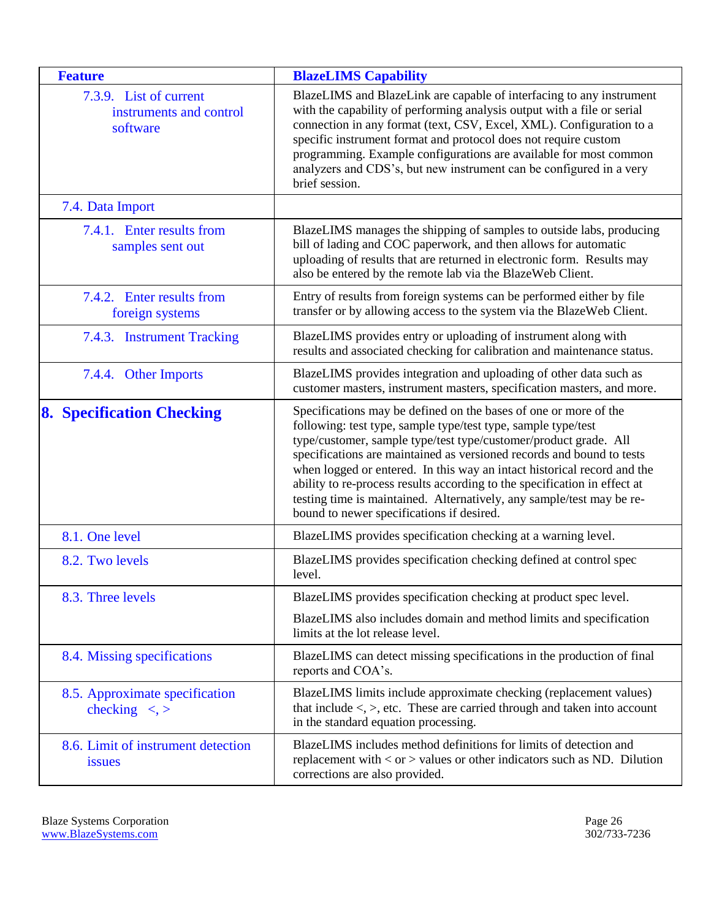| Feature | BlazeLIMS Capability |
| --- | --- |
| 7.3.9. List of current instruments and control software | BlazeLIMS and BlazeLink are capable of interfacing to any instrument with the capability of performing analysis output with a file or serial connection in any format (text, CSV, Excel, XML). Configuration to a specific instrument format and protocol does not require custom programming. Example configurations are available for most common analyzers and CDS's, but new instrument can be configured in a very brief session. |
| 7.4. Data Import | |
| 7.4.1. Enter results from samples sent out | BlazeLIMS manages the shipping of samples to outside labs, producing bill of lading and COC paperwork, and then allows for automatic uploading of results that are returned in electronic form. Results may also be entered by the remote lab via the BlazeWeb Client. |
| 7.4.2. Enter results from foreign systems | Entry of results from foreign systems can be performed either by file transfer or by allowing access to the system via the BlazeWeb Client. |
| 7.4.3. Instrument Tracking | BlazeLIMS provides entry or uploading of instrument along with results and associated checking for calibration and maintenance status. |
| 7.4.4. Other Imports | BlazeLIMS provides integration and uploading of other data such as customer masters, instrument masters, specification masters, and more. |
| **8. Specification Checking** | Specifications may be defined on the bases of one or more of the following: test type, sample type/test type, sample type/test type/customer, sample type/test type/customer/product grade. All specifications are maintained as versioned records and bound to tests when logged or entered. In this way an intact historical record and the ability to re-process results according to the specification in effect at testing time is maintained. Alternatively, any sample/test may be re-bound to newer specifications if desired. |
| 8.1. One level | BlazeLIMS provides specification checking at a warning level. |
| 8.2. Two levels | BlazeLIMS provides specification checking defined at control spec level. |
| 8.3. Three levels | BlazeLIMS provides specification checking at product spec level.<br><br>BlazeLIMS also includes domain and method limits and specification limits at the lot release level. |
| 8.4. Missing specifications | BlazeLIMS can detect missing specifications in the production of final reports and COA's. |
| 8.5. Approximate specification checking <, > | BlazeLIMS limits include approximate checking (replacement values) that include <, >, etc. These are carried through and taken into account in the standard equation processing. |
| 8.6. Limit of instrument detection issues | BlazeLIMS includes method definitions for limits of detection and replacement with < or > values or other indicators such as ND. Dilution corrections are also provided. |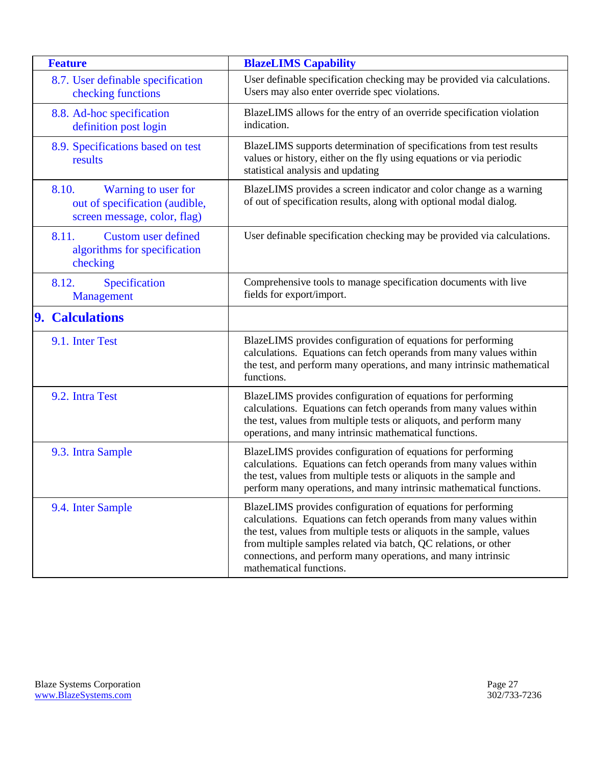| Feature | BlazeLIMS Capability |
|---|---|
| 8.7. User definable specification checking functions | User definable specification checking may be provided via calculations. Users may also enter override spec violations. |
| 8.8. Ad-hoc specification definition post login | BlazeLIMS allows for the entry of an override specification violation indication. |
| 8.9. Specifications based on test results | BlazeLIMS supports determination of specifications from test results values or history, either on the fly using equations or via periodic statistical analysis and updating |
| 8.10. Warning to user for out of specification (audible, screen message, color, flag) | BlazeLIMS provides a screen indicator and color change as a warning of out of specification results, along with optional modal dialog. |
| 8.11. Custom user defined algorithms for specification checking | User definable specification checking may be provided via calculations. |
| 8.12. Specification Management | Comprehensive tools to manage specification documents with live fields for export/import. |
| **9. Calculations** | |
| 9.1. Inter Test | BlazeLIMS provides configuration of equations for performing calculations. Equations can fetch operands from many values within the test, and perform many operations, and many intrinsic mathematical functions. |
| 9.2. Intra Test | BlazeLIMS provides configuration of equations for performing calculations. Equations can fetch operands from many values within the test, values from multiple tests or aliquots, and perform many operations, and many intrinsic mathematical functions. |
| 9.3. Intra Sample | BlazeLIMS provides configuration of equations for performing calculations. Equations can fetch operands from many values within the test, values from multiple tests or aliquots in the sample and perform many operations, and many intrinsic mathematical functions. |
| 9.4. Inter Sample | BlazeLIMS provides configuration of equations for performing calculations. Equations can fetch operands from many values within the test, values from multiple tests or aliquots in the sample, values from multiple samples related via batch, QC relations, or other connections, and perform many operations, and many intrinsic mathematical functions. |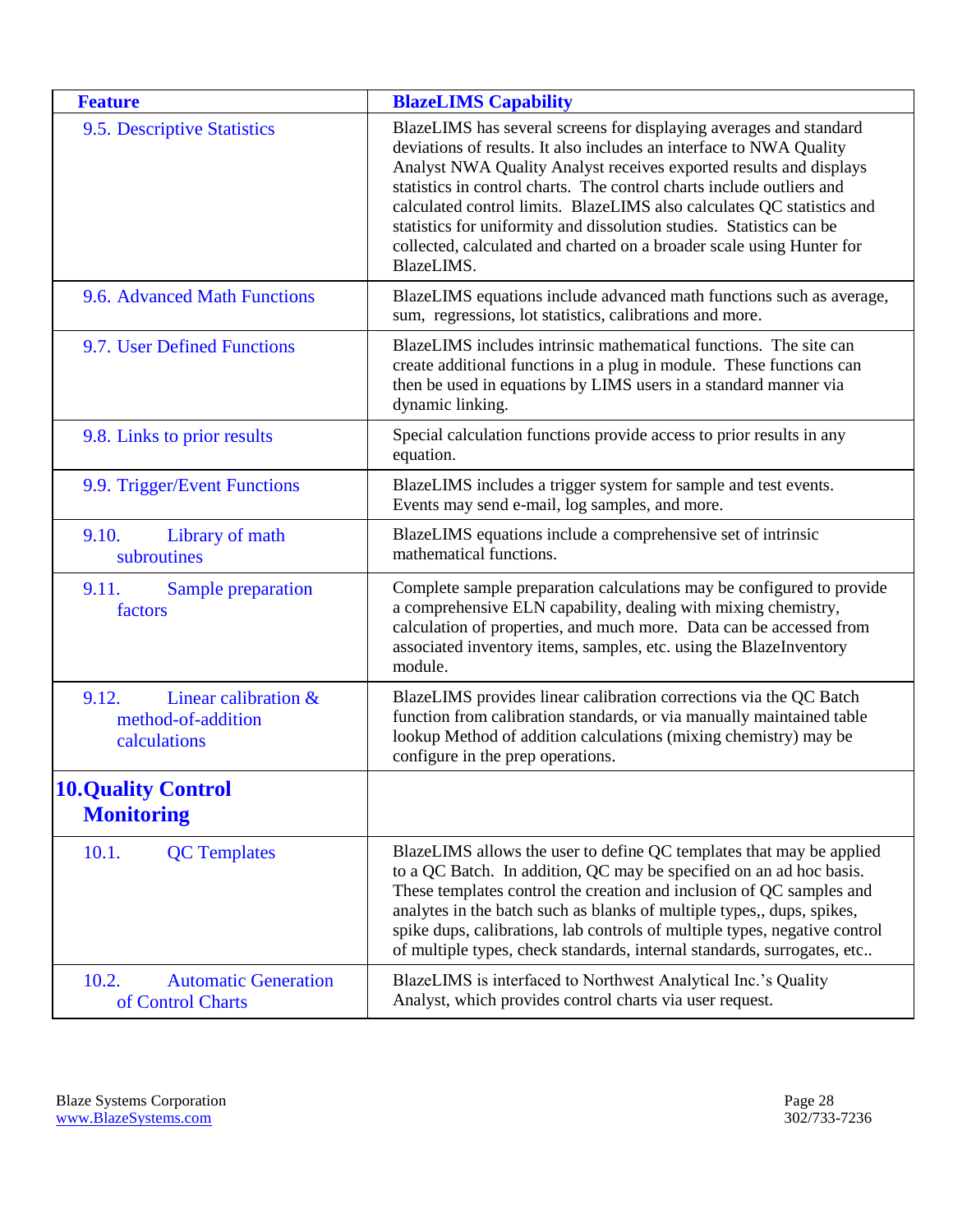| Feature | BlazeLIMS Capability |
| --- | --- |
| 9.5. Descriptive Statistics | BlazeLIMS has several screens for displaying averages and standard deviations of results. It also includes an interface to NWA Quality Analyst NWA Quality Analyst receives exported results and displays statistics in control charts. The control charts include outliers and calculated control limits. BlazeLIMS also calculates QC statistics and statistics for uniformity and dissolution studies. Statistics can be collected, calculated and charted on a broader scale using Hunter for BlazeLIMS. |
| 9.6. Advanced Math Functions | BlazeLIMS equations include advanced math functions such as average, sum, regressions, lot statistics, calibrations and more. |
| 9.7. User Defined Functions | BlazeLIMS includes intrinsic mathematical functions. The site can create additional functions in a plug in module. These functions can then be used in equations by LIMS users in a standard manner via dynamic linking. |
| 9.8. Links to prior results | Special calculation functions provide access to prior results in any equation. |
| 9.9. Trigger/Event Functions | BlazeLIMS includes a trigger system for sample and test events. Events may send e-mail, log samples, and more. |
| 9.10. Library of math subroutines | BlazeLIMS equations include a comprehensive set of intrinsic mathematical functions. |
| 9.11. Sample preparation factors | Complete sample preparation calculations may be configured to provide a comprehensive ELN capability, dealing with mixing chemistry, calculation of properties, and much more. Data can be accessed from associated inventory items, samples, etc. using the BlazeInventory module. |
| 9.12. Linear calibration & method-of-addition calculations | BlazeLIMS provides linear calibration corrections via the QC Batch function from calibration standards, or via manually maintained table lookup Method of addition calculations (mixing chemistry) may be configure in the prep operations. |
| **10. Quality Control Monitoring** | |
| 10.1. QC Templates | BlazeLIMS allows the user to define QC templates that may be applied to a QC Batch. In addition, QC may be specified on an ad hoc basis. These templates control the creation and inclusion of QC samples and analytes in the batch such as blanks of multiple types,, dups, spikes, spike dups, calibrations, lab controls of multiple types, negative control of multiple types, check standards, internal standards, surrogates, etc.. |
| 10.2. Automatic Generation of Control Charts | BlazeLIMS is interfaced to Northwest Analytical Inc.'s Quality Analyst, which provides control charts via user request. |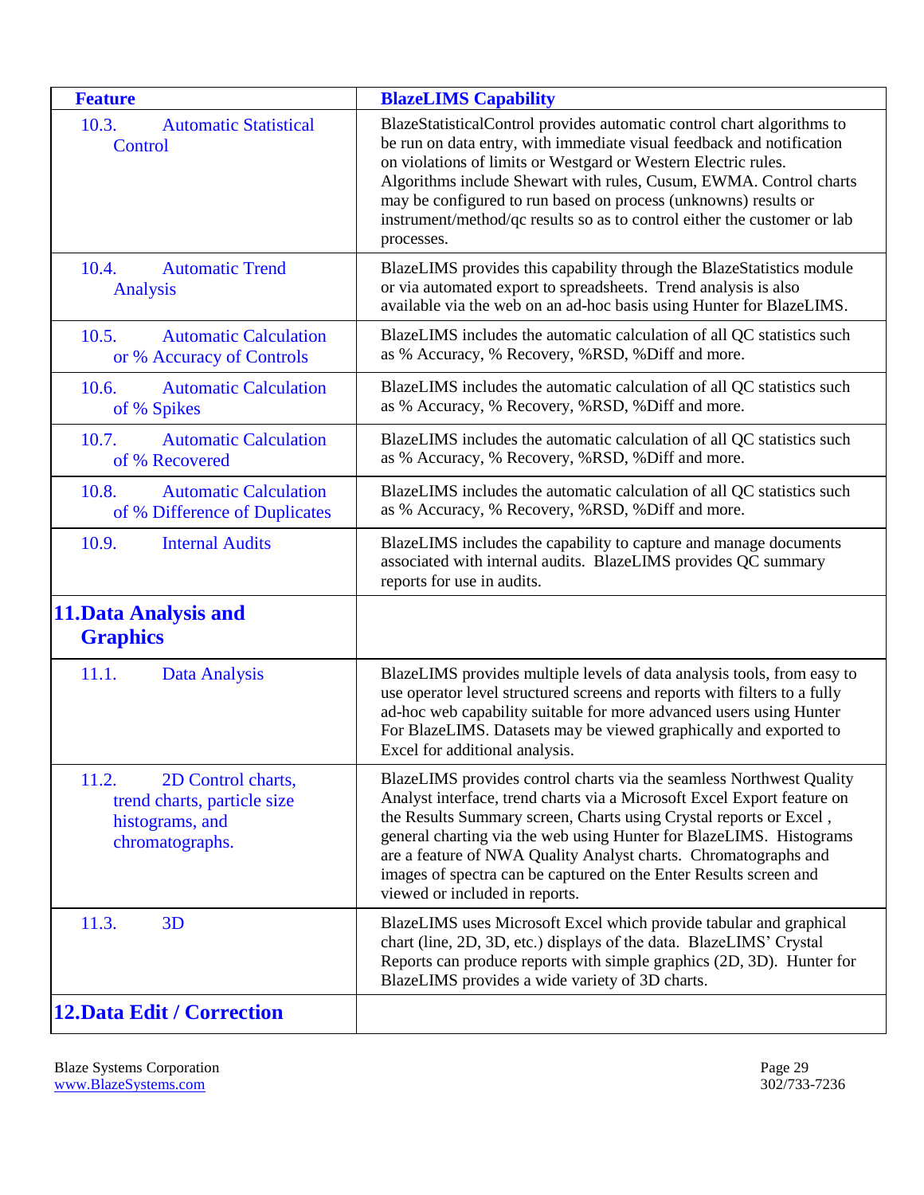| Feature | BlazeLIMS Capability |
|---|---|
| 10.3. Automatic Statistical Control | BlazeStatisticalControl provides automatic control chart algorithms to be run on data entry, with immediate visual feedback and notification on violations of limits or Westgard or Western Electric rules. Algorithms include Shewart with rules, Cusum, EWMA. Control charts may be configured to run based on process (unknowns) results or instrument/method/qc results so as to control either the customer or lab processes. |
| 10.4. Automatic Trend Analysis | BlazeLIMS provides this capability through the BlazeStatistics module or via automated export to spreadsheets. Trend analysis is also available via the web on an ad-hoc basis using Hunter for BlazeLIMS. |
| 10.5. Automatic Calculation or % Accuracy of Controls | BlazeLIMS includes the automatic calculation of all QC statistics such as % Accuracy, % Recovery, %RSD, %Diff and more. |
| 10.6. Automatic Calculation of % Spikes | BlazeLIMS includes the automatic calculation of all QC statistics such as % Accuracy, % Recovery, %RSD, %Diff and more. |
| 10.7. Automatic Calculation of % Recovered | BlazeLIMS includes the automatic calculation of all QC statistics such as % Accuracy, % Recovery, %RSD, %Diff and more. |
| 10.8. Automatic Calculation of % Difference of Duplicates | BlazeLIMS includes the automatic calculation of all QC statistics such as % Accuracy, % Recovery, %RSD, %Diff and more. |
| 10.9. Internal Audits | BlazeLIMS includes the capability to capture and manage documents associated with internal audits. BlazeLIMS provides QC summary reports for use in audits. |
| **11. Data Analysis and Graphics** | |
| 11.1. Data Analysis | BlazeLIMS provides multiple levels of data analysis tools, from easy to use operator level structured screens and reports with filters to a fully ad-hoc web capability suitable for more advanced users using Hunter For BlazeLIMS. Datasets may be viewed graphically and exported to Excel for additional analysis. |
| 11.2. 2D Control charts, trend charts, particle size histograms, and chromatographs. | BlazeLIMS provides control charts via the seamless Northwest Quality Analyst interface, trend charts via a Microsoft Excel Export feature on the Results Summary screen, Charts using Crystal reports or Excel , general charting via the web using Hunter for BlazeLIMS. Histograms are a feature of NWA Quality Analyst charts. Chromatographs and images of spectra can be captured on the Enter Results screen and viewed or included in reports. |
| 11.3. 3D | BlazeLIMS uses Microsoft Excel which provide tabular and graphical chart (line, 2D, 3D, etc.) displays of the data. BlazeLIMS' Crystal Reports can produce reports with simple graphics (2D, 3D). Hunter for BlazeLIMS provides a wide variety of 3D charts. |
| **12. Data Edit / Correction** | |

Blaze Systems Corporation
www.BlazeSystems.com

302/733-7236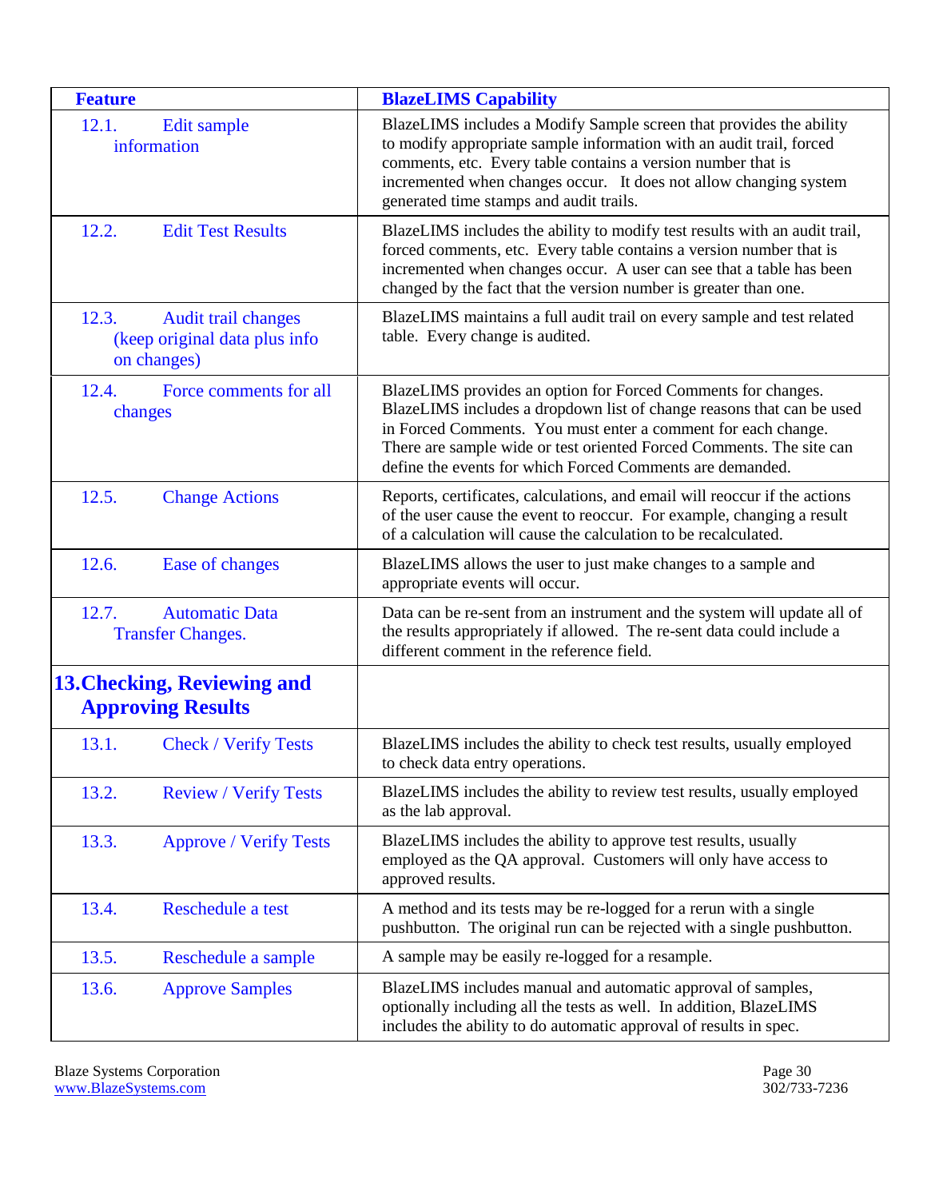| Feature | BlazeLIMS Capability |
|---|---|
| 12.1. Edit sample information | BlazeLIMS includes a Modify Sample screen that provides the ability to modify appropriate sample information with an audit trail, forced comments, etc. Every table contains a version number that is incremented when changes occur. It does not allow changing system generated time stamps and audit trails. |
| 12.2. Edit Test Results | BlazeLIMS includes the ability to modify test results with an audit trail, forced comments, etc. Every table contains a version number that is incremented when changes occur. A user can see that a table has been changed by the fact that the version number is greater than one. |
| 12.3. Audit trail changes (keep original data plus info on changes) | BlazeLIMS maintains a full audit trail on every sample and test related table. Every change is audited. |
| 12.4. Force comments for all changes | BlazeLIMS provides an option for Forced Comments for changes. BlazeLIMS includes a dropdown list of change reasons that can be used in Forced Comments. You must enter a comment for each change. There are sample wide or test oriented Forced Comments. The site can define the events for which Forced Comments are demanded. |
| 12.5. Change Actions | Reports, certificates, calculations, and email will reoccur if the actions of the user cause the event to reoccur. For example, changing a result of a calculation will cause the calculation to be recalculated. |
| 12.6. Ease of changes | BlazeLIMS allows the user to just make changes to a sample and appropriate events will occur. |
| 12.7. Automatic Data Transfer Changes. | Data can be re-sent from an instrument and the system will update all of the results appropriately if allowed. The re-sent data could include a different comment in the reference field. |
| **13. Checking, Reviewing and Approving Results** | |
| 13.1. Check / Verify Tests | BlazeLIMS includes the ability to check test results, usually employed to check data entry operations. |
| 13.2. Review / Verify Tests | BlazeLIMS includes the ability to review test results, usually employed as the lab approval. |
| 13.3. Approve / Verify Tests | BlazeLIMS includes the ability to approve test results, usually employed as the QA approval. Customers will only have access to approved results. |
| 13.4. Reschedule a test | A method and its tests may be re-logged for a rerun with a single pushbutton. The original run can be rejected with a single pushbutton. |
| 13.5. Reschedule a sample | A sample may be easily re-logged for a resample. |
| 13.6. Approve Samples | BlazeLIMS includes manual and automatic approval of samples, optionally including all the tests as well. In addition, BlazeLIMS includes the ability to do automatic approval of results in spec. |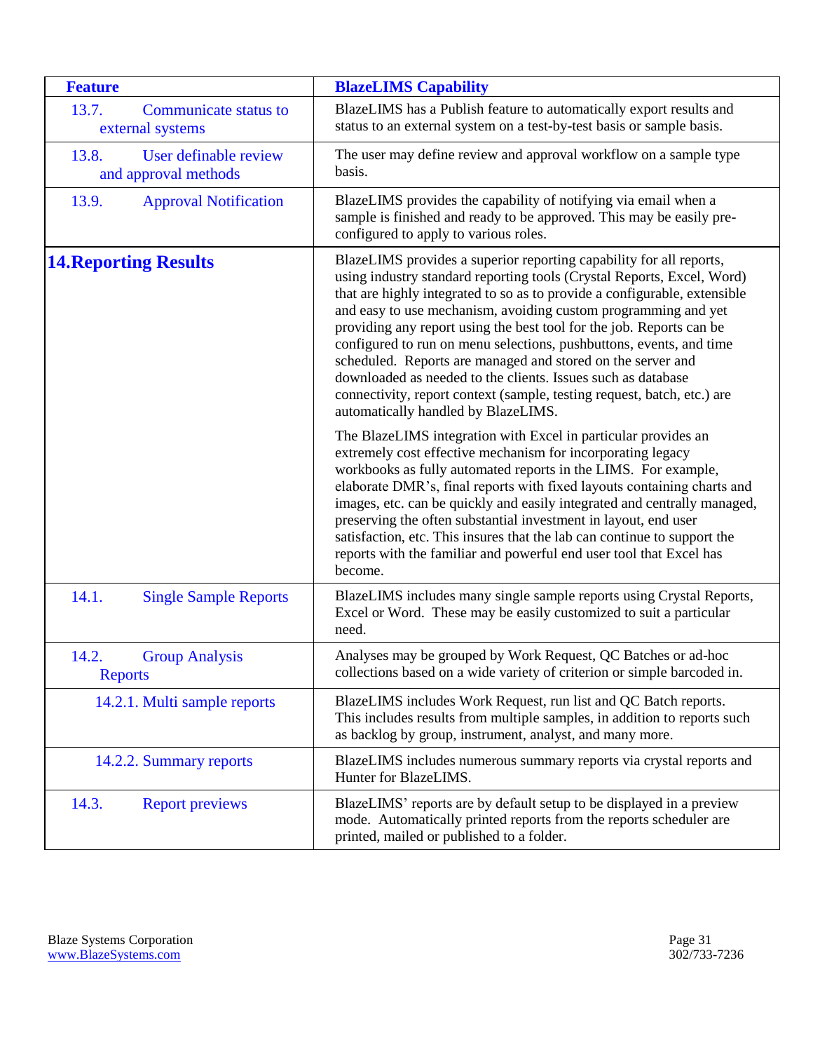| Feature | BlazeLIMS Capability |
|---|---|
| 13.7. Communicate status to external systems | BlazeLIMS has a Publish feature to automatically export results and status to an external system on a test-by-test basis or sample basis. |
| 13.8. User definable review and approval methods | The user may define review and approval workflow on a sample type basis. |
| 13.9. Approval Notification | BlazeLIMS provides the capability of notifying via email when a sample is finished and ready to be approved. This may be easily pre-configured to apply to various roles. |
| **14. Reporting Results** | BlazeLIMS provides a superior reporting capability for all reports, using industry standard reporting tools (Crystal Reports, Excel, Word) that are highly integrated to so as to provide a configurable, extensible and easy to use mechanism, avoiding custom programming and yet providing any report using the best tool for the job. Reports can be configured to run on menu selections, pushbuttons, events, and time scheduled. Reports are managed and stored on the server and downloaded as needed to the clients. Issues such as database connectivity, report context (sample, testing request, batch, etc.) are automatically handled by BlazeLIMS.<br><br>The BlazeLIMS integration with Excel in particular provides an extremely cost effective mechanism for incorporating legacy workbooks as fully automated reports in the LIMS. For example, elaborate DMR's, final reports with fixed layouts containing charts and images, etc. can be quickly and easily integrated and centrally managed, preserving the often substantial investment in layout, end user satisfaction, etc. This insures that the lab can continue to support the reports with the familiar and powerful end user tool that Excel has become. |
| 14.1. Single Sample Reports | BlazeLIMS includes many single sample reports using Crystal Reports, Excel or Word. These may be easily customized to suit a particular need. |
| 14.2. Group Analysis Reports | Analyses may be grouped by Work Request, QC Batches or ad-hoc collections based on a wide variety of criterion or simple barcoded in. |
| 14.2.1. Multi sample reports | BlazeLIMS includes Work Request, run list and QC Batch reports. This includes results from multiple samples, in addition to reports such as backlog by group, instrument, analyst, and many more. |
| 14.2.2. Summary reports | BlazeLIMS includes numerous summary reports via crystal reports and Hunter for BlazeLIMS. |
| 14.3. Report previews | BlazeLIMS' reports are by default setup to be displayed in a preview mode. Automatically printed reports from the reports scheduler are printed, mailed or published to a folder. |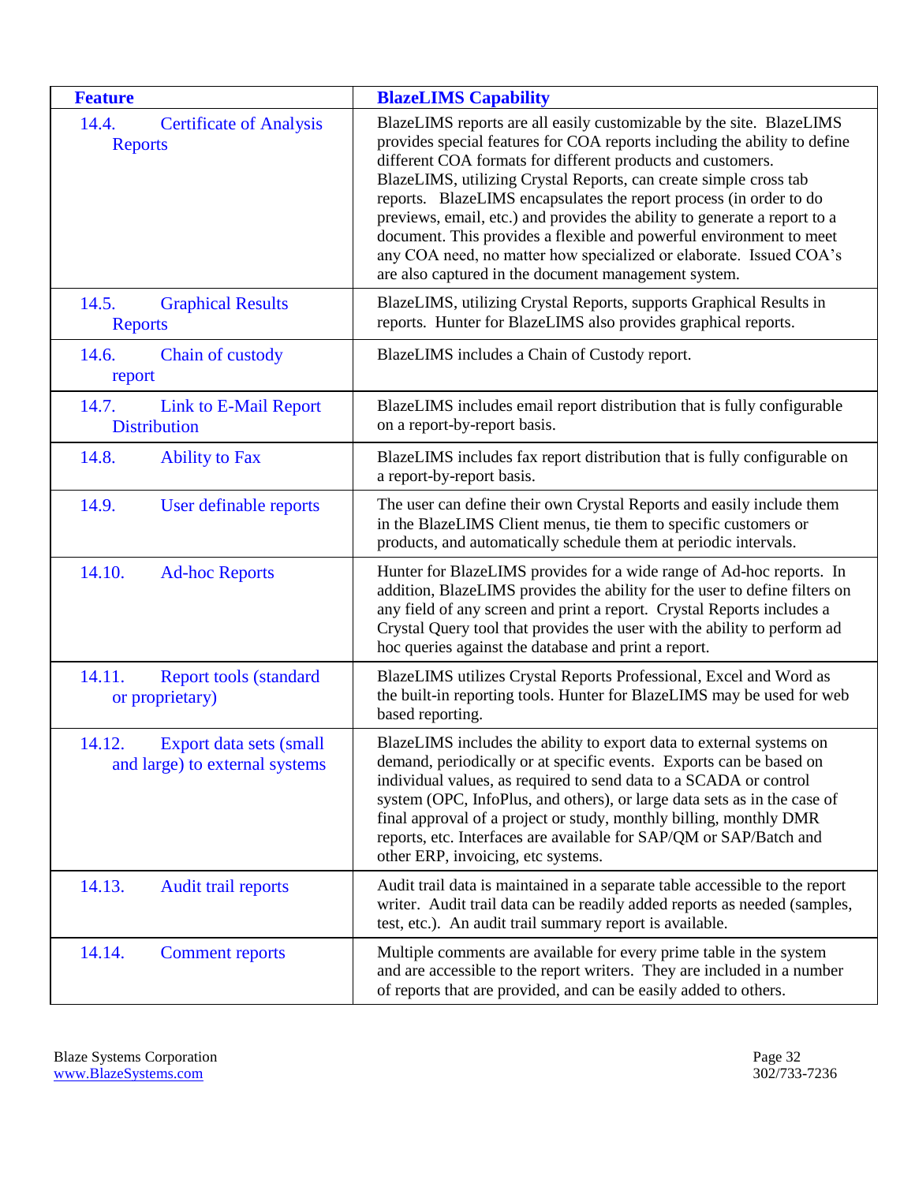| Feature | BlazeLIMS Capability |
|---|---|
| 14.4. Certificate of Analysis Reports | BlazeLIMS reports are all easily customizable by the site. BlazeLIMS provides special features for COA reports including the ability to define different COA formats for different products and customers. BlazeLIMS, utilizing Crystal Reports, can create simple cross tab reports. BlazeLIMS encapsulates the report process (in order to do previews, email, etc.) and provides the ability to generate a report to a document. This provides a flexible and powerful environment to meet any COA need, no matter how specialized or elaborate. Issued COA's are also captured in the document management system. |
| 14.5. Graphical Results Reports | BlazeLIMS, utilizing Crystal Reports, supports Graphical Results in reports. Hunter for BlazeLIMS also provides graphical reports. |
| 14.6. Chain of custody report | BlazeLIMS includes a Chain of Custody report. |
| 14.7. Link to E-Mail Report Distribution | BlazeLIMS includes email report distribution that is fully configurable on a report-by-report basis. |
| 14.8. Ability to Fax | BlazeLIMS includes fax report distribution that is fully configurable on a report-by-report basis. |
| 14.9. User definable reports | The user can define their own Crystal Reports and easily include them in the BlazeLIMS Client menus, tie them to specific customers or products, and automatically schedule them at periodic intervals. |
| 14.10. Ad-hoc Reports | Hunter for BlazeLIMS provides for a wide range of Ad-hoc reports. In addition, BlazeLIMS provides the ability for the user to define filters on any field of any screen and print a report. Crystal Reports includes a Crystal Query tool that provides the user with the ability to perform ad hoc queries against the database and print a report. |
| 14.11. Report tools (standard or proprietary) | BlazeLIMS utilizes Crystal Reports Professional, Excel and Word as the built-in reporting tools. Hunter for BlazeLIMS may be used for web based reporting. |
| 14.12. Export data sets (small and large) to external systems | BlazeLIMS includes the ability to export data to external systems on demand, periodically or at specific events. Exports can be based on individual values, as required to send data to a SCADA or control system (OPC, InfoPlus, and others), or large data sets as in the case of final approval of a project or study, monthly billing, monthly DMR reports, etc. Interfaces are available for SAP/QM or SAP/Batch and other ERP, invoicing, etc systems. |
| 14.13. Audit trail reports | Audit trail data is maintained in a separate table accessible to the report writer. Audit trail data can be readily added reports as needed (samples, test, etc.). An audit trail summary report is available. |
| 14.14. Comment reports | Multiple comments are available for every prime table in the system and are accessible to the report writers. They are included in a number of reports that are provided, and can be easily added to others. |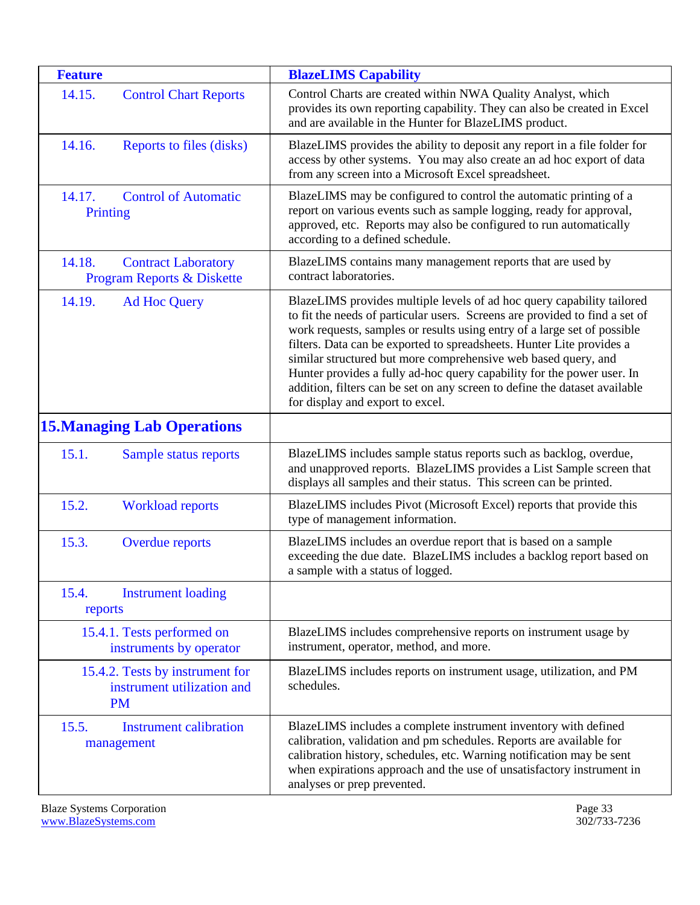| Feature | BlazeLIMS Capability |
|---|---|
| 14.15. Control Chart Reports | Control Charts are created within NWA Quality Analyst, which provides its own reporting capability. They can also be created in Excel and are available in the Hunter for BlazeLIMS product. |
| 14.16. Reports to files (disks) | BlazeLIMS provides the ability to deposit any report in a file folder for access by other systems. You may also create an ad hoc export of data from any screen into a Microsoft Excel spreadsheet. |
| 14.17. Control of Automatic Printing | BlazeLIMS may be configured to control the automatic printing of a report on various events such as sample logging, ready for approval, approved, etc. Reports may also be configured to run automatically according to a defined schedule. |
| 14.18. Contract Laboratory Program Reports & Diskette | BlazeLIMS contains many management reports that are used by contract laboratories. |
| 14.19. Ad Hoc Query | BlazeLIMS provides multiple levels of ad hoc query capability tailored to fit the needs of particular users. Screens are provided to find a set of work requests, samples or results using entry of a large set of possible filters. Data can be exported to spreadsheets. Hunter Lite provides a similar structured but more comprehensive web based query, and Hunter provides a fully ad-hoc query capability for the power user. In addition, filters can be set on any screen to define the dataset available for display and export to excel. |
| **15.Managing Lab Operations** | |
| 15.1. Sample status reports | BlazeLIMS includes sample status reports such as backlog, overdue, and unapproved reports. BlazeLIMS provides a List Sample screen that displays all samples and their status. This screen can be printed. |
| 15.2. Workload reports | BlazeLIMS includes Pivot (Microsoft Excel) reports that provide this type of management information. |
| 15.3. Overdue reports | BlazeLIMS includes an overdue report that is based on a sample exceeding the due date. BlazeLIMS includes a backlog report based on a sample with a status of logged. |
| 15.4. Instrument loading reports | |
| 15.4.1. Tests performed on instruments by operator | BlazeLIMS includes comprehensive reports on instrument usage by instrument, operator, method, and more. |
| 15.4.2. Tests by instrument for instrument utilization and PM | BlazeLIMS includes reports on instrument usage, utilization, and PM schedules. |
| 15.5. Instrument calibration management | BlazeLIMS includes a complete instrument inventory with defined calibration, validation and pm schedules. Reports are available for calibration history, schedules, etc. Warning notification may be sent when expirations approach and the use of unsatisfactory instrument in analyses or prep prevented. |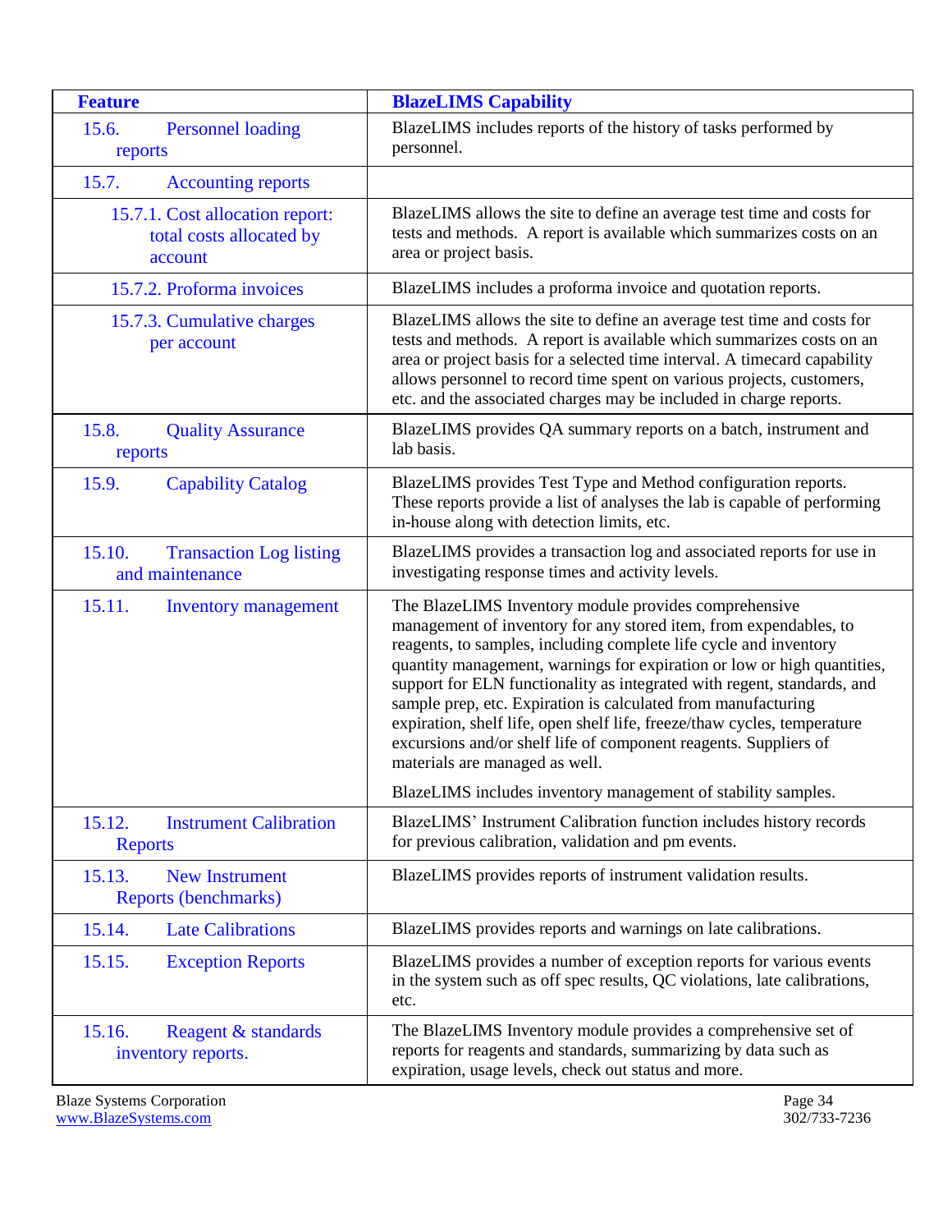| Feature | BlazeLIMS Capability |
|---|---|
| 15.6. Personnel loading reports | BlazeLIMS includes reports of the history of tasks performed by personnel. |
| 15.7. Accounting reports | |
| 15.7.1. Cost allocation report: total costs allocated by account | BlazeLIMS allows the site to define an average test time and costs for tests and methods. A report is available which summarizes costs on an area or project basis. |
| 15.7.2. Proforma invoices | BlazeLIMS includes a proforma invoice and quotation reports. |
| 15.7.3. Cumulative charges per account | BlazeLIMS allows the site to define an average test time and costs for tests and methods. A report is available which summarizes costs on an area or project basis for a selected time interval. A timecard capability allows personnel to record time spent on various projects, customers, etc. and the associated charges may be included in charge reports. |
| 15.8. Quality Assurance reports | BlazeLIMS provides QA summary reports on a batch, instrument and lab basis. |
| 15.9. Capability Catalog | BlazeLIMS provides Test Type and Method configuration reports. These reports provide a list of analyses the lab is capable of performing in-house along with detection limits, etc. |
| 15.10. Transaction Log listing and maintenance | BlazeLIMS provides a transaction log and associated reports for use in investigating response times and activity levels. |
| 15.11. Inventory management | The BlazeLIMS Inventory module provides comprehensive management of inventory for any stored item, from expendables, to reagents, to samples, including complete life cycle and inventory quantity management, warnings for expiration or low or high quantities, support for ELN functionality as integrated with regent, standards, and sample prep, etc. Expiration is calculated from manufacturing expiration, shelf life, open shelf life, freeze/thaw cycles, temperature excursions and/or shelf life of component reagents. Suppliers of materials are managed as well.<br><br>BlazeLIMS includes inventory management of stability samples. |
| 15.12. Instrument Calibration Reports | BlazeLIMS' Instrument Calibration function includes history records for previous calibration, validation and pm events. |
| 15.13. New Instrument Reports (benchmarks) | BlazeLIMS provides reports of instrument validation results. |
| 15.14. Late Calibrations | BlazeLIMS provides reports and warnings on late calibrations. |
| 15.15. Exception Reports | BlazeLIMS provides a number of exception reports for various events in the system such as off spec results, QC violations, late calibrations, etc. |
| 15.16. Reagent & standards inventory reports. | The BlazeLIMS Inventory module provides a comprehensive set of reports for reagents and standards, summarizing by data such as expiration, usage levels, check out status and more. |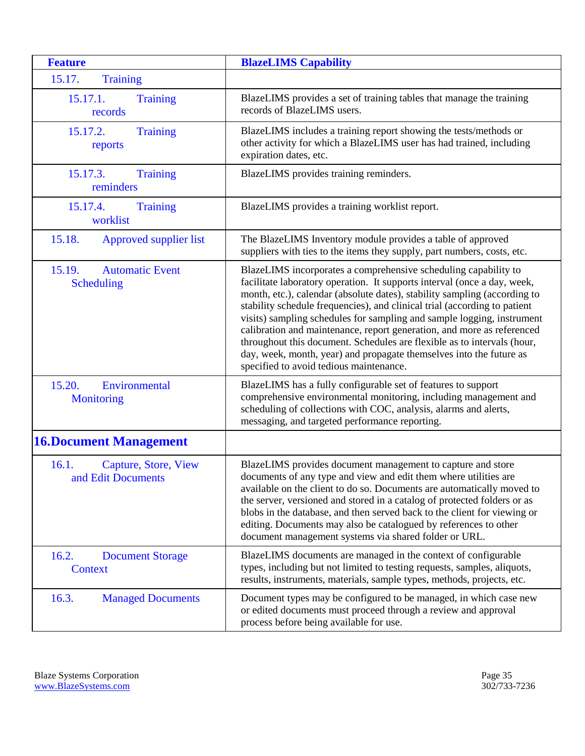| Feature | BlazeLIMS Capability |
|---|---|
| 15.17. Training | |
| 15.17.1. Training records | BlazeLIMS provides a set of training tables that manage the training records of BlazeLIMS users. |
| 15.17.2. Training reports | BlazeLIMS includes a training report showing the tests/methods or other activity for which a BlazeLIMS user has had trained, including expiration dates, etc. |
| 15.17.3. Training reminders | BlazeLIMS provides training reminders. |
| 15.17.4. Training worklist | BlazeLIMS provides a training worklist report. |
| 15.18. Approved supplier list | The BlazeLIMS Inventory module provides a table of approved suppliers with ties to the items they supply, part numbers, costs, etc. |
| 15.19. Automatic Event Scheduling | BlazeLIMS incorporates a comprehensive scheduling capability to facilitate laboratory operation. It supports interval (once a day, week, month, etc.), calendar (absolute dates), stability sampling (according to stability schedule frequencies), and clinical trial (according to patient visits) sampling schedules for sampling and sample logging, instrument calibration and maintenance, report generation, and more as referenced throughout this document. Schedules are flexible as to intervals (hour, day, week, month, year) and propagate themselves into the future as specified to avoid tedious maintenance. |
| 15.20. Environmental Monitoring | BlazeLIMS has a fully configurable set of features to support comprehensive environmental monitoring, including management and scheduling of collections with COC, analysis, alarms and alerts, messaging, and targeted performance reporting. |
| **16. Document Management** | |
| 16.1. Capture, Store, View and Edit Documents | BlazeLIMS provides document management to capture and store documents of any type and view and edit them where utilities are available on the client to do so. Documents are automatically moved to the server, versioned and stored in a catalog of protected folders or as blobs in the database, and then served back to the client for viewing or editing. Documents may also be catalogued by references to other document management systems via shared folder or URL. |
| 16.2. Document Storage Context | BlazeLIMS documents are managed in the context of configurable types, including but not limited to testing requests, samples, aliquots, results, instruments, materials, sample types, methods, projects, etc. |
| 16.3. Managed Documents | Document types may be configured to be managed, in which case new or edited documents must proceed through a review and approval process before being available for use. |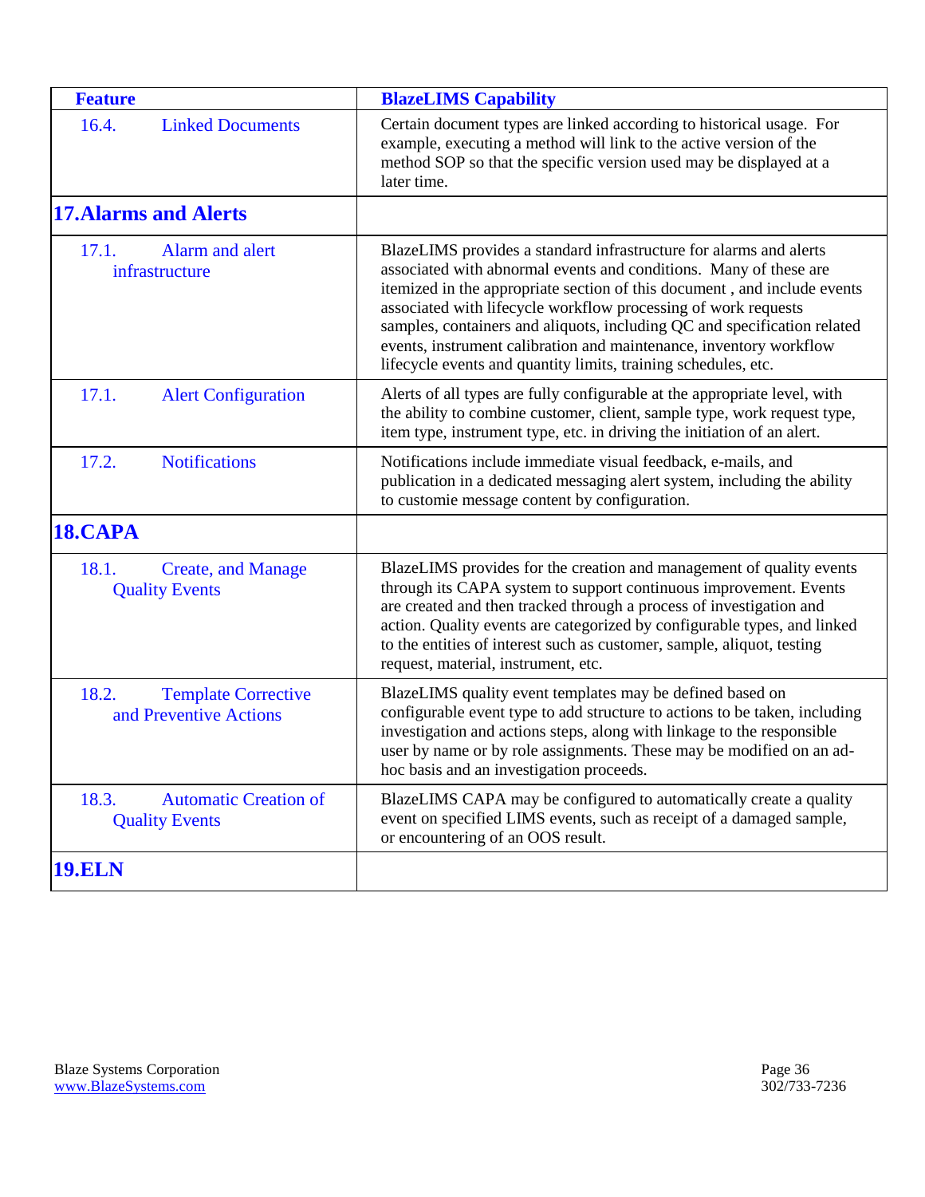| Feature | BlazeLIMS Capability |
|---|---|
| 16.4. Linked Documents | Certain document types are linked according to historical usage. For example, executing a method will link to the active version of the method SOP so that the specific version used may be displayed at a later time. |
| **17. Alarms and Alerts** | |
| 17.1. Alarm and alert infrastructure | BlazeLIMS provides a standard infrastructure for alarms and alerts associated with abnormal events and conditions. Many of these are itemized in the appropriate section of this document , and include events associated with lifecycle workflow processing of work requests samples, containers and aliquots, including QC and specification related events, instrument calibration and maintenance, inventory workflow lifecycle events and quantity limits, training schedules, etc. |
| 17.1. Alert Configuration | Alerts of all types are fully configurable at the appropriate level, with the ability to combine customer, client, sample type, work request type, item type, instrument type, etc. in driving the initiation of an alert. |
| 17.2. Notifications | Notifications include immediate visual feedback, e-mails, and publication in a dedicated messaging alert system, including the ability to customie message content by configuration. |
| **18. CAPA** | |
| 18.1. Create, and Manage Quality Events | BlazeLIMS provides for the creation and management of quality events through its CAPA system to support continuous improvement. Events are created and then tracked through a process of investigation and action. Quality events are categorized by configurable types, and linked to the entities of interest such as customer, sample, aliquot, testing request, material, instrument, etc. |
| 18.2. Template Corrective and Preventive Actions | BlazeLIMS quality event templates may be defined based on configurable event type to add structure to actions to be taken, including investigation and actions steps, along with linkage to the responsible user by name or by role assignments. These may be modified on an ad-hoc basis and an investigation proceeds. |
| 18.3. Automatic Creation of Quality Events | BlazeLIMS CAPA may be configured to automatically create a quality event on specified LIMS events, such as receipt of a damaged sample, or encountering of an OOS result. |
| **19. ELN** | |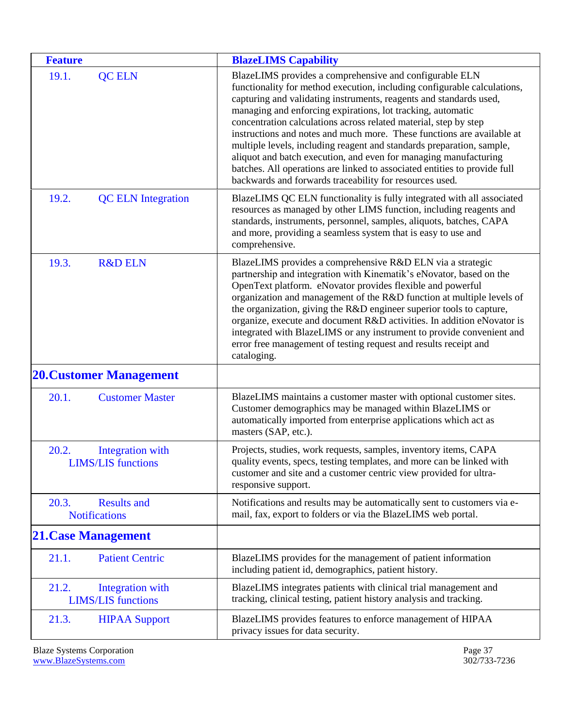| Feature | BlazeLIMS Capability |
| --- | --- |
| 19.1. QC ELN | BlazeLIMS provides a comprehensive and configurable ELN functionality for method execution, including configurable calculations, capturing and validating instruments, reagents and standards used, managing and enforcing expirations, lot tracking, automatic concentration calculations across related material, step by step instructions and notes and much more. These functions are available at multiple levels, including reagent and standards preparation, sample, aliquot and batch execution, and even for managing manufacturing batches. All operations are linked to associated entities to provide full backwards and forwards traceability for resources used. |
| 19.2. QC ELN Integration | BlazeLIMS QC ELN functionality is fully integrated with all associated resources as managed by other LIMS function, including reagents and standards, instruments, personnel, samples, aliquots, batches, CAPA and more, providing a seamless system that is easy to use and comprehensive. |
| 19.3. R&D ELN | BlazeLIMS provides a comprehensive R&D ELN via a strategic partnership and integration with Kinematik's eNovator, based on the OpenText platform. eNovator provides flexible and powerful organization and management of the R&D function at multiple levels of the organization, giving the R&D engineer superior tools to capture, organize, execute and document R&D activities. In addition eNovator is integrated with BlazeLIMS or any instrument to provide convenient and error free management of testing request and results receipt and cataloging. |
| **20. Customer Management** | |
| 20.1. Customer Master | BlazeLIMS maintains a customer master with optional customer sites. Customer demographics may be managed within BlazeLIMS or automatically imported from enterprise applications which act as masters (SAP, etc.). |
| 20.2. Integration with LIMS/LIS functions | Projects, studies, work requests, samples, inventory items, CAPA quality events, specs, testing templates, and more can be linked with customer and site and a customer centric view provided for ultra-responsive support. |
| 20.3. Results and Notifications | Notifications and results may be automatically sent to customers via e-mail, fax, export to folders or via the BlazeLIMS web portal. |
| **21. Case Management** | |
| 21.1. Patient Centric | BlazeLIMS provides for the management of patient information including patient id, demographics, patient history. |
| 21.2. Integration with LIMS/LIS functions | BlazeLIMS integrates patients with clinical trial management and tracking, clinical testing, patient history analysis and tracking. |
| 21.3. HIPAA Support | BlazeLIMS provides features to enforce management of HIPAA privacy issues for data security. |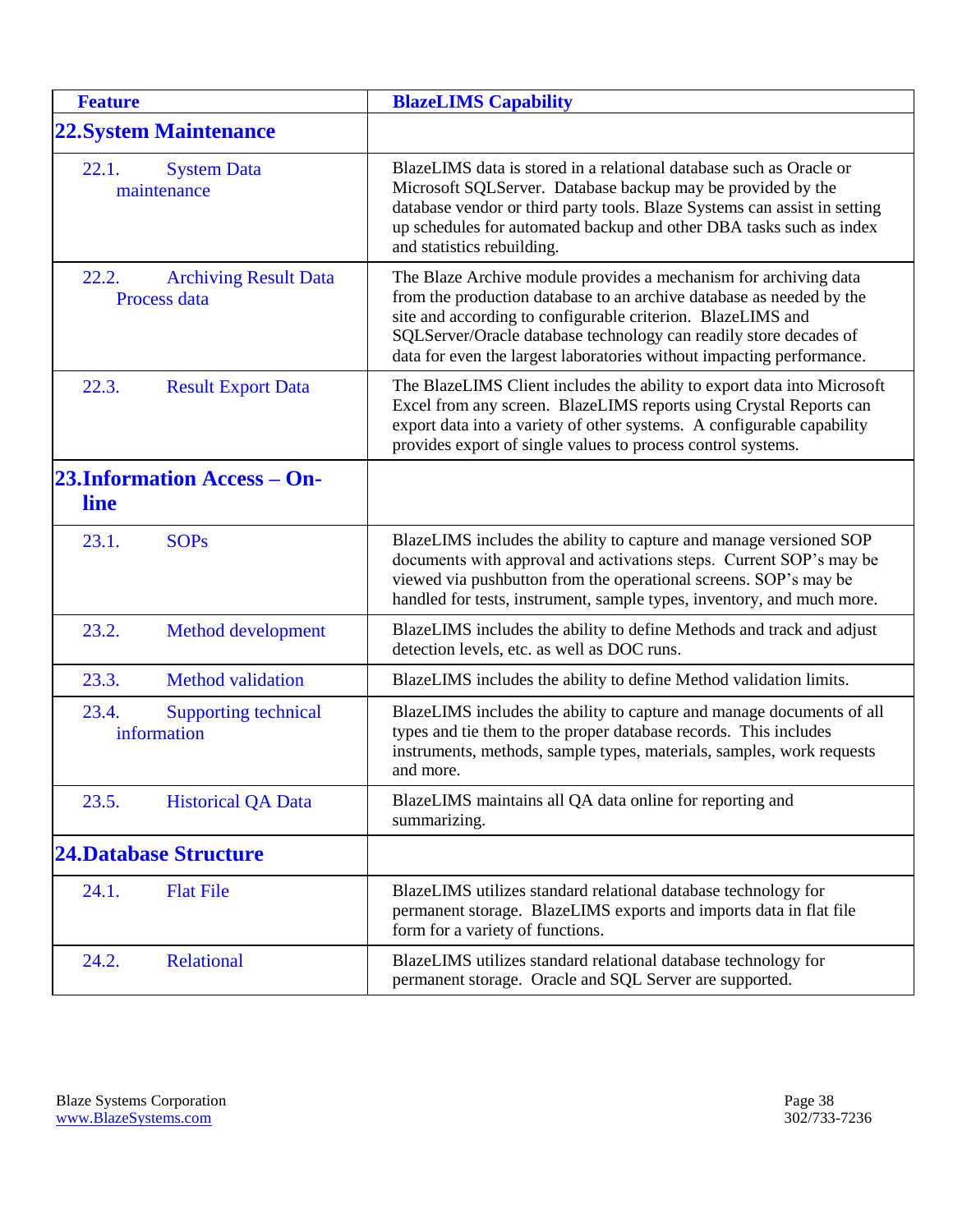| Feature | BlazeLIMS Capability |
|---|---|
| **22. System Maintenance** | |
| 22.1. System Data maintenance | BlazeLIMS data is stored in a relational database such as Oracle or Microsoft SQLServer. Database backup may be provided by the database vendor or third party tools. Blaze Systems can assist in setting up schedules for automated backup and other DBA tasks such as index and statistics rebuilding. |
| 22.2. Archiving Result Data Process data | The Blaze Archive module provides a mechanism for archiving data from the production database to an archive database as needed by the site and according to configurable criterion. BlazeLIMS and SQLServer/Oracle database technology can readily store decades of data for even the largest laboratories without impacting performance. |
| 22.3. Result Export Data | The BlazeLIMS Client includes the ability to export data into Microsoft Excel from any screen. BlazeLIMS reports using Crystal Reports can export data into a variety of other systems. A configurable capability provides export of single values to process control systems. |
| **23. Information Access – On-line** | |
| 23.1. SOPs | BlazeLIMS includes the ability to capture and manage versioned SOP documents with approval and activations steps. Current SOP's may be viewed via pushbutton from the operational screens. SOP's may be handled for tests, instrument, sample types, inventory, and much more. |
| 23.2. Method development | BlazeLIMS includes the ability to define Methods and track and adjust detection levels, etc. as well as DOC runs. |
| 23.3. Method validation | BlazeLIMS includes the ability to define Method validation limits. |
| 23.4. Supporting technical information | BlazeLIMS includes the ability to capture and manage documents of all types and tie them to the proper database records. This includes instruments, methods, sample types, materials, samples, work requests and more. |
| 23.5. Historical QA Data | BlazeLIMS maintains all QA data online for reporting and summarizing. |
| **24. Database Structure** | |
| 24.1. Flat File | BlazeLIMS utilizes standard relational database technology for permanent storage. BlazeLIMS exports and imports data in flat file form for a variety of functions. |
| 24.2. Relational | BlazeLIMS utilizes standard relational database technology for permanent storage. Oracle and SQL Server are supported. |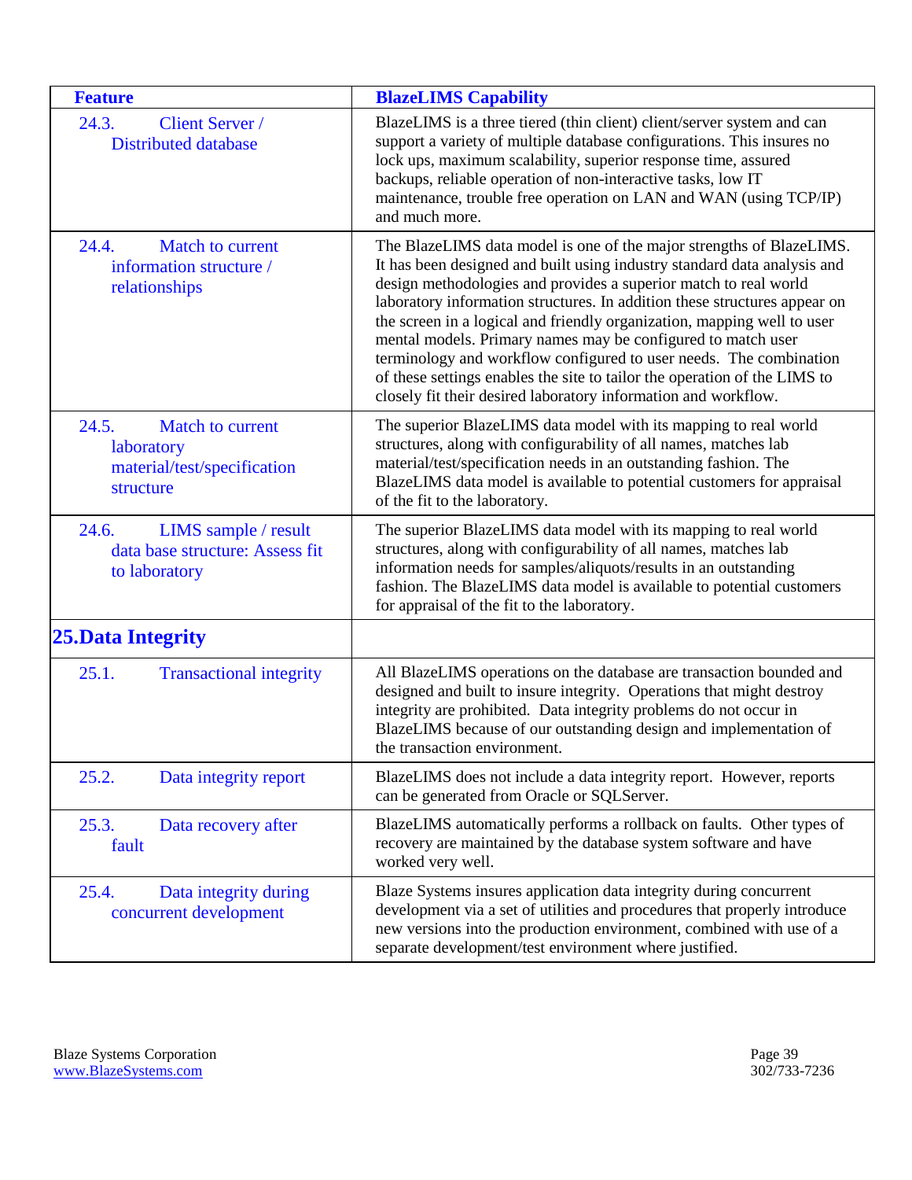| Feature | BlazeLIMS Capability |
| --- | --- |
| 24.3. Client Server / Distributed database | BlazeLIMS is a three tiered (thin client) client/server system and can support a variety of multiple database configurations. This insures no lock ups, maximum scalability, superior response time, assured backups, reliable operation of non-interactive tasks, low IT maintenance, trouble free operation on LAN and WAN (using TCP/IP) and much more. |
| 24.4. Match to current information structure / relationships | The BlazeLIMS data model is one of the major strengths of BlazeLIMS. It has been designed and built using industry standard data analysis and design methodologies and provides a superior match to real world laboratory information structures. In addition these structures appear on the screen in a logical and friendly organization, mapping well to user mental models. Primary names may be configured to match user terminology and workflow configured to user needs. The combination of these settings enables the site to tailor the operation of the LIMS to closely fit their desired laboratory information and workflow. |
| 24.5. Match to current laboratory material/test/specification structure | The superior BlazeLIMS data model with its mapping to real world structures, along with configurability of all names, matches lab material/test/specification needs in an outstanding fashion. The BlazeLIMS data model is available to potential customers for appraisal of the fit to the laboratory. |
| 24.6. LIMS sample / result data base structure: Assess fit to laboratory | The superior BlazeLIMS data model with its mapping to real world structures, along with configurability of all names, matches lab information needs for samples/aliquots/results in an outstanding fashion. The BlazeLIMS data model is available to potential customers for appraisal of the fit to the laboratory. |
| **25. Data Integrity** | |
| 25.1. Transactional integrity | All BlazeLIMS operations on the database are transaction bounded and designed and built to insure integrity. Operations that might destroy integrity are prohibited. Data integrity problems do not occur in BlazeLIMS because of our outstanding design and implementation of the transaction environment. |
| 25.2. Data integrity report | BlazeLIMS does not include a data integrity report. However, reports can be generated from Oracle or SQLServer. |
| 25.3. Data recovery after fault | BlazeLIMS automatically performs a rollback on faults. Other types of recovery are maintained by the database system software and have worked very well. |
| 25.4. Data integrity during concurrent development | Blaze Systems insures application data integrity during concurrent development via a set of utilities and procedures that properly introduce new versions into the production environment, combined with use of a separate development/test environment where justified. |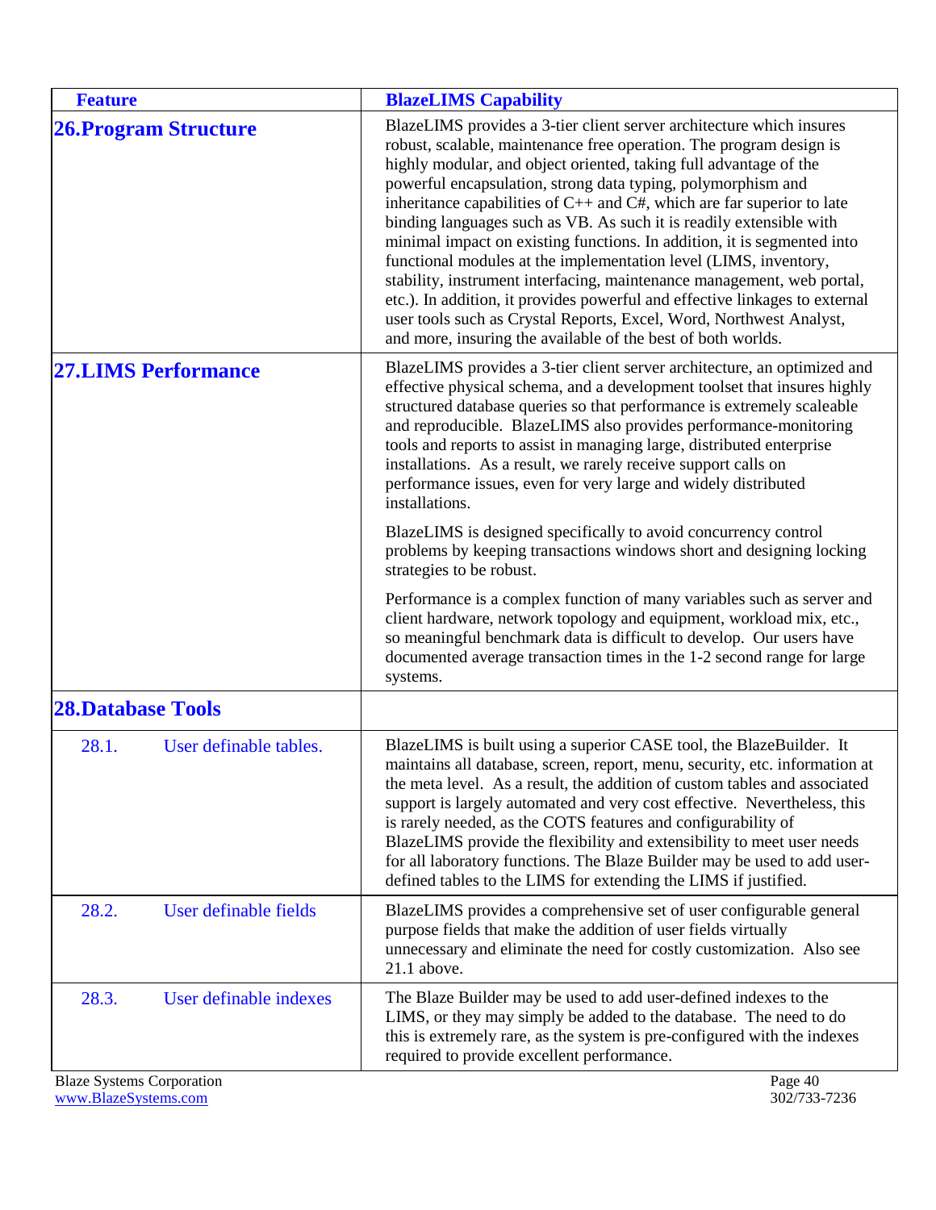| Feature | BlazeLIMS Capability |
|---|---|
| **26.Program Structure** | BlazeLIMS provides a 3-tier client server architecture which insures robust, scalable, maintenance free operation. The program design is highly modular, and object oriented, taking full advantage of the powerful encapsulation, strong data typing, polymorphism and inheritance capabilities of C++ and C#, which are far superior to late binding languages such as VB. As such it is readily extensible with minimal impact on existing functions. In addition, it is segmented into functional modules at the implementation level (LIMS, inventory, stability, instrument interfacing, maintenance management, web portal, etc.). In addition, it provides powerful and effective linkages to external user tools such as Crystal Reports, Excel, Word, Northwest Analyst, and more, insuring the available of the best of both worlds. |
| **27.LIMS Performance** | BlazeLIMS provides a 3-tier client server architecture, an optimized and effective physical schema, and a development toolset that insures highly structured database queries so that performance is extremely scaleable and reproducible. BlazeLIMS also provides performance-monitoring tools and reports to assist in managing large, distributed enterprise installations. As a result, we rarely receive support calls on performance issues, even for very large and widely distributed installations.<br><br>BlazeLIMS is designed specifically to avoid concurrency control problems by keeping transactions windows short and designing locking strategies to be robust.<br><br>Performance is a complex function of many variables such as server and client hardware, network topology and equipment, workload mix, etc., so meaningful benchmark data is difficult to develop. Our users have documented average transaction times in the 1-2 second range for large systems. |
| **28.Database Tools** | |
| 28.1. User definable tables. | BlazeLIMS is built using a superior CASE tool, the BlazeBuilder. It maintains all database, screen, report, menu, security, etc. information at the meta level. As a result, the addition of custom tables and associated support is largely automated and very cost effective. Nevertheless, this is rarely needed, as the COTS features and configurability of BlazeLIMS provide the flexibility and extensibility to meet user needs for all laboratory functions. The Blaze Builder may be used to add user-defined tables to the LIMS for extending the LIMS if justified. |
| 28.2. User definable fields | BlazeLIMS provides a comprehensive set of user configurable general purpose fields that make the addition of user fields virtually unnecessary and eliminate the need for costly customization. Also see 21.1 above. |
| 28.3. User definable indexes | The Blaze Builder may be used to add user-defined indexes to the LIMS, or they may simply be added to the database. The need to do this is extremely rare, as the system is pre-configured with the indexes required to provide excellent performance. |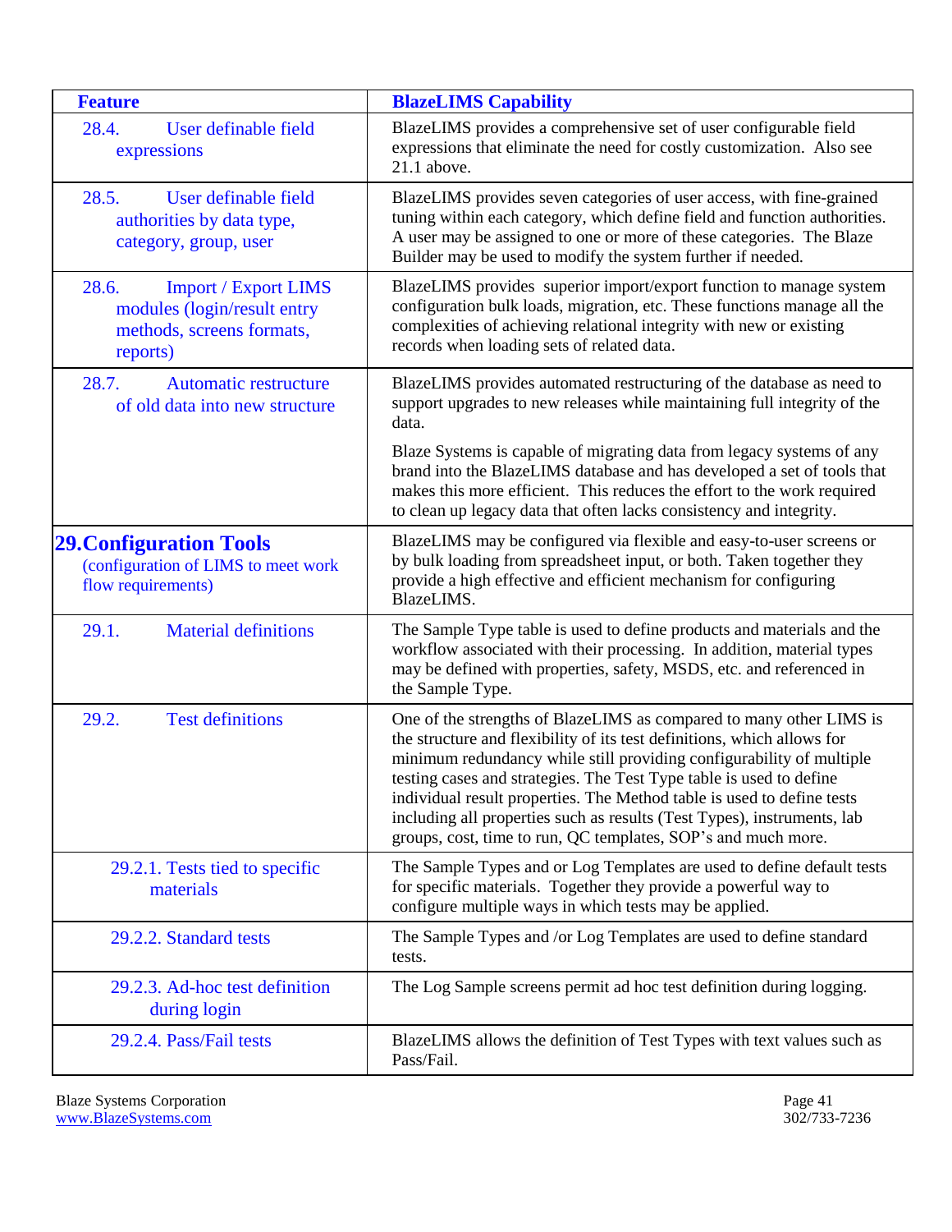| Feature | BlazeLIMS Capability |
|---|---|
| 28.4. User definable field expressions | BlazeLIMS provides a comprehensive set of user configurable field expressions that eliminate the need for costly customization. Also see 21.1 above. |
| 28.5. User definable field authorities by data type, category, group, user | BlazeLIMS provides seven categories of user access, with fine-grained tuning within each category, which define field and function authorities. A user may be assigned to one or more of these categories. The Blaze Builder may be used to modify the system further if needed. |
| 28.6. Import / Export LIMS modules (login/result entry methods, screens formats, reports) | BlazeLIMS provides superior import/export function to manage system configuration bulk loads, migration, etc. These functions manage all the complexities of achieving relational integrity with new or existing records when loading sets of related data. |
| 28.7. Automatic restructure of old data into new structure | BlazeLIMS provides automated restructuring of the database as need to support upgrades to new releases while maintaining full integrity of the data.<br><br>Blaze Systems is capable of migrating data from legacy systems of any brand into the BlazeLIMS database and has developed a set of tools that makes this more efficient. This reduces the effort to the work required to clean up legacy data that often lacks consistency and integrity. |
| **29. Configuration Tools** (configuration of LIMS to meet work flow requirements) | BlazeLIMS may be configured via flexible and easy-to-user screens or by bulk loading from spreadsheet input, or both. Taken together they provide a high effective and efficient mechanism for configuring BlazeLIMS. |
| 29.1. Material definitions | The Sample Type table is used to define products and materials and the workflow associated with their processing. In addition, material types may be defined with properties, safety, MSDS, etc. and referenced in the Sample Type. |
| 29.2. Test definitions | One of the strengths of BlazeLIMS as compared to many other LIMS is the structure and flexibility of its test definitions, which allows for minimum redundancy while still providing configurability of multiple testing cases and strategies. The Test Type table is used to define individual result properties. The Method table is used to define tests including all properties such as results (Test Types), instruments, lab groups, cost, time to run, QC templates, SOP's and much more. |
| 29.2.1. Tests tied to specific materials | The Sample Types and or Log Templates are used to define default tests for specific materials. Together they provide a powerful way to configure multiple ways in which tests may be applied. |
| 29.2.2. Standard tests | The Sample Types and /or Log Templates are used to define standard tests. |
| 29.2.3. Ad-hoc test definition during login | The Log Sample screens permit ad hoc test definition during logging. |
| 29.2.4. Pass/Fail tests | BlazeLIMS allows the definition of Test Types with text values such as Pass/Fail. |

Blaze Systems Corporation
www.BlazeSystems.com

302/733-7236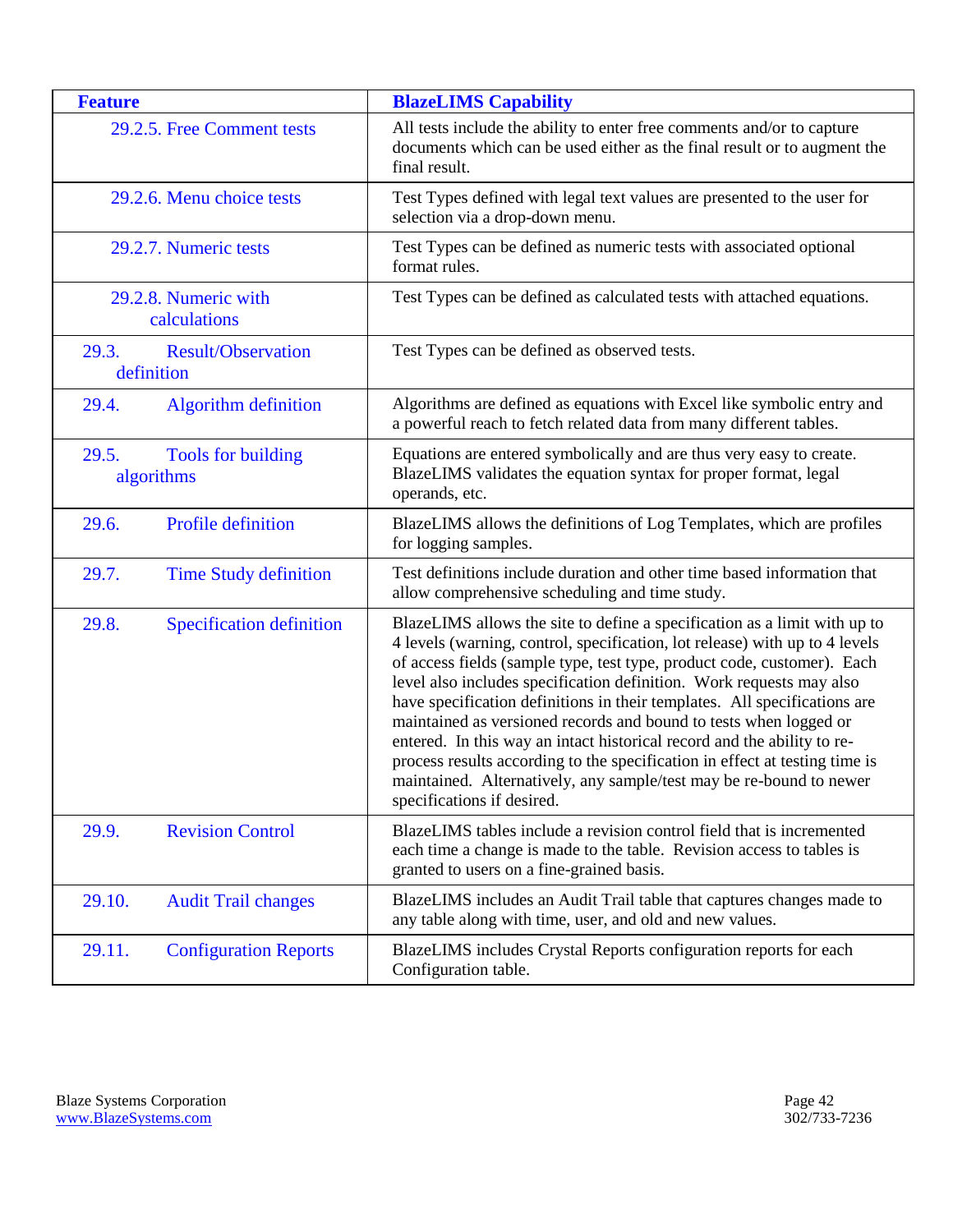| Feature | BlazeLIMS Capability |
|---|---|
| 29.2.5. Free Comment tests | All tests include the ability to enter free comments and/or to capture documents which can be used either as the final result or to augment the final result. |
| 29.2.6. Menu choice tests | Test Types defined with legal text values are presented to the user for selection via a drop-down menu. |
| 29.2.7. Numeric tests | Test Types can be defined as numeric tests with associated optional format rules. |
| 29.2.8. Numeric with calculations | Test Types can be defined as calculated tests with attached equations. |
| 29.3. Result/Observation definition | Test Types can be defined as observed tests. |
| 29.4. Algorithm definition | Algorithms are defined as equations with Excel like symbolic entry and a powerful reach to fetch related data from many different tables. |
| 29.5. Tools for building algorithms | Equations are entered symbolically and are thus very easy to create. BlazeLIMS validates the equation syntax for proper format, legal operands, etc. |
| 29.6. Profile definition | BlazeLIMS allows the definitions of Log Templates, which are profiles for logging samples. |
| 29.7. Time Study definition | Test definitions include duration and other time based information that allow comprehensive scheduling and time study. |
| 29.8. Specification definition | BlazeLIMS allows the site to define a specification as a limit with up to 4 levels (warning, control, specification, lot release) with up to 4 levels of access fields (sample type, test type, product code, customer). Each level also includes specification definition. Work requests may also have specification definitions in their templates. All specifications are maintained as versioned records and bound to tests when logged or entered. In this way an intact historical record and the ability to re-process results according to the specification in effect at testing time is maintained. Alternatively, any sample/test may be re-bound to newer specifications if desired. |
| 29.9. Revision Control | BlazeLIMS tables include a revision control field that is incremented each time a change is made to the table. Revision access to tables is granted to users on a fine-grained basis. |
| 29.10. Audit Trail changes | BlazeLIMS includes an Audit Trail table that captures changes made to any table along with time, user, and old and new values. |
| 29.11. Configuration Reports | BlazeLIMS includes Crystal Reports configuration reports for each Configuration table. |

Blaze Systems Corporation
www.BlazeSystems.com
302/733-7236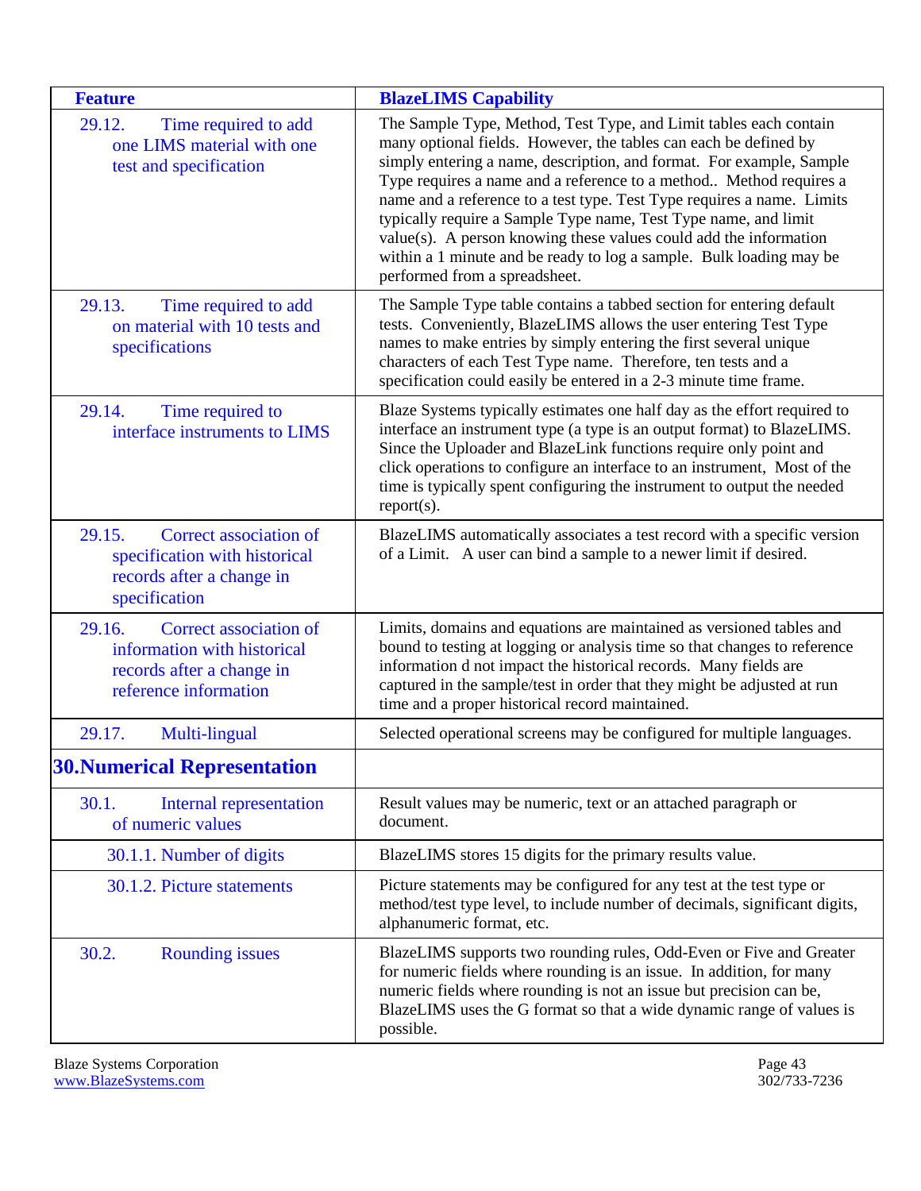| Feature | BlazeLIMS Capability |
|---|---|
| 29.12. Time required to add one LIMS material with one test and specification | The Sample Type, Method, Test Type, and Limit tables each contain many optional fields. However, the tables can each be defined by simply entering a name, description, and format. For example, Sample Type requires a name and a reference to a method.. Method requires a name and a reference to a test type. Test Type requires a name. Limits typically require a Sample Type name, Test Type name, and limit value(s). A person knowing these values could add the information within a 1 minute and be ready to log a sample. Bulk loading may be performed from a spreadsheet. |
| 29.13. Time required to add on material with 10 tests and specifications | The Sample Type table contains a tabbed section for entering default tests. Conveniently, BlazeLIMS allows the user entering Test Type names to make entries by simply entering the first several unique characters of each Test Type name. Therefore, ten tests and a specification could easily be entered in a 2-3 minute time frame. |
| 29.14. Time required to interface instruments to LIMS | Blaze Systems typically estimates one half day as the effort required to interface an instrument type (a type is an output format) to BlazeLIMS. Since the Uploader and BlazeLink functions require only point and click operations to configure an interface to an instrument, Most of the time is typically spent configuring the instrument to output the needed report(s). |
| 29.15. Correct association of specification with historical records after a change in specification | BlazeLIMS automatically associates a test record with a specific version of a Limit. A user can bind a sample to a newer limit if desired. |
| 29.16. Correct association of information with historical records after a change in reference information | Limits, domains and equations are maintained as versioned tables and bound to testing at logging or analysis time so that changes to reference information d not impact the historical records. Many fields are captured in the sample/test in order that they might be adjusted at run time and a proper historical record maintained. |
| 29.17. Multi-lingual | Selected operational screens may be configured for multiple languages. |
| **30. Numerical Representation** | |
| 30.1. Internal representation of numeric values | Result values may be numeric, text or an attached paragraph or document. |
| 30.1.1. Number of digits | BlazeLIMS stores 15 digits for the primary results value. |
| 30.1.2. Picture statements | Picture statements may be configured for any test at the test type or method/test type level, to include number of decimals, significant digits, alphanumeric format, etc. |
| 30.2. Rounding issues | BlazeLIMS supports two rounding rules, Odd-Even or Five and Greater for numeric fields where rounding is an issue. In addition, for many numeric fields where rounding is not an issue but precision can be, BlazeLIMS uses the G format so that a wide dynamic range of values is possible. |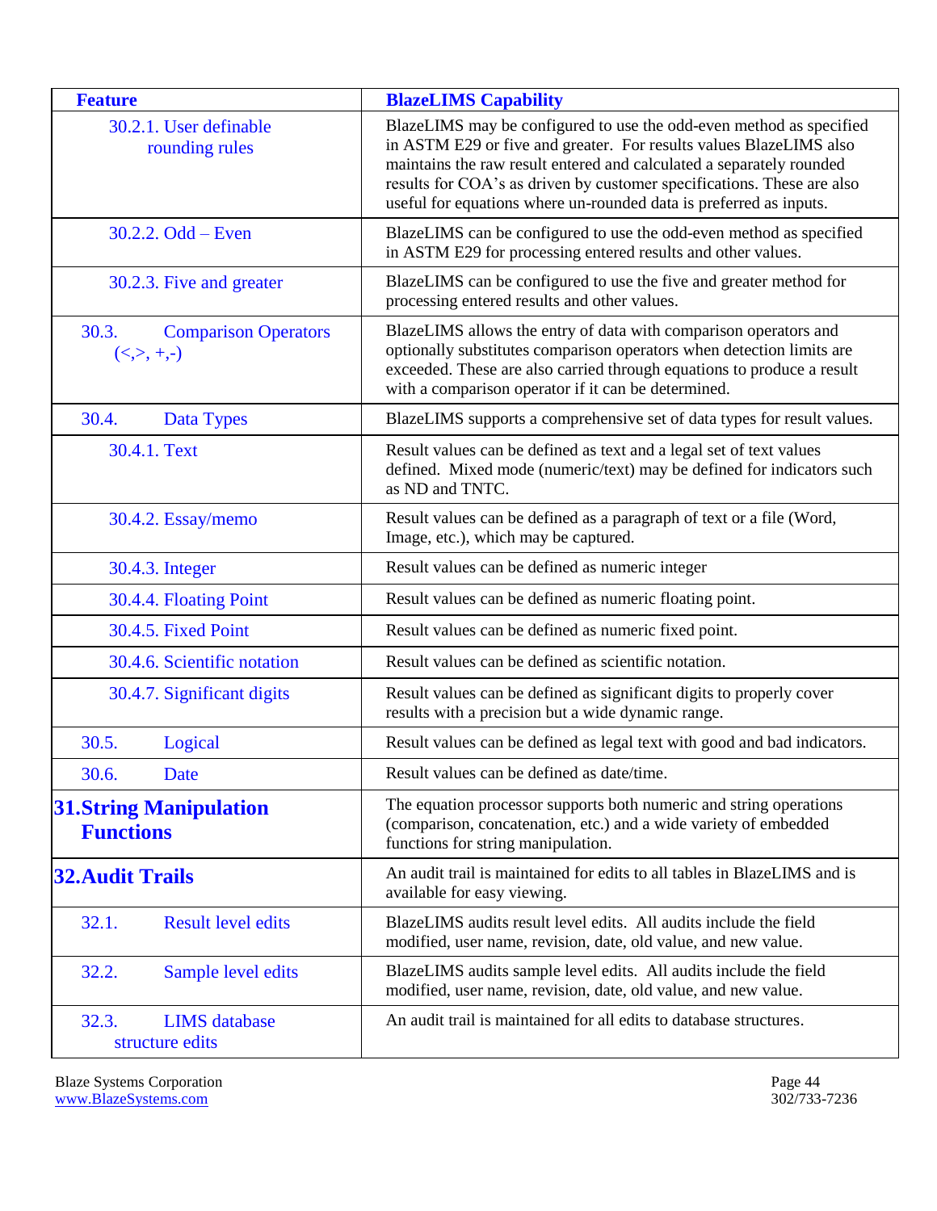| Feature | BlazeLIMS Capability |
|---|---|
| 30.2.1. User definable rounding rules | BlazeLIMS may be configured to use the odd-even method as specified in ASTM E29 or five and greater. For results values BlazeLIMS also maintains the raw result entered and calculated a separately rounded results for COA's as driven by customer specifications. These are also useful for equations where un-rounded data is preferred as inputs. |
| 30.2.2. Odd – Even | BlazeLIMS can be configured to use the odd-even method as specified in ASTM E29 for processing entered results and other values. |
| 30.2.3. Five and greater | BlazeLIMS can be configured to use the five and greater method for processing entered results and other values. |
| 30.3. Comparison Operators (<,>, +,-) | BlazeLIMS allows the entry of data with comparison operators and optionally substitutes comparison operators when detection limits are exceeded. These are also carried through equations to produce a result with a comparison operator if it can be determined. |
| 30.4. Data Types | BlazeLIMS supports a comprehensive set of data types for result values. |
| 30.4.1. Text | Result values can be defined as text and a legal set of text values defined. Mixed mode (numeric/text) may be defined for indicators such as ND and TNTC. |
| 30.4.2. Essay/memo | Result values can be defined as a paragraph of text or a file (Word, Image, etc.), which may be captured. |
| 30.4.3. Integer | Result values can be defined as numeric integer |
| 30.4.4. Floating Point | Result values can be defined as numeric floating point. |
| 30.4.5. Fixed Point | Result values can be defined as numeric fixed point. |
| 30.4.6. Scientific notation | Result values can be defined as scientific notation. |
| 30.4.7. Significant digits | Result values can be defined as significant digits to properly cover results with a precision but a wide dynamic range. |
| 30.5. Logical | Result values can be defined as legal text with good and bad indicators. |
| 30.6. Date | Result values can be defined as date/time. |
| **31. String Manipulation Functions** | The equation processor supports both numeric and string operations (comparison, concatenation, etc.) and a wide variety of embedded functions for string manipulation. |
| **32. Audit Trails** | An audit trail is maintained for edits to all tables in BlazeLIMS and is available for easy viewing. |
| 32.1. Result level edits | BlazeLIMS audits result level edits. All audits include the field modified, user name, revision, date, old value, and new value. |
| 32.2. Sample level edits | BlazeLIMS audits sample level edits. All audits include the field modified, user name, revision, date, old value, and new value. |
| 32.3. LIMS database structure edits | An audit trail is maintained for all edits to database structures. |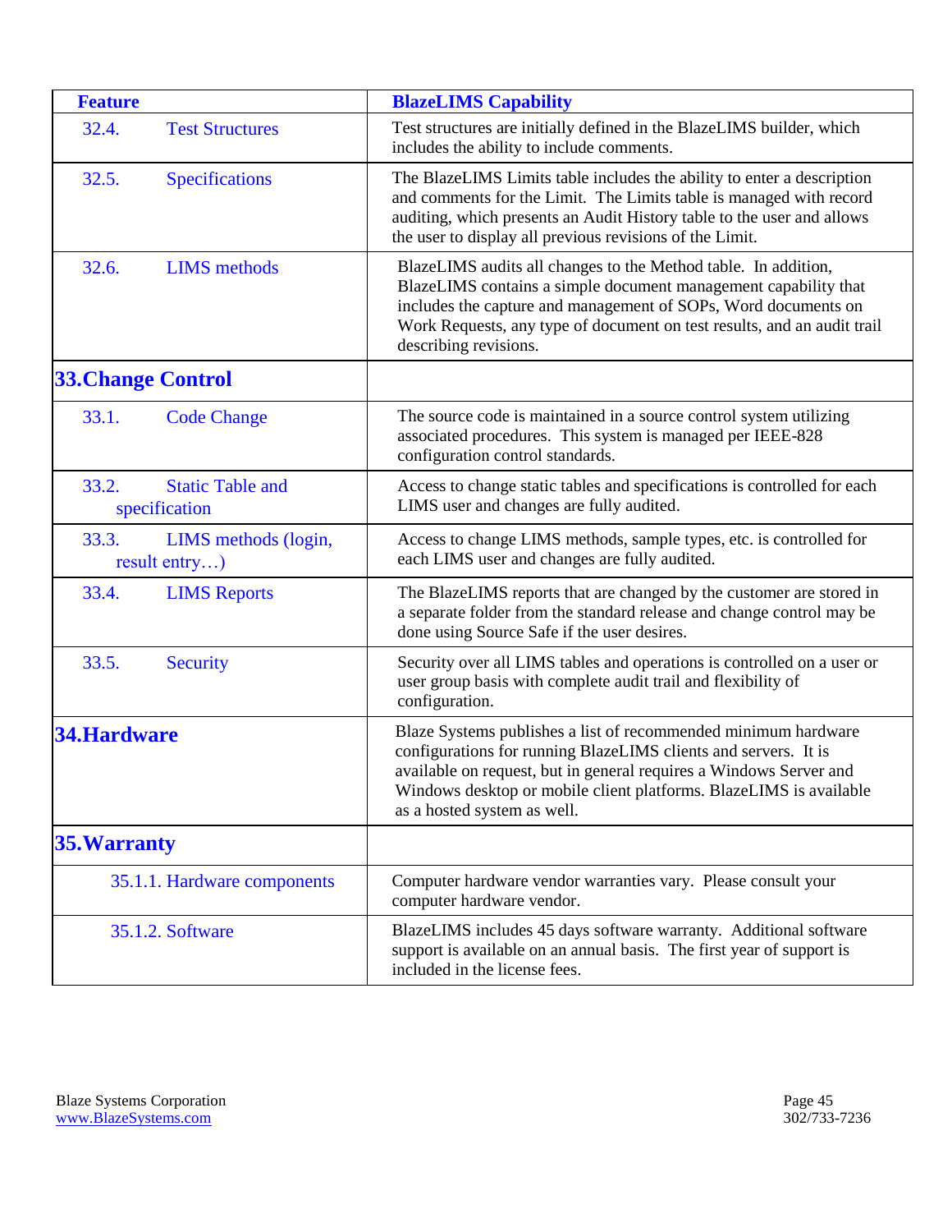| Feature | BlazeLIMS Capability |
|---|---|
| 32.4. Test Structures | Test structures are initially defined in the BlazeLIMS builder, which includes the ability to include comments. |
| 32.5. Specifications | The BlazeLIMS Limits table includes the ability to enter a description and comments for the Limit. The Limits table is managed with record auditing, which presents an Audit History table to the user and allows the user to display all previous revisions of the Limit. |
| 32.6. LIMS methods | BlazeLIMS audits all changes to the Method table. In addition, BlazeLIMS contains a simple document management capability that includes the capture and management of SOPs, Word documents on Work Requests, any type of document on test results, and an audit trail describing revisions. |
| **33. Change Control** | |
| 33.1. Code Change | The source code is maintained in a source control system utilizing associated procedures. This system is managed per IEEE-828 configuration control standards. |
| 33.2. Static Table and specification | Access to change static tables and specifications is controlled for each LIMS user and changes are fully audited. |
| 33.3. LIMS methods (login, result entry…) | Access to change LIMS methods, sample types, etc. is controlled for each LIMS user and changes are fully audited. |
| 33.4. LIMS Reports | The BlazeLIMS reports that are changed by the customer are stored in a separate folder from the standard release and change control may be done using Source Safe if the user desires. |
| 33.5. Security | Security over all LIMS tables and operations is controlled on a user or user group basis with complete audit trail and flexibility of configuration. |
| **34. Hardware** | Blaze Systems publishes a list of recommended minimum hardware configurations for running BlazeLIMS clients and servers. It is available on request, but in general requires a Windows Server and Windows desktop or mobile client platforms. BlazeLIMS is available as a hosted system as well. |
| **35. Warranty** | |
| 35.1.1. Hardware components | Computer hardware vendor warranties vary. Please consult your computer hardware vendor. |
| 35.1.2. Software | BlazeLIMS includes 45 days software warranty. Additional software support is available on an annual basis. The first year of support is included in the license fees. |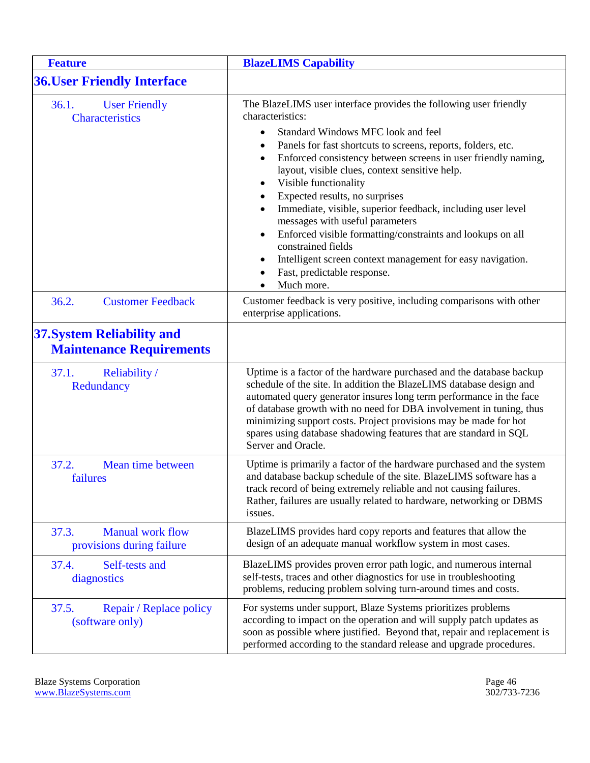| Feature | BlazeLIMS Capability |
|---|---|
| **36. User Friendly Interface** | |
| 36.1. User Friendly Characteristics | The BlazeLIMS user interface provides the following user friendly characteristics:<br>• Standard Windows MFC look and feel<br>• Panels for fast shortcuts to screens, reports, folders, etc.<br>• Enforced consistency between screens in user friendly naming, layout, visible clues, context sensitive help.<br>• Visible functionality<br>• Expected results, no surprises<br>• Immediate, visible, superior feedback, including user level messages with useful parameters<br>• Enforced visible formatting/constraints and lookups on all constrained fields<br>• Intelligent screen context management for easy navigation.<br>• Fast, predictable response.<br>• Much more. |
| 36.2. Customer Feedback | Customer feedback is very positive, including comparisons with other enterprise applications. |
| **37. System Reliability and Maintenance Requirements** | |
| 37.1. Reliability / Redundancy | Uptime is a factor of the hardware purchased and the database backup schedule of the site. In addition the BlazeLIMS database design and automated query generator insures long term performance in the face of database growth with no need for DBA involvement in tuning, thus minimizing support costs. Project provisions may be made for hot spares using database shadowing features that are standard in SQL Server and Oracle. |
| 37.2. Mean time between failures | Uptime is primarily a factor of the hardware purchased and the system and database backup schedule of the site. BlazeLIMS software has a track record of being extremely reliable and not causing failures. Rather, failures are usually related to hardware, networking or DBMS issues. |
| 37.3. Manual work flow provisions during failure | BlazeLIMS provides hard copy reports and features that allow the design of an adequate manual workflow system in most cases. |
| 37.4. Self-tests and diagnostics | BlazeLIMS provides proven error path logic, and numerous internal self-tests, traces and other diagnostics for use in troubleshooting problems, reducing problem solving turn-around times and costs. |
| 37.5. Repair / Replace policy (software only) | For systems under support, Blaze Systems prioritizes problems according to impact on the operation and will supply patch updates as soon as possible where justified. Beyond that, repair and replacement is performed according to the standard release and upgrade procedures. |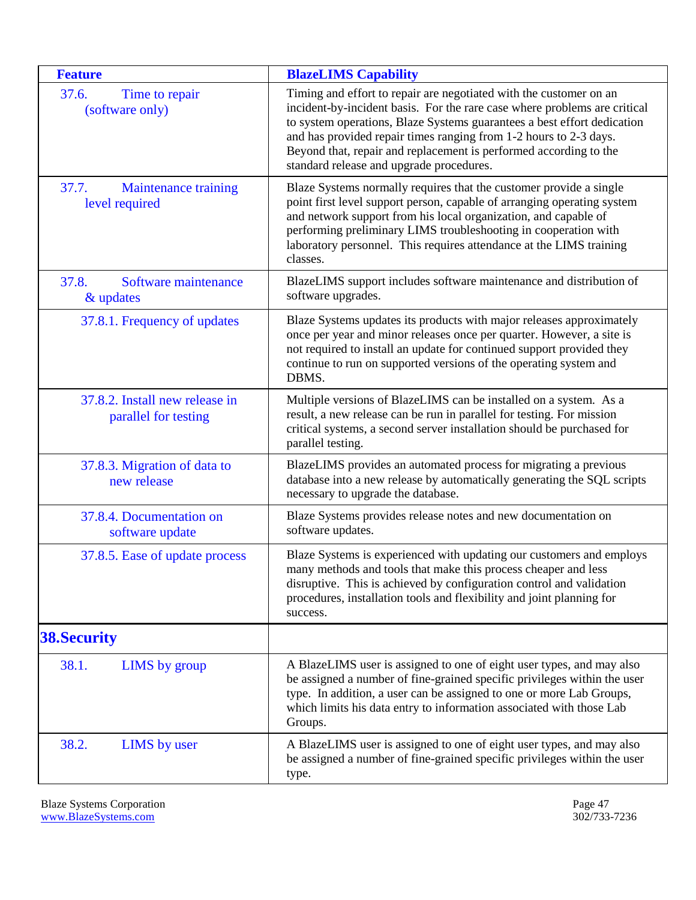| Feature | BlazeLIMS Capability |
|---|---|
| 37.6. Time to repair (software only) | Timing and effort to repair are negotiated with the customer on an incident-by-incident basis. For the rare case where problems are critical to system operations, Blaze Systems guarantees a best effort dedication and has provided repair times ranging from 1-2 hours to 2-3 days. Beyond that, repair and replacement is performed according to the standard release and upgrade procedures. |
| 37.7. Maintenance training level required | Blaze Systems normally requires that the customer provide a single point first level support person, capable of arranging operating system and network support from his local organization, and capable of performing preliminary LIMS troubleshooting in cooperation with laboratory personnel. This requires attendance at the LIMS training classes. |
| 37.8. Software maintenance & updates | BlazeLIMS support includes software maintenance and distribution of software upgrades. |
| 37.8.1. Frequency of updates | Blaze Systems updates its products with major releases approximately once per year and minor releases once per quarter. However, a site is not required to install an update for continued support provided they continue to run on supported versions of the operating system and DBMS. |
| 37.8.2. Install new release in parallel for testing | Multiple versions of BlazeLIMS can be installed on a system. As a result, a new release can be run in parallel for testing. For mission critical systems, a second server installation should be purchased for parallel testing. |
| 37.8.3. Migration of data to new release | BlazeLIMS provides an automated process for migrating a previous database into a new release by automatically generating the SQL scripts necessary to upgrade the database. |
| 37.8.4. Documentation on software update | Blaze Systems provides release notes and new documentation on software updates. |
| 37.8.5. Ease of update process | Blaze Systems is experienced with updating our customers and employs many methods and tools that make this process cheaper and less disruptive. This is achieved by configuration control and validation procedures, installation tools and flexibility and joint planning for success. |
| **38. Security** | |
| 38.1. LIMS by group | A BlazeLIMS user is assigned to one of eight user types, and may also be assigned a number of fine-grained specific privileges within the user type. In addition, a user can be assigned to one or more Lab Groups, which limits his data entry to information associated with those Lab Groups. |
| 38.2. LIMS by user | A BlazeLIMS user is assigned to one of eight user types, and may also be assigned a number of fine-grained specific privileges within the user type. |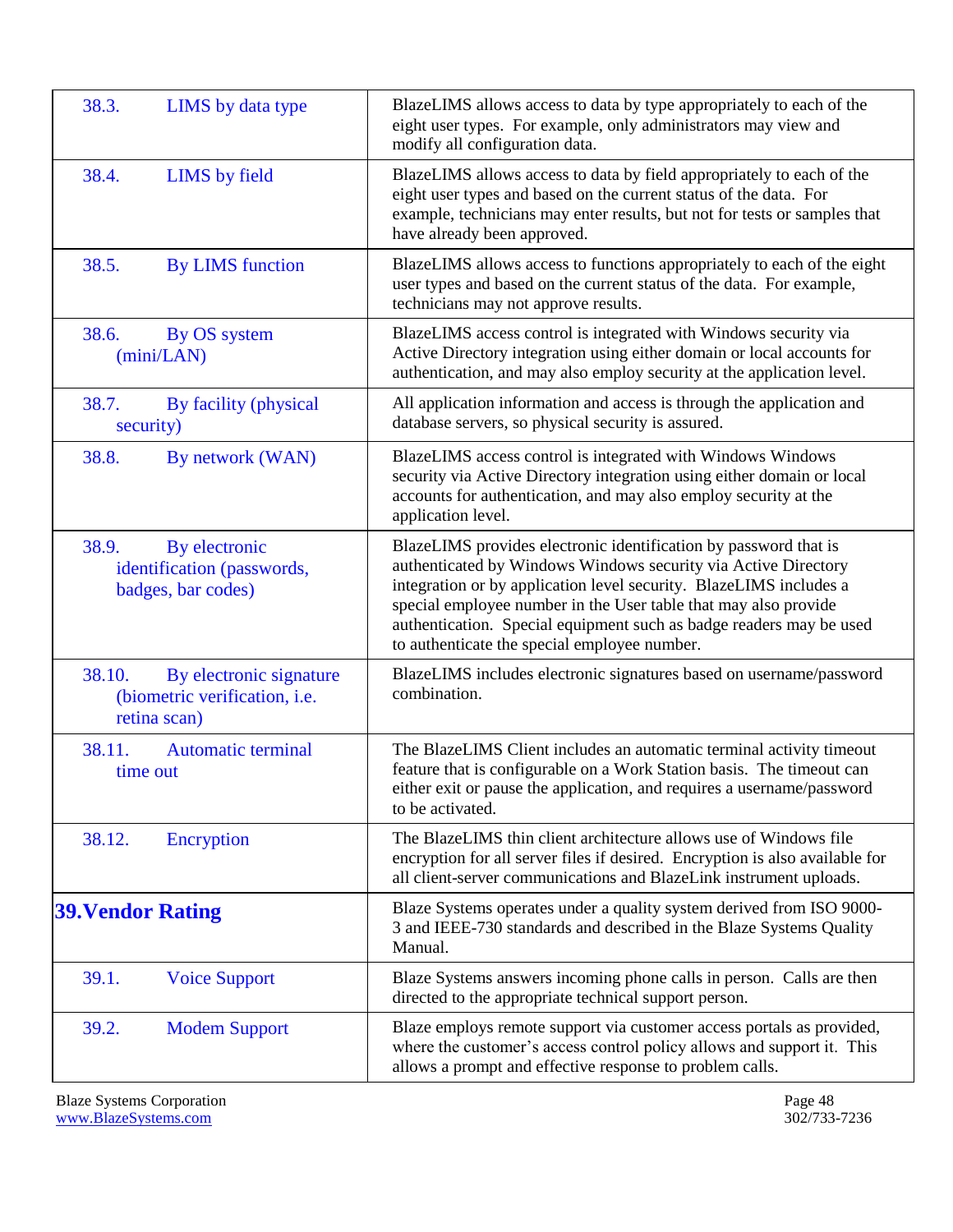| | |
|---|---|
| 38.3. LIMS by data type | BlazeLIMS allows access to data by type appropriately to each of the eight user types. For example, only administrators may view and modify all configuration data. |
| 38.4. LIMS by field | BlazeLIMS allows access to data by field appropriately to each of the eight user types and based on the current status of the data. For example, technicians may enter results, but not for tests or samples that have already been approved. |
| 38.5. By LIMS function | BlazeLIMS allows access to functions appropriately to each of the eight user types and based on the current status of the data. For example, technicians may not approve results. |
| 38.6. By OS system (mini/LAN) | BlazeLIMS access control is integrated with Windows security via Active Directory integration using either domain or local accounts for authentication, and may also employ security at the application level. |
| 38.7. By facility (physical security) | All application information and access is through the application and database servers, so physical security is assured. |
| 38.8. By network (WAN) | BlazeLIMS access control is integrated with Windows Windows security via Active Directory integration using either domain or local accounts for authentication, and may also employ security at the application level. |
| 38.9. By electronic identification (passwords, badges, bar codes) | BlazeLIMS provides electronic identification by password that is authenticated by Windows Windows security via Active Directory integration or by application level security. BlazeLIMS includes a special employee number in the User table that may also provide authentication. Special equipment such as badge readers may be used to authenticate the special employee number. |
| 38.10. By electronic signature (biometric verification, i.e. retina scan) | BlazeLIMS includes electronic signatures based on username/password combination. |
| 38.11. Automatic terminal time out | The BlazeLIMS Client includes an automatic terminal activity timeout feature that is configurable on a Work Station basis. The timeout can either exit or pause the application, and requires a username/password to be activated. |
| 38.12. Encryption | The BlazeLIMS thin client architecture allows use of Windows file encryption for all server files if desired. Encryption is also available for all client-server communications and BlazeLink instrument uploads. |
| **39. Vendor Rating** | Blaze Systems operates under a quality system derived from ISO 9000-3 and IEEE-730 standards and described in the Blaze Systems Quality Manual. |
| 39.1. Voice Support | Blaze Systems answers incoming phone calls in person. Calls are then directed to the appropriate technical support person. |
| 39.2. Modem Support | Blaze employs remote support via customer access portals as provided, where the customer's access control policy allows and support it. This allows a prompt and effective response to problem calls. |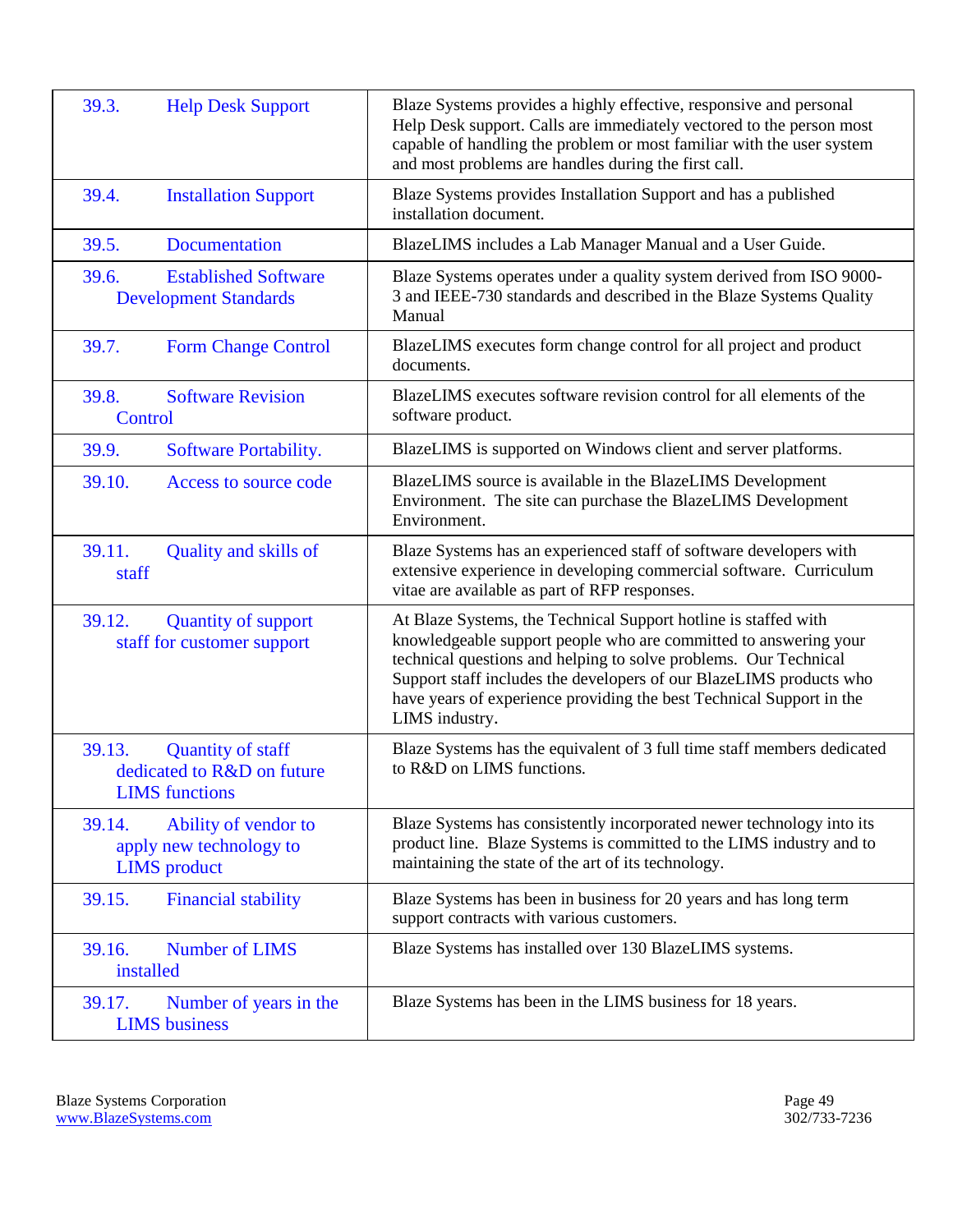| | |
|---|---|
| 39.3. Help Desk Support | Blaze Systems provides a highly effective, responsive and personal Help Desk support. Calls are immediately vectored to the person most capable of handling the problem or most familiar with the user system and most problems are handles during the first call. |
| 39.4. Installation Support | Blaze Systems provides Installation Support and has a published installation document. |
| 39.5. Documentation | BlazeLIMS includes a Lab Manager Manual and a User Guide. |
| 39.6. Established Software Development Standards | Blaze Systems operates under a quality system derived from ISO 9000-3 and IEEE-730 standards and described in the Blaze Systems Quality Manual |
| 39.7. Form Change Control | BlazeLIMS executes form change control for all project and product documents. |
| 39.8. Software Revision Control | BlazeLIMS executes software revision control for all elements of the software product. |
| 39.9. Software Portability. | BlazeLIMS is supported on Windows client and server platforms. |
| 39.10. Access to source code | BlazeLIMS source is available in the BlazeLIMS Development Environment. The site can purchase the BlazeLIMS Development Environment. |
| 39.11. Quality and skills of staff | Blaze Systems has an experienced staff of software developers with extensive experience in developing commercial software. Curriculum vitae are available as part of RFP responses. |
| 39.12. Quantity of support staff for customer support | At Blaze Systems, the Technical Support hotline is staffed with knowledgeable support people who are committed to answering your technical questions and helping to solve problems. Our Technical Support staff includes the developers of our BlazeLIMS products who have years of experience providing the best Technical Support in the LIMS industry. |
| 39.13. Quantity of staff dedicated to R&D on future LIMS functions | Blaze Systems has the equivalent of 3 full time staff members dedicated to R&D on LIMS functions. |
| 39.14. Ability of vendor to apply new technology to LIMS product | Blaze Systems has consistently incorporated newer technology into its product line. Blaze Systems is committed to the LIMS industry and to maintaining the state of the art of its technology. |
| 39.15. Financial stability | Blaze Systems has been in business for 20 years and has long term support contracts with various customers. |
| 39.16. Number of LIMS installed | Blaze Systems has installed over 130 BlazeLIMS systems. |
| 39.17. Number of years in the LIMS business | Blaze Systems has been in the LIMS business for 18 years. |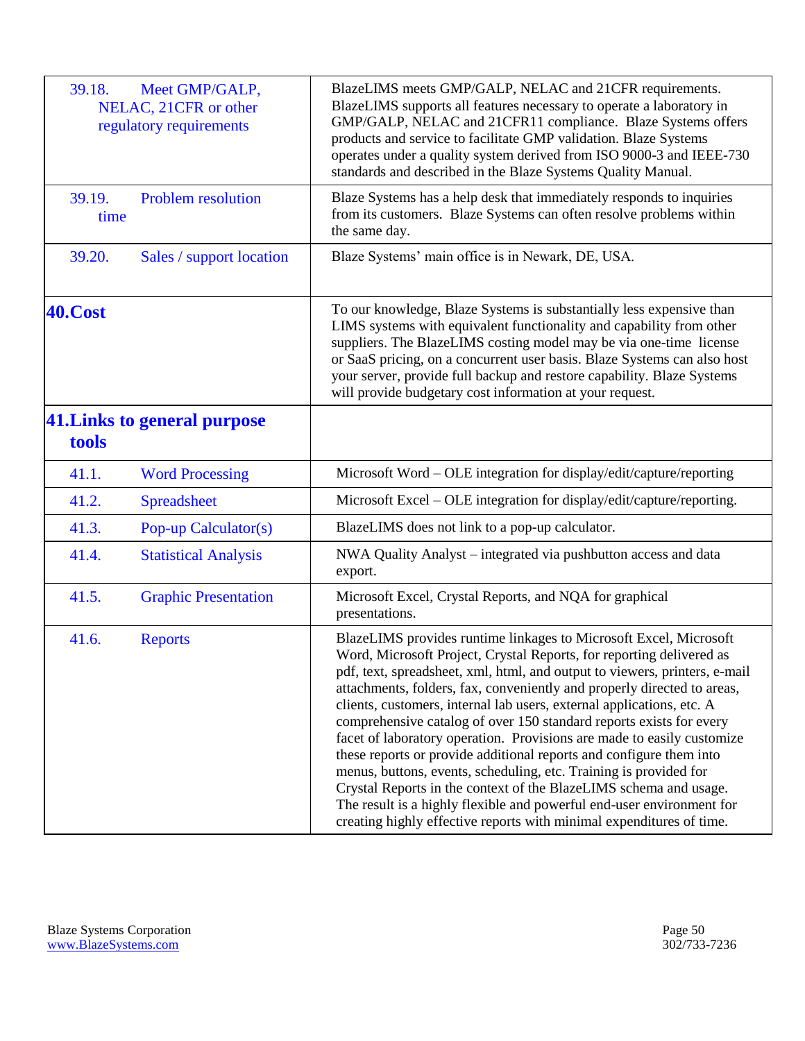| | |
|---|---|
| 39.18. Meet GMP/GALP, NELAC, 21CFR or other regulatory requirements | BlazeLIMS meets GMP/GALP, NELAC and 21CFR requirements. BlazeLIMS supports all features necessary to operate a laboratory in GMP/GALP, NELAC and 21CFR11 compliance. Blaze Systems offers products and service to facilitate GMP validation. Blaze Systems operates under a quality system derived from ISO 9000-3 and IEEE-730 standards and described in the Blaze Systems Quality Manual. |
| 39.19. Problem resolution time | Blaze Systems has a help desk that immediately responds to inquiries from its customers. Blaze Systems can often resolve problems within the same day. |
| 39.20. Sales / support location | Blaze Systems' main office is in Newark, DE, USA. |
| **40. Cost** | To our knowledge, Blaze Systems is substantially less expensive than LIMS systems with equivalent functionality and capability from other suppliers. The BlazeLIMS costing model may be via one-time license or SaaS pricing, on a concurrent user basis. Blaze Systems can also host your server, provide full backup and restore capability. Blaze Systems will provide budgetary cost information at your request. |
| **41. Links to general purpose tools** | |
| 41.1. Word Processing | Microsoft Word – OLE integration for display/edit/capture/reporting |
| 41.2. Spreadsheet | Microsoft Excel – OLE integration for display/edit/capture/reporting. |
| 41.3. Pop-up Calculator(s) | BlazeLIMS does not link to a pop-up calculator. |
| 41.4. Statistical Analysis | NWA Quality Analyst – integrated via pushbutton access and data export. |
| 41.5. Graphic Presentation | Microsoft Excel, Crystal Reports, and NQA for graphical presentations. |
| 41.6. Reports | BlazeLIMS provides runtime linkages to Microsoft Excel, Microsoft Word, Microsoft Project, Crystal Reports, for reporting delivered as pdf, text, spreadsheet, xml, html, and output to viewers, printers, e-mail attachments, folders, fax, conveniently and properly directed to areas, clients, customers, internal lab users, external applications, etc. A comprehensive catalog of over 150 standard reports exists for every facet of laboratory operation. Provisions are made to easily customize these reports or provide additional reports and configure them into menus, buttons, events, scheduling, etc. Training is provided for Crystal Reports in the context of the BlazeLIMS schema and usage. The result is a highly flexible and powerful end-user environment for creating highly effective reports with minimal expenditures of time. |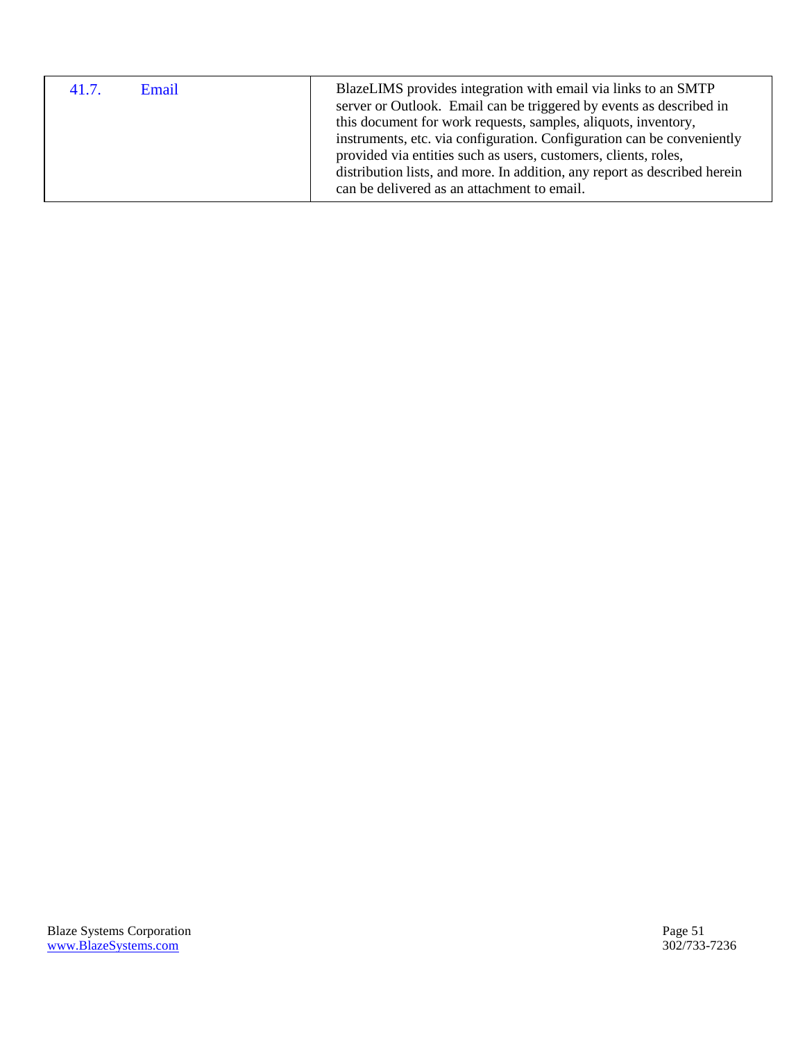| | |
|---|---|
| 41.7. Email | BlazeLIMS provides integration with email via links to an SMTP server or Outlook. Email can be triggered by events as described in this document for work requests, samples, aliquots, inventory, instruments, etc. via configuration. Configuration can be conveniently provided via entities such as users, customers, clients, roles, distribution lists, and more. In addition, any report as described herein can be delivered as an attachment to email. |